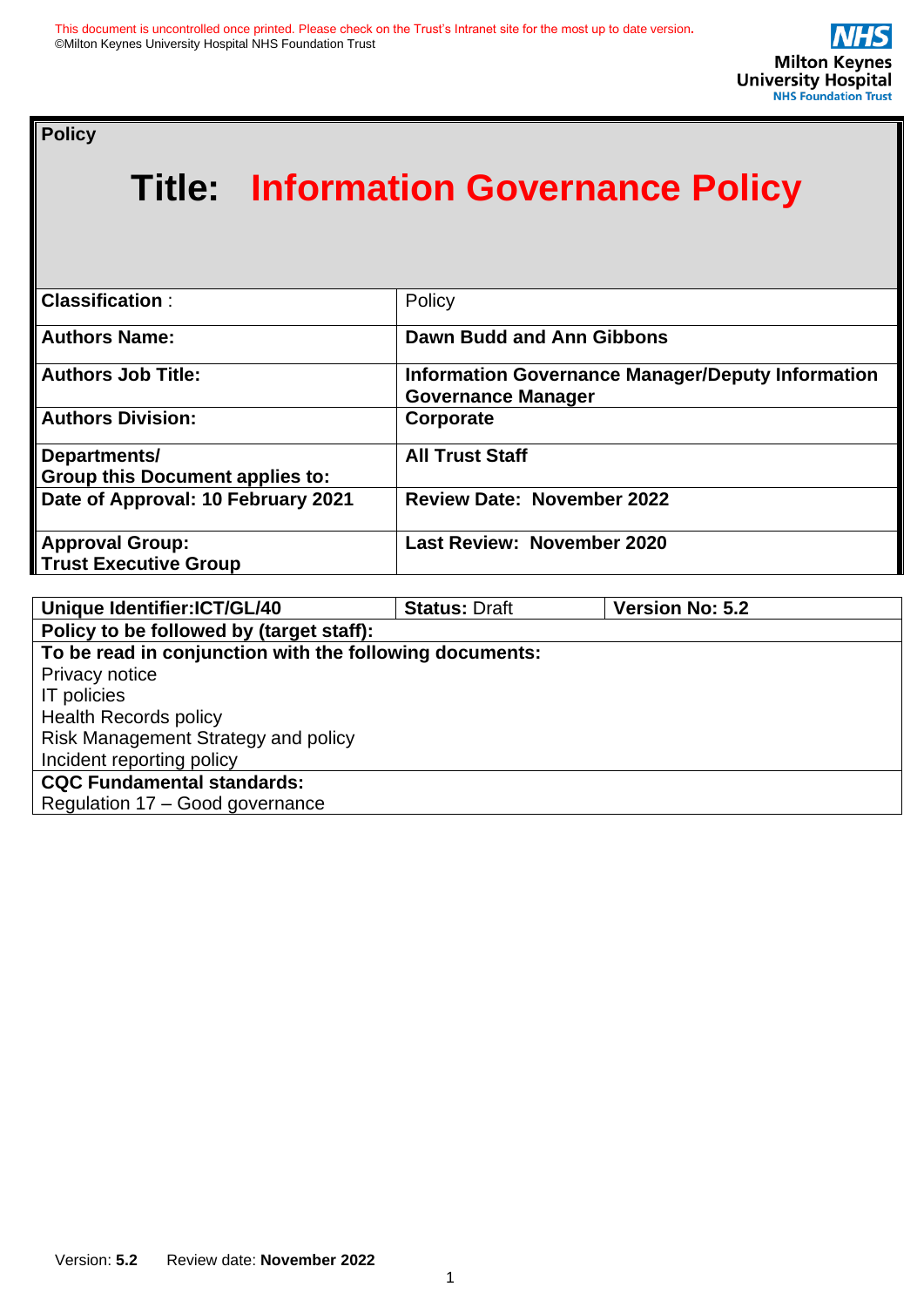This document is uncontrolled once printed. Please check on the Trust's Intranet site for the most up to date version.
©Milton Keynes University Hospital NHS Foundation Trust

**Policy**

# Title: Information Governance Policy

| | |
|---|---|
| **Classification** : | Policy |
| **Authors Name:** | **Dawn Budd and Ann Gibbons** |
| **Authors Job Title:** | **Information Governance Manager/Deputy Information Governance Manager** |
| **Authors Division:** | **Corporate** |
| **Departments/ Group this Document applies to:** | **All Trust Staff** |
| **Date of Approval: 10 February 2021** | **Review Date: November 2022** |
| **Approval Group: Trust Executive Group** | **Last Review: November 2020** |

| **Unique Identifier:ICT/GL/40** | **Status:** Draft | **Version No: 5.2** |
|---|---|---|
| **Policy to be followed by (target staff):** | | |
| **To be read in conjunction with the following documents:**<br>Privacy notice<br>IT policies<br>Health Records policy<br>Risk Management Strategy and policy<br>Incident reporting policy | | |
| **CQC Fundamental standards:**<br>Regulation 17 – Good governance | | |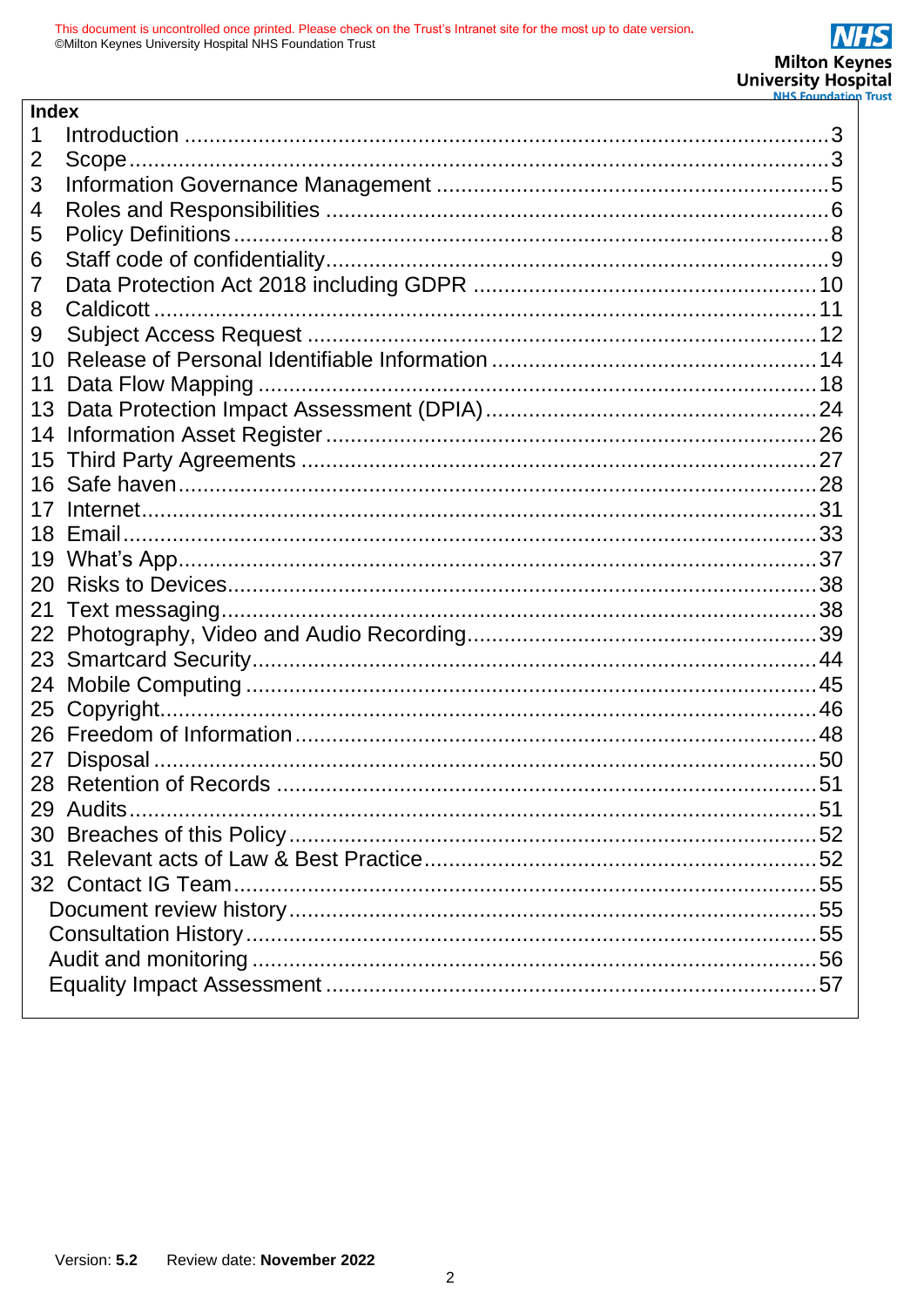**Index**

1 Introduction ........................................................................................ 3
2 Scope ................................................................................................ 3
3 Information Governance Management ................................................ 5
4 Roles and Responsibilities .................................................................. 6
5 Policy Definitions ................................................................................ 8
6 Staff code of confidentiality ................................................................. 9
7 Data Protection Act 2018 including GDPR ........................................ 10
8 Caldicott ............................................................................................ 11
9 Subject Access Request .................................................................... 12
10 Release of Personal Identifiable Information ..................................... 14
11 Data Flow Mapping .......................................................................... 18
13 Data Protection Impact Assessment (DPIA) ...................................... 24
14 Information Asset Register ................................................................ 26
15 Third Party Agreements .................................................................... 27
16 Safe haven ........................................................................................ 28
17 Internet .............................................................................................. 31
18 Email ................................................................................................. 33
19 What's App ........................................................................................ 37
20 Risks to Devices ................................................................................ 38
21 Text messaging .................................................................................. 38
22 Photography, Video and Audio Recording ......................................... 39
23 Smartcard Security ............................................................................ 44
24 Mobile Computing .............................................................................. 45
25 Copyright ........................................................................................... 46
26 Freedom of Information ..................................................................... 48
27 Disposal ............................................................................................ 50
28 Retention of Records ......................................................................... 51
29 Audits ................................................................................................ 51
30 Breaches of this Policy ...................................................................... 52
31 Relevant acts of Law & Best Practice ................................................ 52
32 Contact IG Team ............................................................................... 55
Document review history ...................................................................... 55
Consultation History ............................................................................. 55
Audit and monitoring ............................................................................ 56
Equality Impact Assessment ................................................................ 57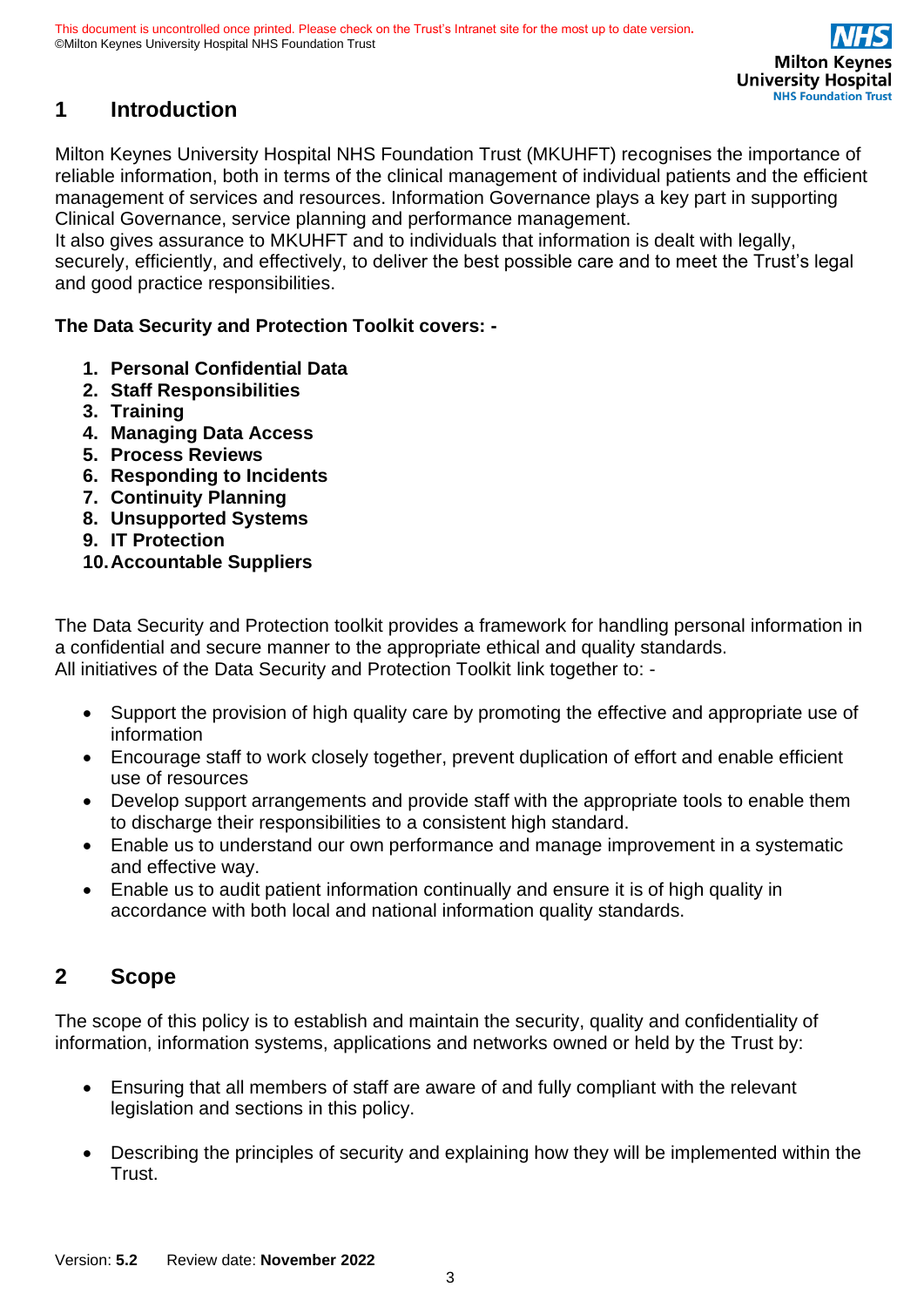# 1 Introduction

Milton Keynes University Hospital NHS Foundation Trust (MKUHFT) recognises the importance of reliable information, both in terms of the clinical management of individual patients and the efficient management of services and resources. Information Governance plays a key part in supporting Clinical Governance, service planning and performance management.
It also gives assurance to MKUHFT and to individuals that information is dealt with legally, securely, efficiently, and effectively, to deliver the best possible care and to meet the Trust's legal and good practice responsibilities.

**The Data Security and Protection Toolkit covers: -**

1. **Personal Confidential Data**
2. **Staff Responsibilities**
3. **Training**
4. **Managing Data Access**
5. **Process Reviews**
6. **Responding to Incidents**
7. **Continuity Planning**
8. **Unsupported Systems**
9. **IT Protection**
10. **Accountable Suppliers**

The Data Security and Protection toolkit provides a framework for handling personal information in a confidential and secure manner to the appropriate ethical and quality standards.
All initiatives of the Data Security and Protection Toolkit link together to: -

- Support the provision of high quality care by promoting the effective and appropriate use of information
- Encourage staff to work closely together, prevent duplication of effort and enable efficient use of resources
- Develop support arrangements and provide staff with the appropriate tools to enable them to discharge their responsibilities to a consistent high standard.
- Enable us to understand our own performance and manage improvement in a systematic and effective way.
- Enable us to audit patient information continually and ensure it is of high quality in accordance with both local and national information quality standards.

# 2 Scope

The scope of this policy is to establish and maintain the security, quality and confidentiality of information, information systems, applications and networks owned or held by the Trust by:

- Ensuring that all members of staff are aware of and fully compliant with the relevant legislation and sections in this policy.

- Describing the principles of security and explaining how they will be implemented within the Trust.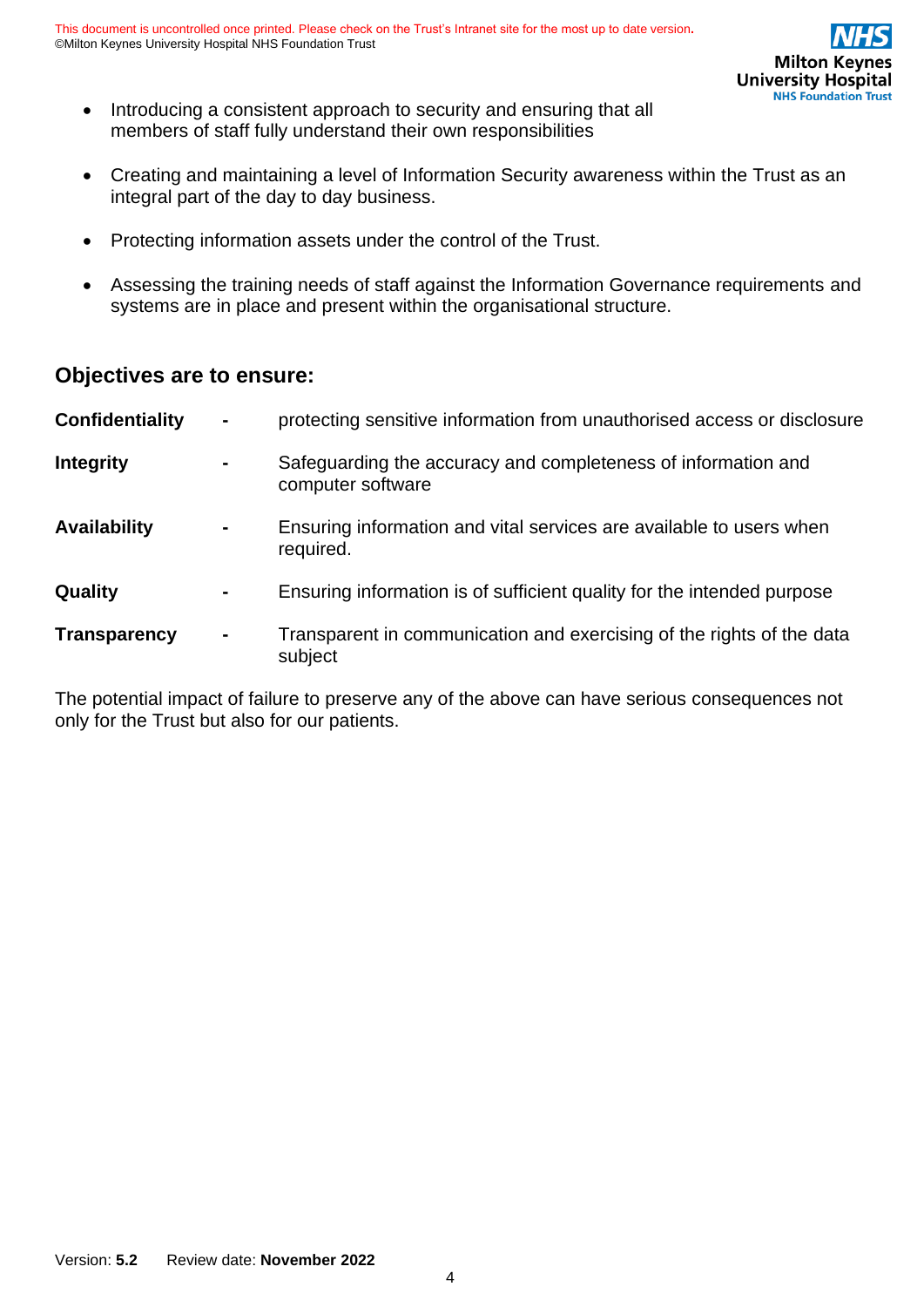- Introducing a consistent approach to security and ensuring that all members of staff fully understand their own responsibilities

- Creating and maintaining a level of Information Security awareness within the Trust as an integral part of the day to day business.

- Protecting information assets under the control of the Trust.

- Assessing the training needs of staff against the Information Governance requirements and systems are in place and present within the organisational structure.

## Objectives are to ensure:

| | | |
|---|---|---|
| **Confidentiality** | - | protecting sensitive information from unauthorised access or disclosure |
| **Integrity** | - | Safeguarding the accuracy and completeness of information and computer software |
| **Availability** | - | Ensuring information and vital services are available to users when required. |
| **Quality** | - | Ensuring information is of sufficient quality for the intended purpose |
| **Transparency** | - | Transparent in communication and exercising of the rights of the data subject |

The potential impact of failure to preserve any of the above can have serious consequences not only for the Trust but also for our patients.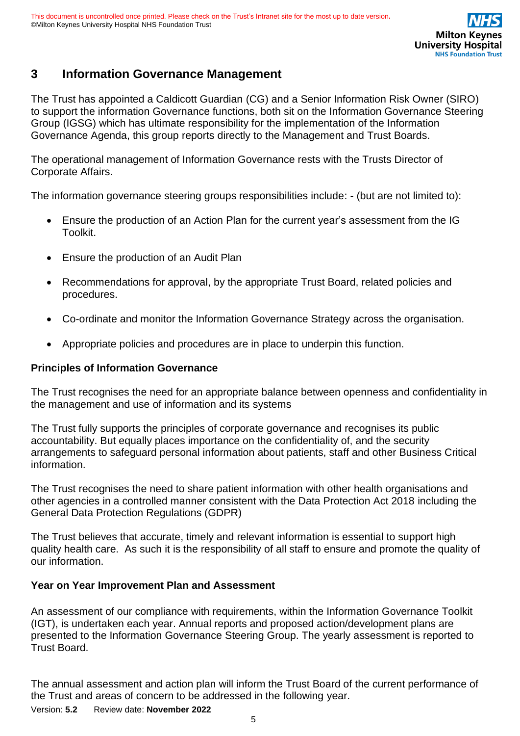## 3 Information Governance Management

The Trust has appointed a Caldicott Guardian (CG) and a Senior Information Risk Owner (SIRO) to support the information Governance functions, both sit on the Information Governance Steering Group (IGSG) which has ultimate responsibility for the implementation of the Information Governance Agenda, this group reports directly to the Management and Trust Boards.

The operational management of Information Governance rests with the Trusts Director of Corporate Affairs.

The information governance steering groups responsibilities include: - (but are not limited to):

- Ensure the production of an Action Plan for the current year's assessment from the IG Toolkit.
- Ensure the production of an Audit Plan
- Recommendations for approval, by the appropriate Trust Board, related policies and procedures.
- Co-ordinate and monitor the Information Governance Strategy across the organisation.
- Appropriate policies and procedures are in place to underpin this function.

**Principles of Information Governance**

The Trust recognises the need for an appropriate balance between openness and confidentiality in the management and use of information and its systems

The Trust fully supports the principles of corporate governance and recognises its public accountability. But equally places importance on the confidentiality of, and the security arrangements to safeguard personal information about patients, staff and other Business Critical information.

The Trust recognises the need to share patient information with other health organisations and other agencies in a controlled manner consistent with the Data Protection Act 2018 including the General Data Protection Regulations (GDPR)

The Trust believes that accurate, timely and relevant information is essential to support high quality health care. As such it is the responsibility of all staff to ensure and promote the quality of our information.

**Year on Year Improvement Plan and Assessment**

An assessment of our compliance with requirements, within the Information Governance Toolkit (IGT), is undertaken each year. Annual reports and proposed action/development plans are presented to the Information Governance Steering Group. The yearly assessment is reported to Trust Board.

The annual assessment and action plan will inform the Trust Board of the current performance of the Trust and areas of concern to be addressed in the following year.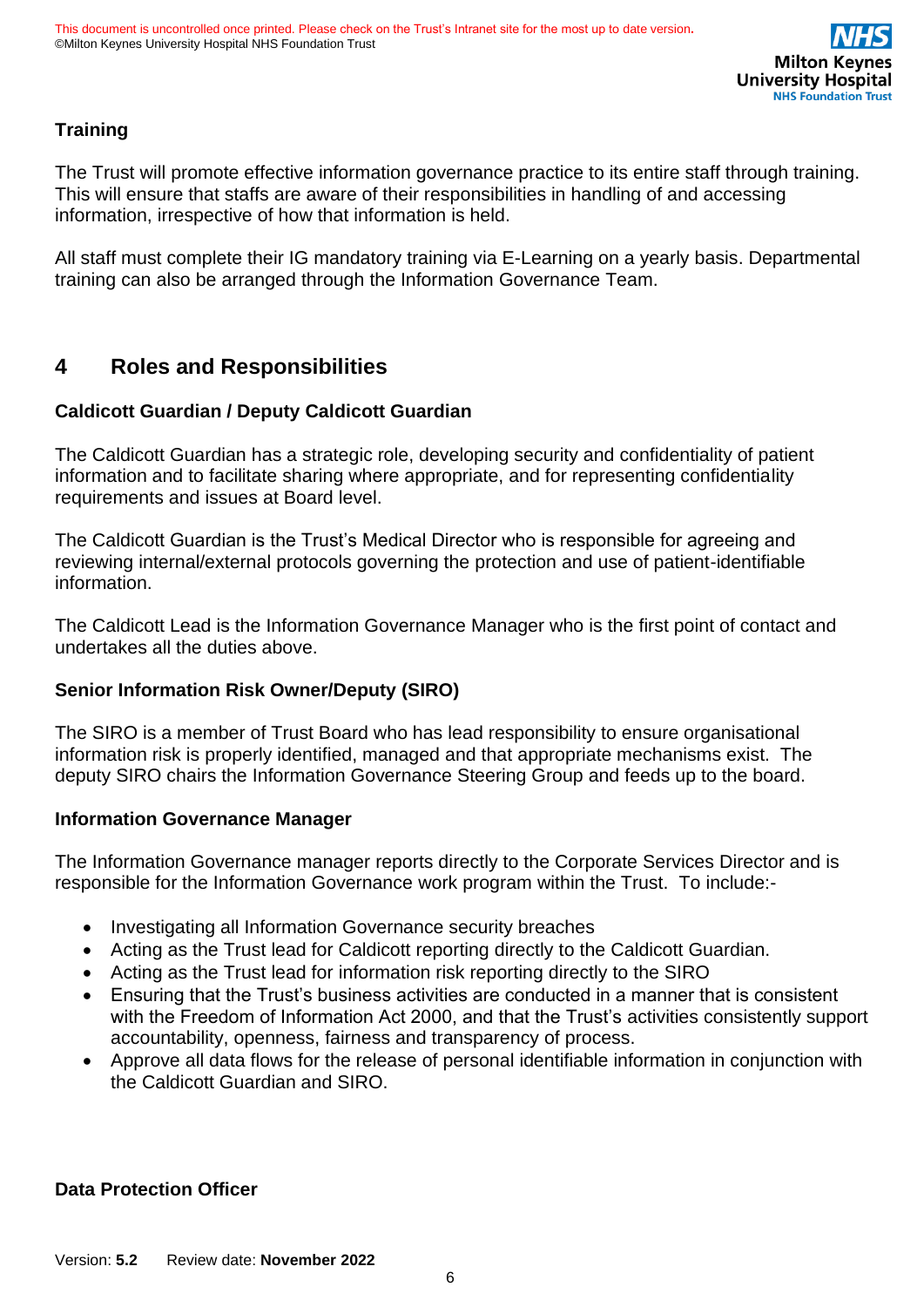### Training

The Trust will promote effective information governance practice to its entire staff through training. This will ensure that staffs are aware of their responsibilities in handling of and accessing information, irrespective of how that information is held.

All staff must complete their IG mandatory training via E-Learning on a yearly basis. Departmental training can also be arranged through the Information Governance Team.

## 4 Roles and Responsibilities

### Caldicott Guardian / Deputy Caldicott Guardian

The Caldicott Guardian has a strategic role, developing security and confidentiality of patient information and to facilitate sharing where appropriate, and for representing confidentiality requirements and issues at Board level.

The Caldicott Guardian is the Trust's Medical Director who is responsible for agreeing and reviewing internal/external protocols governing the protection and use of patient-identifiable information.

The Caldicott Lead is the Information Governance Manager who is the first point of contact and undertakes all the duties above.

### Senior Information Risk Owner/Deputy (SIRO)

The SIRO is a member of Trust Board who has lead responsibility to ensure organisational information risk is properly identified, managed and that appropriate mechanisms exist. The deputy SIRO chairs the Information Governance Steering Group and feeds up to the board.

### Information Governance Manager

The Information Governance manager reports directly to the Corporate Services Director and is responsible for the Information Governance work program within the Trust. To include:-

- Investigating all Information Governance security breaches
- Acting as the Trust lead for Caldicott reporting directly to the Caldicott Guardian.
- Acting as the Trust lead for information risk reporting directly to the SIRO
- Ensuring that the Trust's business activities are conducted in a manner that is consistent with the Freedom of Information Act 2000, and that the Trust's activities consistently support accountability, openness, fairness and transparency of process.
- Approve all data flows for the release of personal identifiable information in conjunction with the Caldicott Guardian and SIRO.

### Data Protection Officer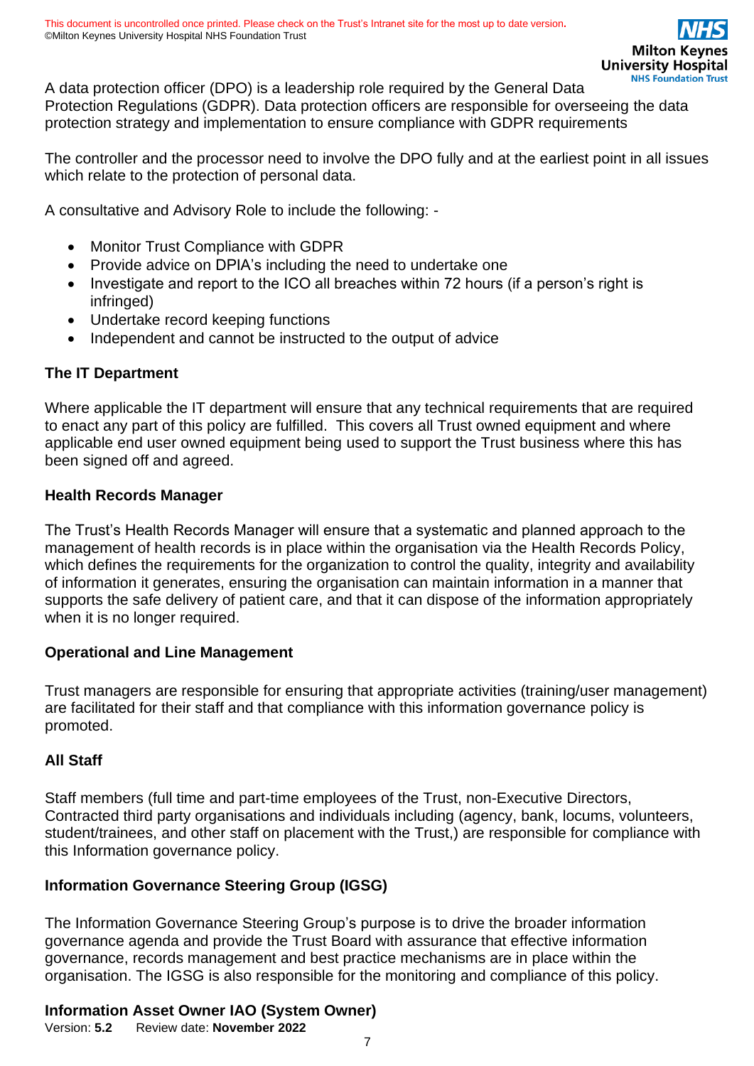A data protection officer (DPO) is a leadership role required by the General Data Protection Regulations (GDPR). Data protection officers are responsible for overseeing the data protection strategy and implementation to ensure compliance with GDPR requirements

The controller and the processor need to involve the DPO fully and at the earliest point in all issues which relate to the protection of personal data.

A consultative and Advisory Role to include the following: -

- Monitor Trust Compliance with GDPR
- Provide advice on DPIA's including the need to undertake one
- Investigate and report to the ICO all breaches within 72 hours (if a person's right is infringed)
- Undertake record keeping functions
- Independent and cannot be instructed to the output of advice

### The IT Department

Where applicable the IT department will ensure that any technical requirements that are required to enact any part of this policy are fulfilled. This covers all Trust owned equipment and where applicable end user owned equipment being used to support the Trust business where this has been signed off and agreed.

### Health Records Manager

The Trust's Health Records Manager will ensure that a systematic and planned approach to the management of health records is in place within the organisation via the Health Records Policy, which defines the requirements for the organization to control the quality, integrity and availability of information it generates, ensuring the organisation can maintain information in a manner that supports the safe delivery of patient care, and that it can dispose of the information appropriately when it is no longer required.

### Operational and Line Management

Trust managers are responsible for ensuring that appropriate activities (training/user management) are facilitated for their staff and that compliance with this information governance policy is promoted.

### All Staff

Staff members (full time and part-time employees of the Trust, non-Executive Directors, Contracted third party organisations and individuals including (agency, bank, locums, volunteers, student/trainees, and other staff on placement with the Trust,) are responsible for compliance with this Information governance policy.

### Information Governance Steering Group (IGSG)

The Information Governance Steering Group's purpose is to drive the broader information governance agenda and provide the Trust Board with assurance that effective information governance, records management and best practice mechanisms are in place within the organisation. The IGSG is also responsible for the monitoring and compliance of this policy.

### Information Asset Owner IAO (System Owner)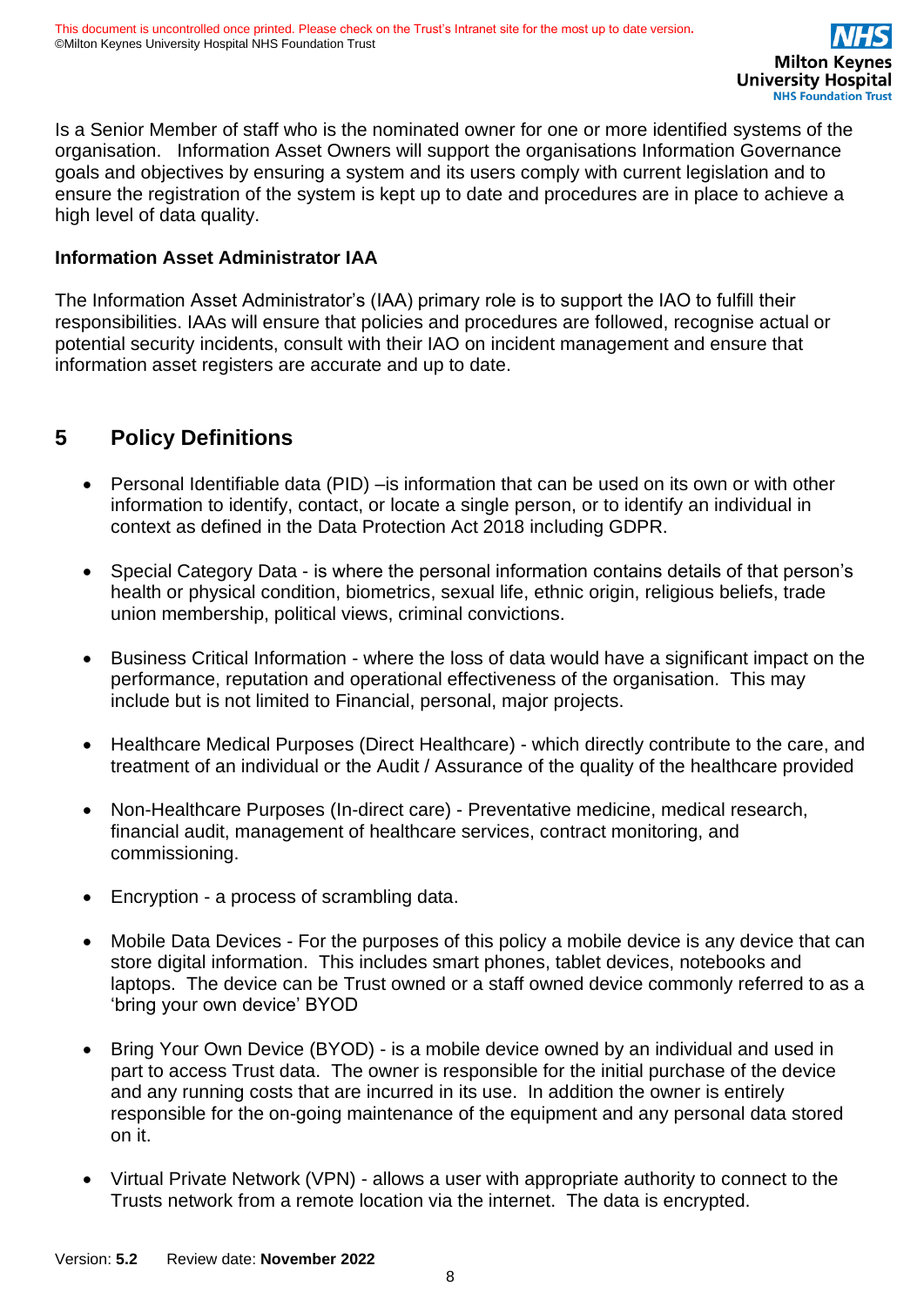Is a Senior Member of staff who is the nominated owner for one or more identified systems of the organisation. Information Asset Owners will support the organisations Information Governance goals and objectives by ensuring a system and its users comply with current legislation and to ensure the registration of the system is kept up to date and procedures are in place to achieve a high level of data quality.

**Information Asset Administrator IAA**

The Information Asset Administrator's (IAA) primary role is to support the IAO to fulfill their responsibilities. IAAs will ensure that policies and procedures are followed, recognise actual or potential security incidents, consult with their IAO on incident management and ensure that information asset registers are accurate and up to date.

## 5 Policy Definitions

- Personal Identifiable data (PID) –is information that can be used on its own or with other information to identify, contact, or locate a single person, or to identify an individual in context as defined in the Data Protection Act 2018 including GDPR.
- Special Category Data - is where the personal information contains details of that person's health or physical condition, biometrics, sexual life, ethnic origin, religious beliefs, trade union membership, political views, criminal convictions.
- Business Critical Information - where the loss of data would have a significant impact on the performance, reputation and operational effectiveness of the organisation. This may include but is not limited to Financial, personal, major projects.
- Healthcare Medical Purposes (Direct Healthcare) - which directly contribute to the care, and treatment of an individual or the Audit / Assurance of the quality of the healthcare provided
- Non-Healthcare Purposes (In-direct care) - Preventative medicine, medical research, financial audit, management of healthcare services, contract monitoring, and commissioning.
- Encryption - a process of scrambling data.
- Mobile Data Devices - For the purposes of this policy a mobile device is any device that can store digital information. This includes smart phones, tablet devices, notebooks and laptops. The device can be Trust owned or a staff owned device commonly referred to as a 'bring your own device' BYOD
- Bring Your Own Device (BYOD) - is a mobile device owned by an individual and used in part to access Trust data. The owner is responsible for the initial purchase of the device and any running costs that are incurred in its use. In addition the owner is entirely responsible for the on-going maintenance of the equipment and any personal data stored on it.
- Virtual Private Network (VPN) - allows a user with appropriate authority to connect to the Trusts network from a remote location via the internet. The data is encrypted.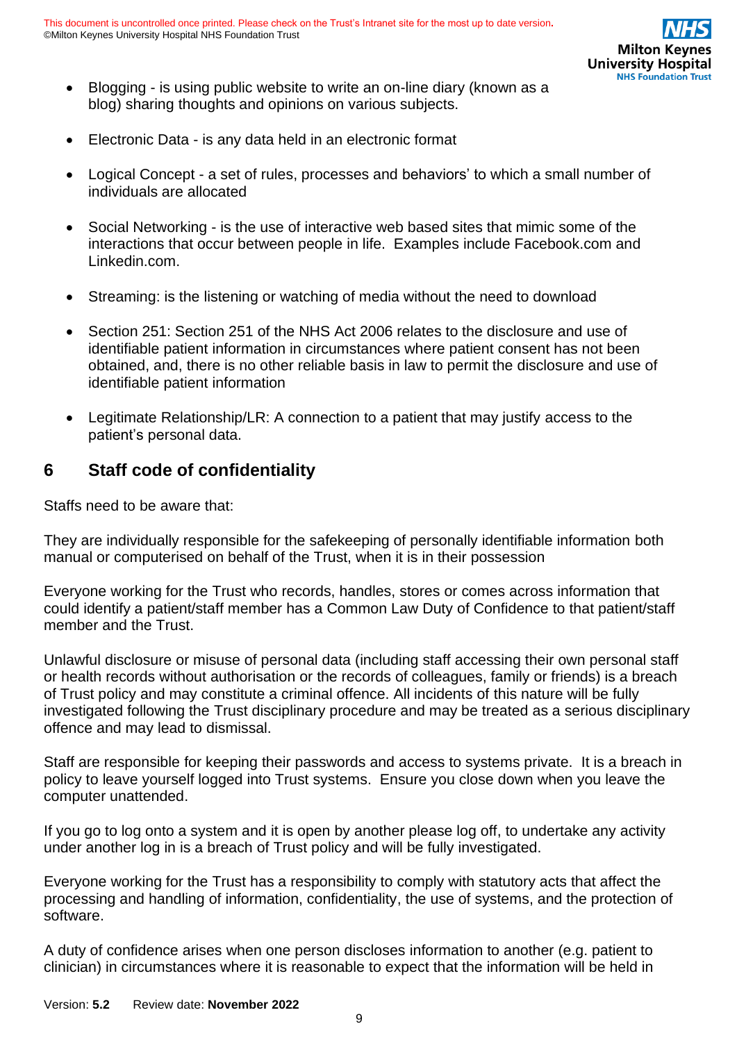- Blogging - is using public website to write an on-line diary (known as a blog) sharing thoughts and opinions on various subjects.

- Electronic Data - is any data held in an electronic format

- Logical Concept - a set of rules, processes and behaviors' to which a small number of individuals are allocated

- Social Networking - is the use of interactive web based sites that mimic some of the interactions that occur between people in life. Examples include Facebook.com and Linkedin.com.

- Streaming: is the listening or watching of media without the need to download

- Section 251: Section 251 of the NHS Act 2006 relates to the disclosure and use of identifiable patient information in circumstances where patient consent has not been obtained, and, there is no other reliable basis in law to permit the disclosure and use of identifiable patient information

- Legitimate Relationship/LR: A connection to a patient that may justify access to the patient's personal data.

## 6 Staff code of confidentiality

Staffs need to be aware that:

They are individually responsible for the safekeeping of personally identifiable information both manual or computerised on behalf of the Trust, when it is in their possession

Everyone working for the Trust who records, handles, stores or comes across information that could identify a patient/staff member has a Common Law Duty of Confidence to that patient/staff member and the Trust.

Unlawful disclosure or misuse of personal data (including staff accessing their own personal staff or health records without authorisation or the records of colleagues, family or friends) is a breach of Trust policy and may constitute a criminal offence. All incidents of this nature will be fully investigated following the Trust disciplinary procedure and may be treated as a serious disciplinary offence and may lead to dismissal.

Staff are responsible for keeping their passwords and access to systems private. It is a breach in policy to leave yourself logged into Trust systems. Ensure you close down when you leave the computer unattended.

If you go to log onto a system and it is open by another please log off, to undertake any activity under another log in is a breach of Trust policy and will be fully investigated.

Everyone working for the Trust has a responsibility to comply with statutory acts that affect the processing and handling of information, confidentiality, the use of systems, and the protection of software.

A duty of confidence arises when one person discloses information to another (e.g. patient to clinician) in circumstances where it is reasonable to expect that the information will be held in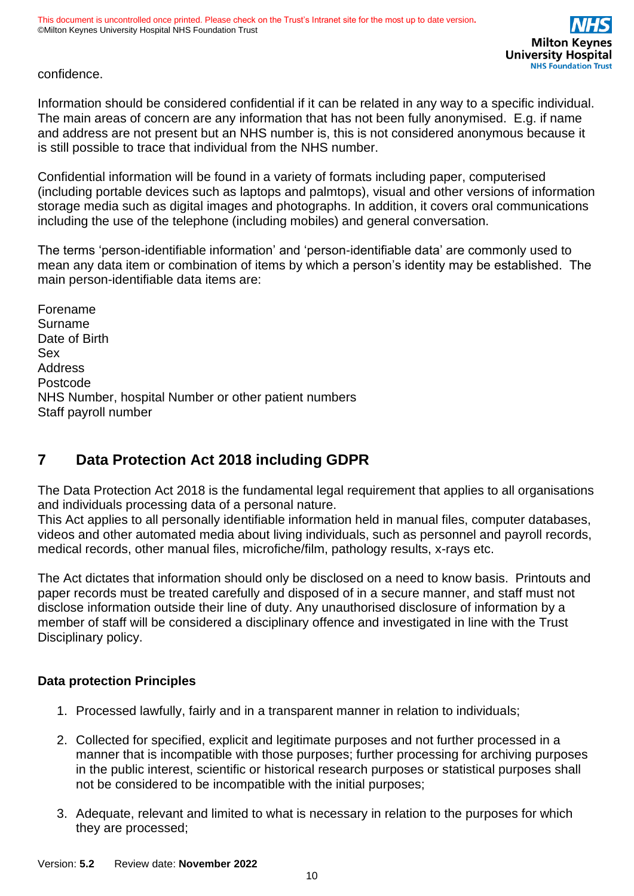confidence.

Information should be considered confidential if it can be related in any way to a specific individual. The main areas of concern are any information that has not been fully anonymised. E.g. if name and address are not present but an NHS number is, this is not considered anonymous because it is still possible to trace that individual from the NHS number.

Confidential information will be found in a variety of formats including paper, computerised (including portable devices such as laptops and palmtops), visual and other versions of information storage media such as digital images and photographs. In addition, it covers oral communications including the use of the telephone (including mobiles) and general conversation.

The terms 'person-identifiable information' and 'person-identifiable data' are commonly used to mean any data item or combination of items by which a person's identity may be established. The main person-identifiable data items are:

Forename
Surname
Date of Birth
Sex
Address
Postcode
NHS Number, hospital Number or other patient numbers
Staff payroll number

## 7 Data Protection Act 2018 including GDPR

The Data Protection Act 2018 is the fundamental legal requirement that applies to all organisations and individuals processing data of a personal nature.
This Act applies to all personally identifiable information held in manual files, computer databases, videos and other automated media about living individuals, such as personnel and payroll records, medical records, other manual files, microfiche/film, pathology results, x-rays etc.

The Act dictates that information should only be disclosed on a need to know basis. Printouts and paper records must be treated carefully and disposed of in a secure manner, and staff must not disclose information outside their line of duty. Any unauthorised disclosure of information by a member of staff will be considered a disciplinary offence and investigated in line with the Trust Disciplinary policy.

**Data protection Principles**

1. Processed lawfully, fairly and in a transparent manner in relation to individuals;

2. Collected for specified, explicit and legitimate purposes and not further processed in a manner that is incompatible with those purposes; further processing for archiving purposes in the public interest, scientific or historical research purposes or statistical purposes shall not be considered to be incompatible with the initial purposes;

3. Adequate, relevant and limited to what is necessary in relation to the purposes for which they are processed;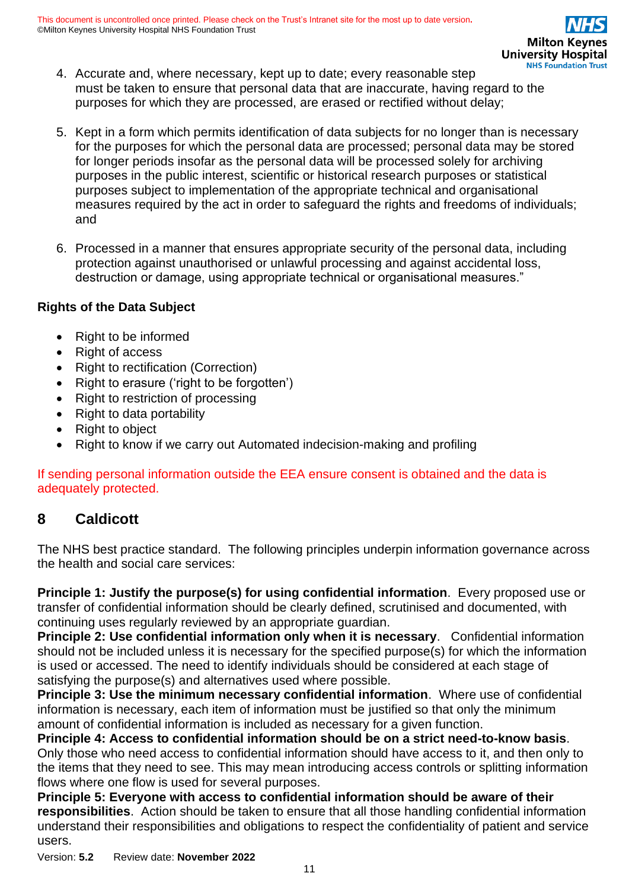4. Accurate and, where necessary, kept up to date; every reasonable step must be taken to ensure that personal data that are inaccurate, having regard to the purposes for which they are processed, are erased or rectified without delay;

5. Kept in a form which permits identification of data subjects for no longer than is necessary for the purposes for which the personal data are processed; personal data may be stored for longer periods insofar as the personal data will be processed solely for archiving purposes in the public interest, scientific or historical research purposes or statistical purposes subject to implementation of the appropriate technical and organisational measures required by the act in order to safeguard the rights and freedoms of individuals; and

6. Processed in a manner that ensures appropriate security of the personal data, including protection against unauthorised or unlawful processing and against accidental loss, destruction or damage, using appropriate technical or organisational measures."

**Rights of the Data Subject**

- Right to be informed
- Right of access
- Right to rectification (Correction)
- Right to erasure ('right to be forgotten')
- Right to restriction of processing
- Right to data portability
- Right to object
- Right to know if we carry out Automated indecision-making and profiling

If sending personal information outside the EEA ensure consent is obtained and the data is adequately protected.

## 8 Caldicott

The NHS best practice standard. The following principles underpin information governance across the health and social care services:

**Principle 1: Justify the purpose(s) for using confidential information**. Every proposed use or transfer of confidential information should be clearly defined, scrutinised and documented, with continuing uses regularly reviewed by an appropriate guardian.

**Principle 2: Use confidential information only when it is necessary**. Confidential information should not be included unless it is necessary for the specified purpose(s) for which the information is used or accessed. The need to identify individuals should be considered at each stage of satisfying the purpose(s) and alternatives used where possible.

**Principle 3: Use the minimum necessary confidential information**. Where use of confidential information is necessary, each item of information must be justified so that only the minimum amount of confidential information is included as necessary for a given function.

**Principle 4: Access to confidential information should be on a strict need-to-know basis**. Only those who need access to confidential information should have access to it, and then only to the items that they need to see. This may mean introducing access controls or splitting information flows where one flow is used for several purposes.

**Principle 5: Everyone with access to confidential information should be aware of their responsibilities**. Action should be taken to ensure that all those handling confidential information understand their responsibilities and obligations to respect the confidentiality of patient and service users.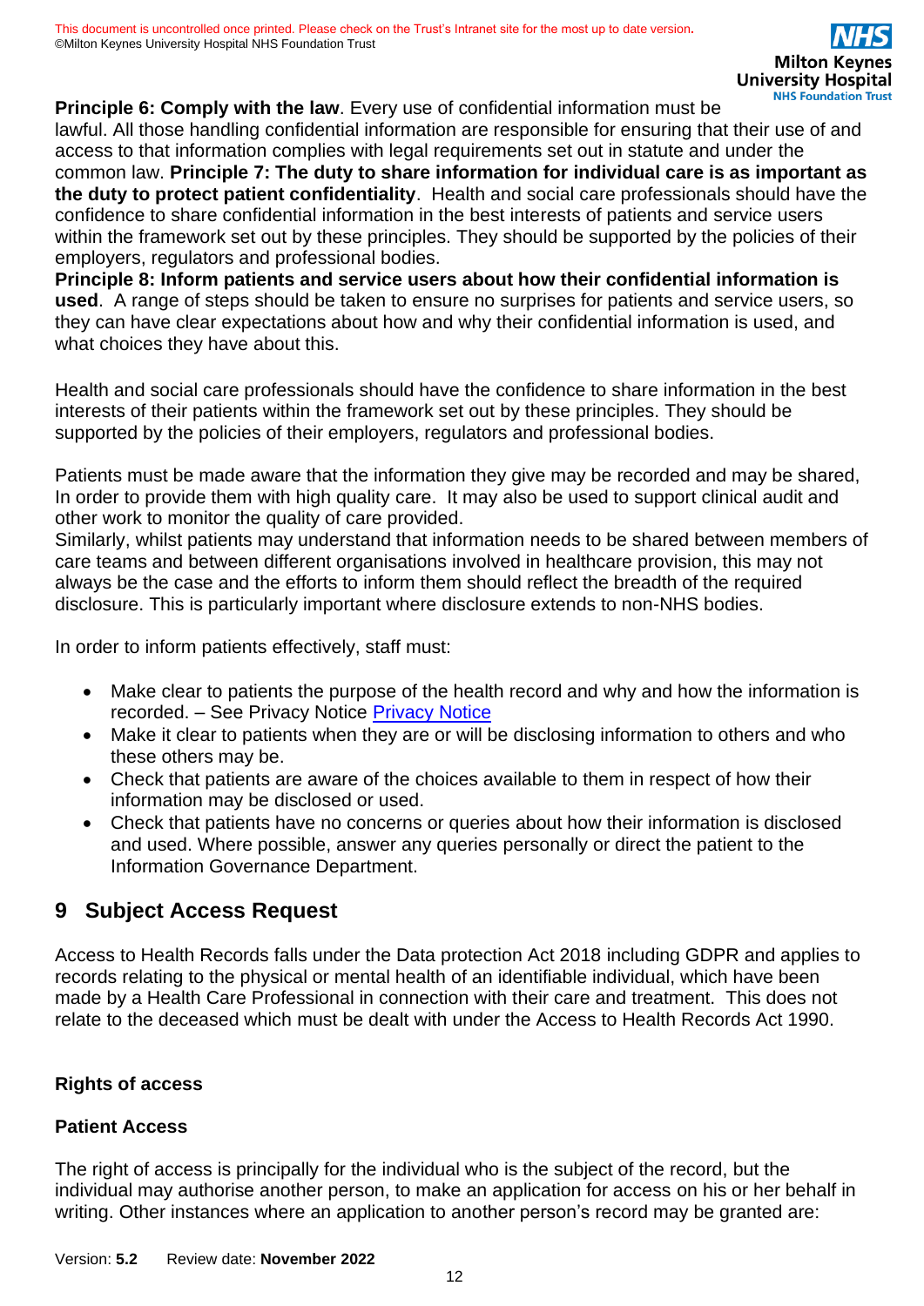**Principle 6: Comply with the law**. Every use of confidential information must be lawful. All those handling confidential information are responsible for ensuring that their use of and access to that information complies with legal requirements set out in statute and under the common law. **Principle 7: The duty to share information for individual care is as important as the duty to protect patient confidentiality**. Health and social care professionals should have the confidence to share confidential information in the best interests of patients and service users within the framework set out by these principles. They should be supported by the policies of their employers, regulators and professional bodies.
**Principle 8: Inform patients and service users about how their confidential information is used**. A range of steps should be taken to ensure no surprises for patients and service users, so they can have clear expectations about how and why their confidential information is used, and what choices they have about this.

Health and social care professionals should have the confidence to share information in the best interests of their patients within the framework set out by these principles. They should be supported by the policies of their employers, regulators and professional bodies.

Patients must be made aware that the information they give may be recorded and may be shared, In order to provide them with high quality care. It may also be used to support clinical audit and other work to monitor the quality of care provided.
Similarly, whilst patients may understand that information needs to be shared between members of care teams and between different organisations involved in healthcare provision, this may not always be the case and the efforts to inform them should reflect the breadth of the required disclosure. This is particularly important where disclosure extends to non-NHS bodies.

In order to inform patients effectively, staff must:

- Make clear to patients the purpose of the health record and why and how the information is recorded. – See Privacy Notice [Privacy Notice]
- Make it clear to patients when they are or will be disclosing information to others and who these others may be.
- Check that patients are aware of the choices available to them in respect of how their information may be disclosed or used.
- Check that patients have no concerns or queries about how their information is disclosed and used. Where possible, answer any queries personally or direct the patient to the Information Governance Department.

## 9 Subject Access Request

Access to Health Records falls under the Data protection Act 2018 including GDPR and applies to records relating to the physical or mental health of an identifiable individual, which have been made by a Health Care Professional in connection with their care and treatment. This does not relate to the deceased which must be dealt with under the Access to Health Records Act 1990.

**Rights of access**

**Patient Access**

The right of access is principally for the individual who is the subject of the record, but the individual may authorise another person, to make an application for access on his or her behalf in writing. Other instances where an application to another person's record may be granted are: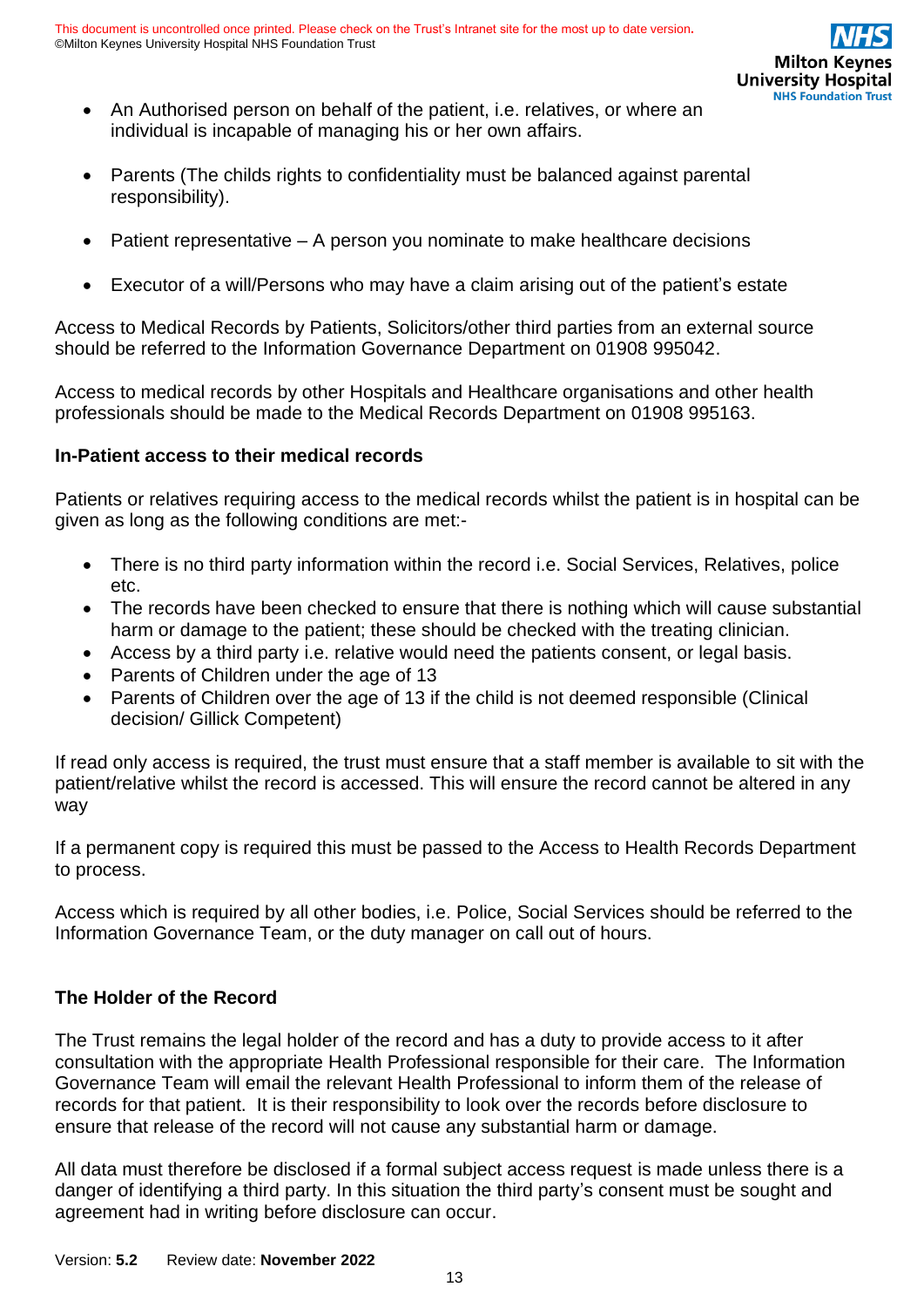- An Authorised person on behalf of the patient, i.e. relatives, or where an individual is incapable of managing his or her own affairs.

- Parents (The childs rights to confidentiality must be balanced against parental responsibility).

- Patient representative – A person you nominate to make healthcare decisions

- Executor of a will/Persons who may have a claim arising out of the patient's estate

Access to Medical Records by Patients, Solicitors/other third parties from an external source should be referred to the Information Governance Department on 01908 995042.

Access to medical records by other Hospitals and Healthcare organisations and other health professionals should be made to the Medical Records Department on 01908 995163.

**In-Patient access to their medical records**

Patients or relatives requiring access to the medical records whilst the patient is in hospital can be given as long as the following conditions are met:-

- There is no third party information within the record i.e. Social Services, Relatives, police etc.
- The records have been checked to ensure that there is nothing which will cause substantial harm or damage to the patient; these should be checked with the treating clinician.
- Access by a third party i.e. relative would need the patients consent, or legal basis.
- Parents of Children under the age of 13
- Parents of Children over the age of 13 if the child is not deemed responsible (Clinical decision/ Gillick Competent)

If read only access is required, the trust must ensure that a staff member is available to sit with the patient/relative whilst the record is accessed. This will ensure the record cannot be altered in any way

If a permanent copy is required this must be passed to the Access to Health Records Department to process.

Access which is required by all other bodies, i.e. Police, Social Services should be referred to the Information Governance Team, or the duty manager on call out of hours.

**The Holder of the Record**

The Trust remains the legal holder of the record and has a duty to provide access to it after consultation with the appropriate Health Professional responsible for their care. The Information Governance Team will email the relevant Health Professional to inform them of the release of records for that patient. It is their responsibility to look over the records before disclosure to ensure that release of the record will not cause any substantial harm or damage.

All data must therefore be disclosed if a formal subject access request is made unless there is a danger of identifying a third party. In this situation the third party's consent must be sought and agreement had in writing before disclosure can occur.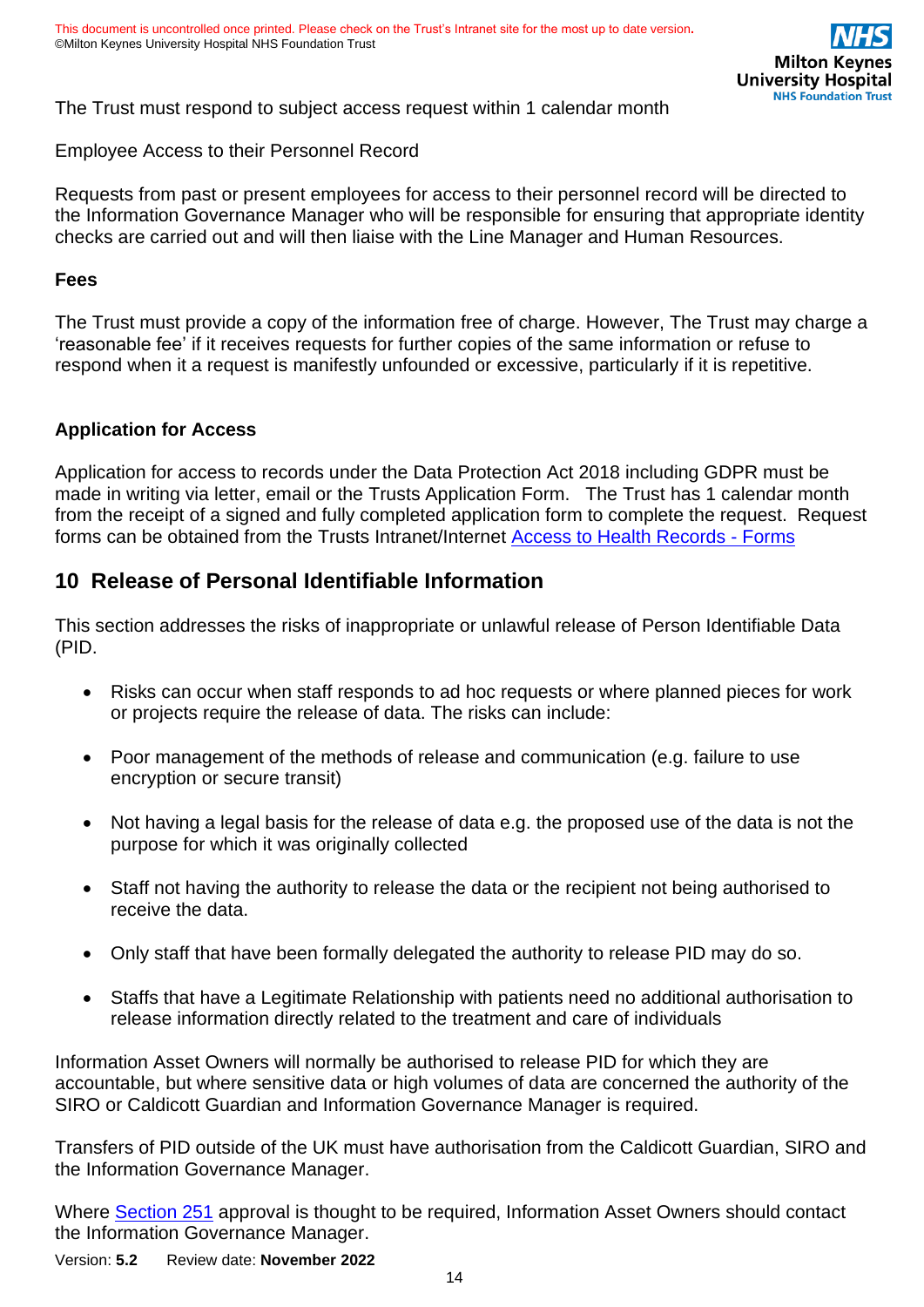The Trust must respond to subject access request within 1 calendar month

Employee Access to their Personnel Record

Requests from past or present employees for access to their personnel record will be directed to the Information Governance Manager who will be responsible for ensuring that appropriate identity checks are carried out and will then liaise with the Line Manager and Human Resources.

**Fees**

The Trust must provide a copy of the information free of charge. However, The Trust may charge a 'reasonable fee' if it receives requests for further copies of the same information or refuse to respond when it a request is manifestly unfounded or excessive, particularly if it is repetitive.

**Application for Access**

Application for access to records under the Data Protection Act 2018 including GDPR must be made in writing via letter, email or the Trusts Application Form. The Trust has 1 calendar month from the receipt of a signed and fully completed application form to complete the request. Request forms can be obtained from the Trusts Intranet/Internet [Access to Health Records - Forms]

## 10 Release of Personal Identifiable Information

This section addresses the risks of inappropriate or unlawful release of Person Identifiable Data (PID.

- Risks can occur when staff responds to ad hoc requests or where planned pieces for work or projects require the release of data. The risks can include:
- Poor management of the methods of release and communication (e.g. failure to use encryption or secure transit)
- Not having a legal basis for the release of data e.g. the proposed use of the data is not the purpose for which it was originally collected
- Staff not having the authority to release the data or the recipient not being authorised to receive the data.
- Only staff that have been formally delegated the authority to release PID may do so.
- Staffs that have a Legitimate Relationship with patients need no additional authorisation to release information directly related to the treatment and care of individuals

Information Asset Owners will normally be authorised to release PID for which they are accountable, but where sensitive data or high volumes of data are concerned the authority of the SIRO or Caldicott Guardian and Information Governance Manager is required.

Transfers of PID outside of the UK must have authorisation from the Caldicott Guardian, SIRO and the Information Governance Manager.

Where [Section 251] approval is thought to be required, Information Asset Owners should contact the Information Governance Manager.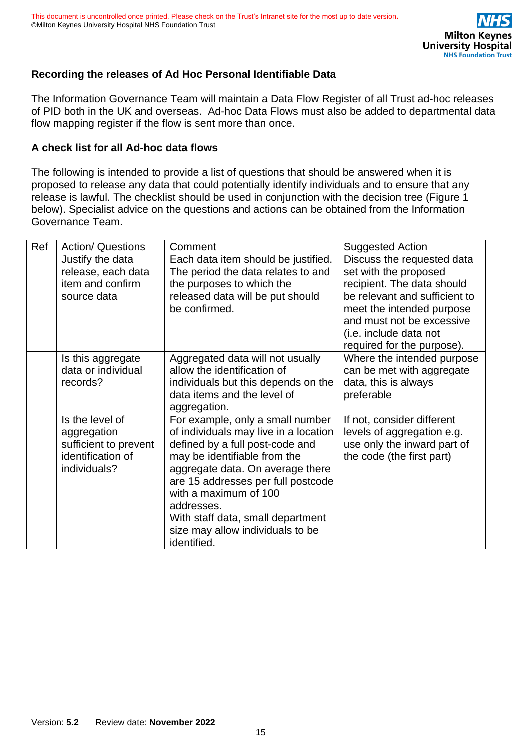### Recording the releases of Ad Hoc Personal Identifiable Data

The Information Governance Team will maintain a Data Flow Register of all Trust ad-hoc releases of PID both in the UK and overseas. Ad-hoc Data Flows must also be added to departmental data flow mapping register if the flow is sent more than once.

### A check list for all Ad-hoc data flows

The following is intended to provide a list of questions that should be answered when it is proposed to release any data that could potentially identify individuals and to ensure that any release is lawful. The checklist should be used in conjunction with the decision tree (Figure 1 below). Specialist advice on the questions and actions can be obtained from the Information Governance Team.

| Ref | Action/ Questions | Comment | Suggested Action |
|---|---|---|---|
| | Justify the data release, each data item and confirm source data | Each data item should be justified. The period the data relates to and the purposes to which the released data will be put should be confirmed. | Discuss the requested data set with the proposed recipient. The data should be relevant and sufficient to meet the intended purpose and must not be excessive (i.e. include data not required for the purpose). |
| | Is this aggregate data or individual records? | Aggregated data will not usually allow the identification of individuals but this depends on the data items and the level of aggregation. | Where the intended purpose can be met with aggregate data, this is always preferable |
| | Is the level of aggregation sufficient to prevent identification of individuals? | For example, only a small number of individuals may live in a location defined by a full post-code and may be identifiable from the aggregate data. On average there are 15 addresses per full postcode with a maximum of 100 addresses.<br>With staff data, small department size may allow individuals to be identified. | If not, consider different levels of aggregation e.g. use only the inward part of the code (the first part) |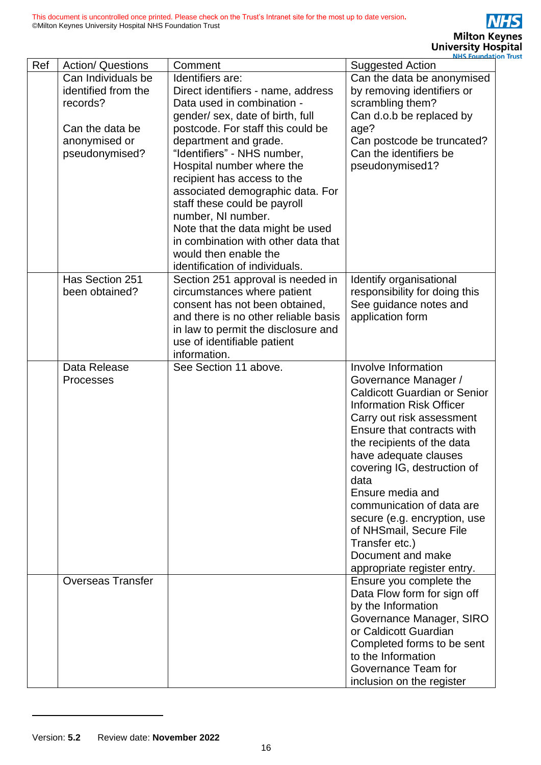| Ref | Action/ Questions | Comment | Suggested Action |
|---|---|---|---|
| | Can Individuals be identified from the records?<br><br>Can the data be anonymised or pseudonymised? | Identifiers are:<br>Direct identifiers - name, address<br>Data used in combination - gender/ sex, date of birth, full postcode. For staff this could be department and grade.<br>"Identifiers" - NHS number, Hospital number where the recipient has access to the associated demographic data. For staff these could be payroll number, NI number.<br>Note that the data might be used in combination with other data that would then enable the identification of individuals. | Can the data be anonymised by removing identifiers or scrambling them?<br>Can d.o.b be replaced by age?<br>Can postcode be truncated?<br>Can the identifiers be pseudonymised[1]? |
| | Has Section 251 been obtained? | Section 251 approval is needed in circumstances where patient consent has not been obtained, and there is no other reliable basis in law to permit the disclosure and use of identifiable patient information. | Identify organisational responsibility for doing this<br>See guidance notes and application form |
| | Data Release Processes | See Section 11 above. | Involve Information Governance Manager / Caldicott Guardian or Senior Information Risk Officer<br>Carry out risk assessment<br>Ensure that contracts with the recipients of the data have adequate clauses covering IG, destruction of data<br>Ensure media and communication of data are secure (e.g. encryption, use of NHSmail, Secure File Transfer etc.)<br>Document and make appropriate register entry. |
| | Overseas Transfer | | Ensure you complete the Data Flow form for sign off by the Information Governance Manager, SIRO or Caldicott Guardian<br>Completed forms to be sent to the Information Governance Team for inclusion on the register |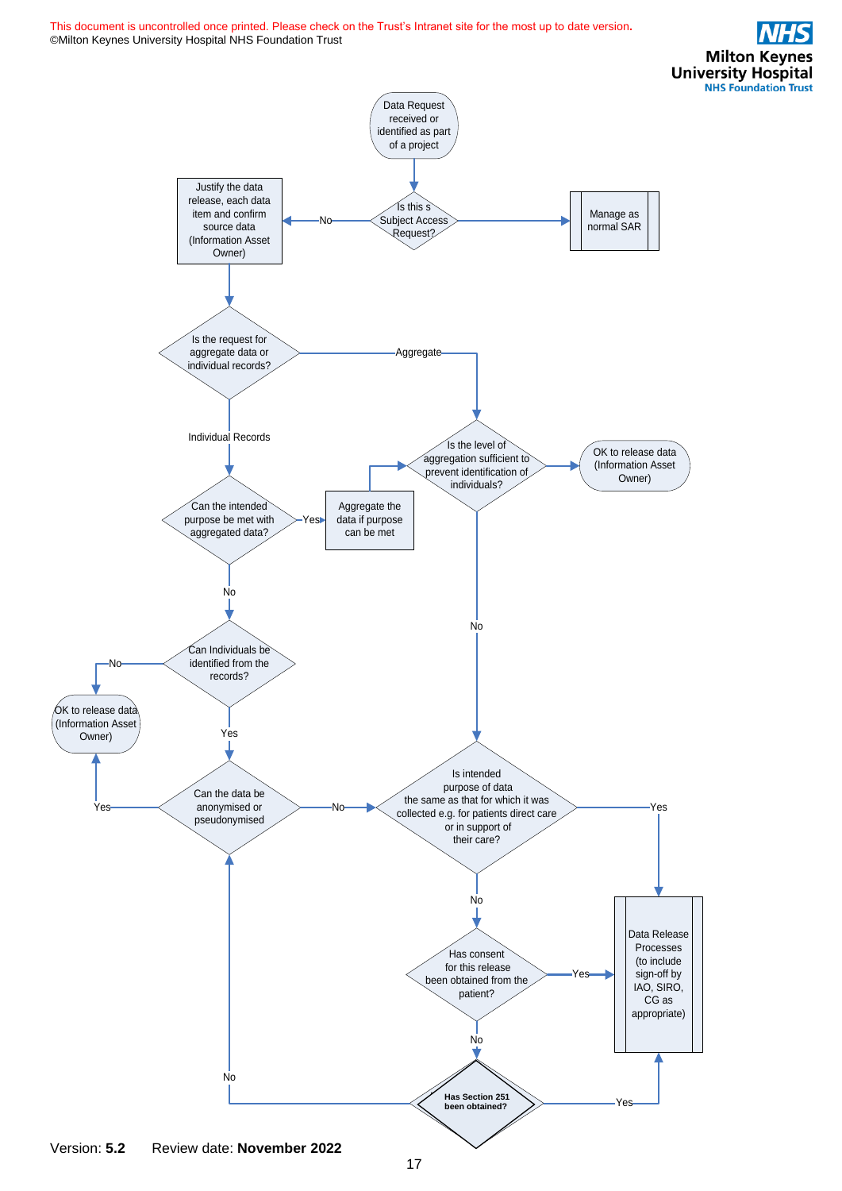Data Request received or identified as part of a project

Is this s Subject Access Request?

- Yes → Manage as normal SAR
- No → Justify the data release, each data item and confirm source data (Information Asset Owner)

Is the request for aggregate data or individual records?

- Aggregate → Is the level of aggregation sufficient to prevent identification of individuals?
  - Yes → OK to release data (Information Asset Owner)
  - No → Is intended purpose of data the same as that for which it was collected e.g. for patients direct care or in support of their care?
- Individual Records → Can the intended purpose be met with aggregated data?
  - Yes → Aggregate the data if purpose can be met → Is the level of aggregation sufficient to prevent identification of individuals?
  - No → Can Individuals be identified from the records?
    - No → OK to release data (Information Asset Owner)
    - Yes → Can the data be anonymised or pseudonymised
      - Yes → OK to release data (Information Asset Owner)
      - No → Is intended purpose of data the same as that for which it was collected e.g. for patients direct care or in support of their care?

Is intended purpose of data the same as that for which it was collected e.g. for patients direct care or in support of their care?

- Yes → Data Release Processes (to include sign-off by IAO, SIRO, CG as appropriate)
- No → Has consent for this release been obtained from the patient?
  - Yes → Data Release Processes (to include sign-off by IAO, SIRO, CG as appropriate)
  - No → **Has Section 251 been obtained?**
    - Yes → Data Release Processes (to include sign-off by IAO, SIRO, CG as appropriate)
    - No → Can the data be anonymised or pseudonymised

Version: **5.2** Review date: **November 2022**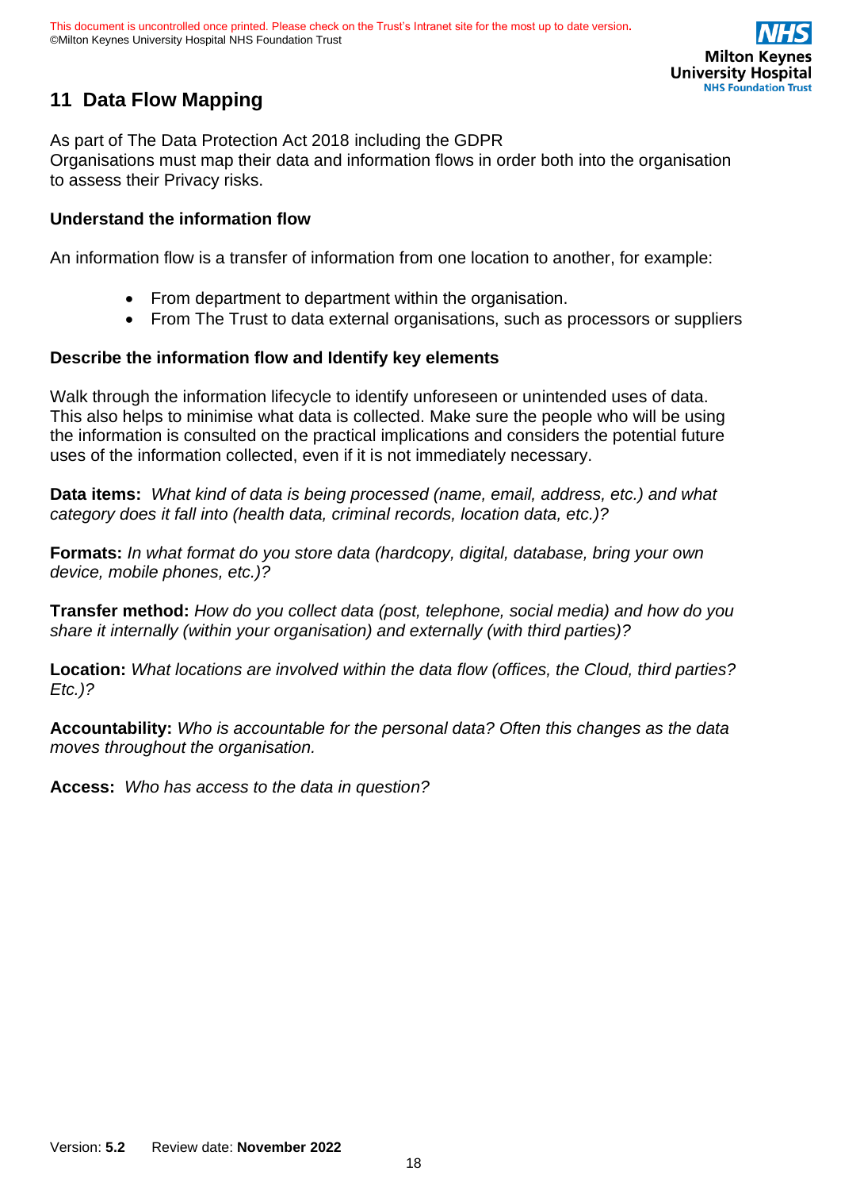## 11 Data Flow Mapping

As part of The Data Protection Act 2018 including the GDPR
Organisations must map their data and information flows in order both into the organisation to assess their Privacy risks.

### Understand the information flow

An information flow is a transfer of information from one location to another, for example:

- From department to department within the organisation.
- From The Trust to data external organisations, such as processors or suppliers

### Describe the information flow and Identify key elements

Walk through the information lifecycle to identify unforeseen or unintended uses of data. This also helps to minimise what data is collected. Make sure the people who will be using the information is consulted on the practical implications and considers the potential future uses of the information collected, even if it is not immediately necessary.

**Data items:** *What kind of data is being processed (name, email, address, etc.) and what category does it fall into (health data, criminal records, location data, etc.)?*

**Formats:** *In what format do you store data (hardcopy, digital, database, bring your own device, mobile phones, etc.)?*

**Transfer method:** *How do you collect data (post, telephone, social media) and how do you share it internally (within your organisation) and externally (with third parties)?*

**Location:** *What locations are involved within the data flow (offices, the Cloud, third parties? Etc.)?*

**Accountability:** *Who is accountable for the personal data? Often this changes as the data moves throughout the organisation.*

**Access:** *Who has access to the data in question?*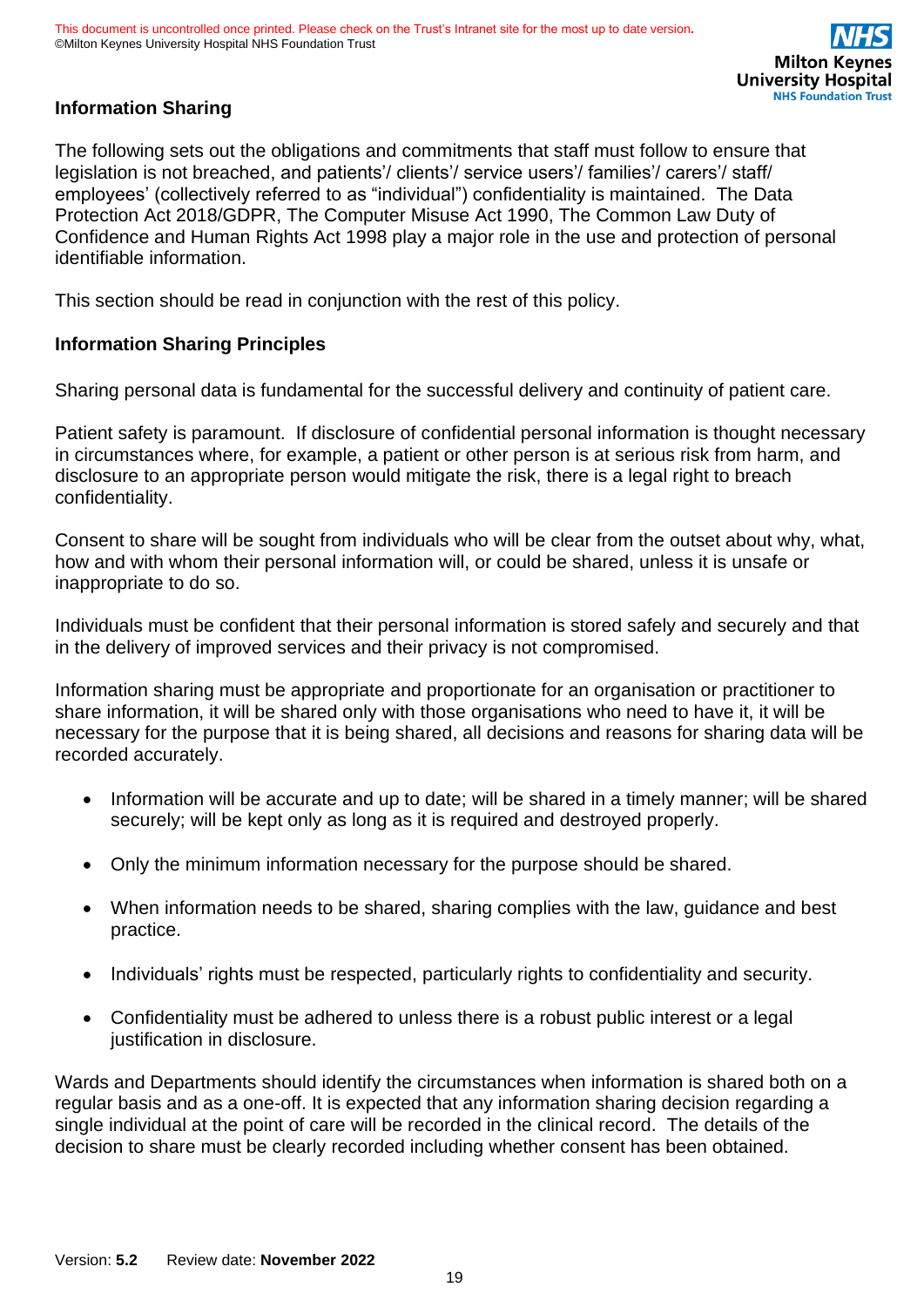## Information Sharing

The following sets out the obligations and commitments that staff must follow to ensure that legislation is not breached, and patients'/ clients'/ service users'/ families'/ carers'/ staff/ employees' (collectively referred to as "individual") confidentiality is maintained. The Data Protection Act 2018/GDPR, The Computer Misuse Act 1990, The Common Law Duty of Confidence and Human Rights Act 1998 play a major role in the use and protection of personal identifiable information.

This section should be read in conjunction with the rest of this policy.

### Information Sharing Principles

Sharing personal data is fundamental for the successful delivery and continuity of patient care.

Patient safety is paramount. If disclosure of confidential personal information is thought necessary in circumstances where, for example, a patient or other person is at serious risk from harm, and disclosure to an appropriate person would mitigate the risk, there is a legal right to breach confidentiality.

Consent to share will be sought from individuals who will be clear from the outset about why, what, how and with whom their personal information will, or could be shared, unless it is unsafe or inappropriate to do so.

Individuals must be confident that their personal information is stored safely and securely and that in the delivery of improved services and their privacy is not compromised.

Information sharing must be appropriate and proportionate for an organisation or practitioner to share information, it will be shared only with those organisations who need to have it, it will be necessary for the purpose that it is being shared, all decisions and reasons for sharing data will be recorded accurately.

- Information will be accurate and up to date; will be shared in a timely manner; will be shared securely; will be kept only as long as it is required and destroyed properly.
- Only the minimum information necessary for the purpose should be shared.
- When information needs to be shared, sharing complies with the law, guidance and best practice.
- Individuals' rights must be respected, particularly rights to confidentiality and security.
- Confidentiality must be adhered to unless there is a robust public interest or a legal justification in disclosure.

Wards and Departments should identify the circumstances when information is shared both on a regular basis and as a one-off. It is expected that any information sharing decision regarding a single individual at the point of care will be recorded in the clinical record. The details of the decision to share must be clearly recorded including whether consent has been obtained.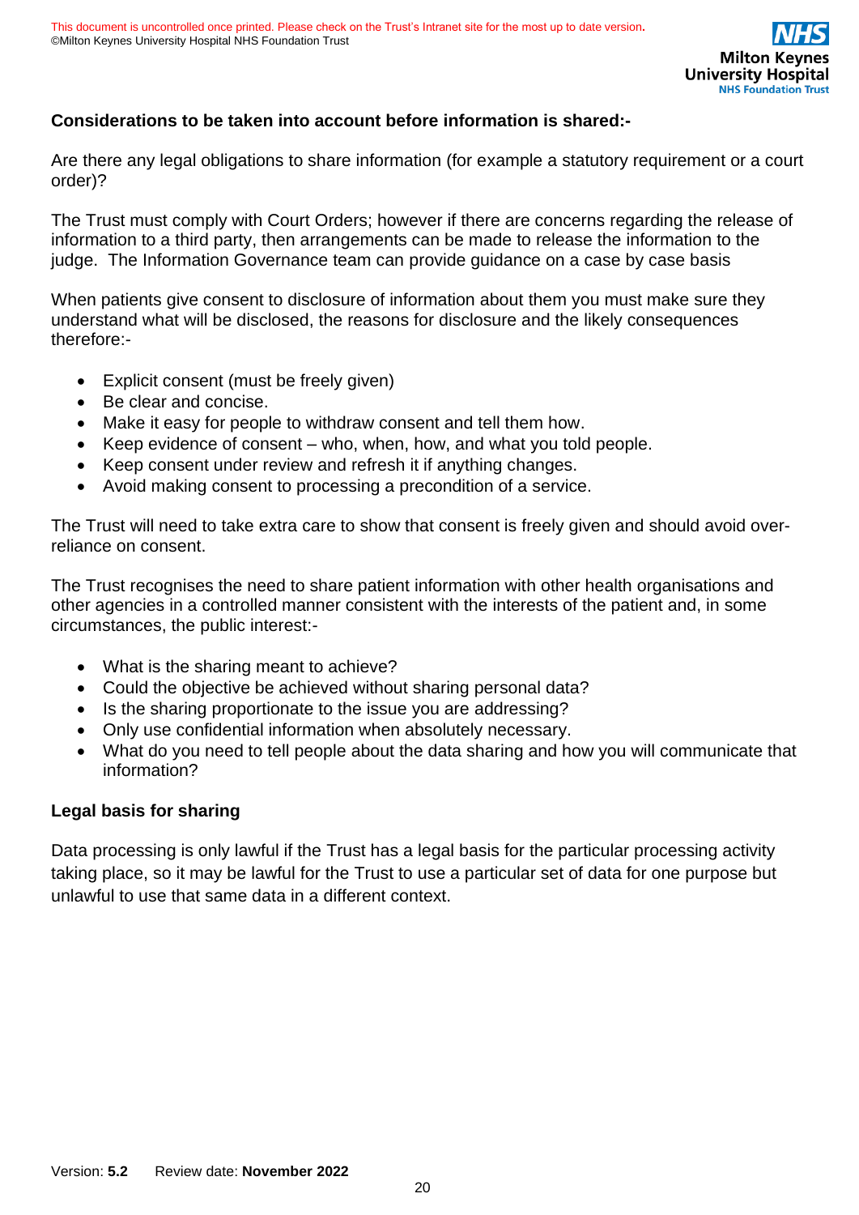**Considerations to be taken into account before information is shared:-**

Are there any legal obligations to share information (for example a statutory requirement or a court order)?

The Trust must comply with Court Orders; however if there are concerns regarding the release of information to a third party, then arrangements can be made to release the information to the judge. The Information Governance team can provide guidance on a case by case basis

When patients give consent to disclosure of information about them you must make sure they understand what will be disclosed, the reasons for disclosure and the likely consequences therefore:-

- Explicit consent (must be freely given)
- Be clear and concise.
- Make it easy for people to withdraw consent and tell them how.
- Keep evidence of consent – who, when, how, and what you told people.
- Keep consent under review and refresh it if anything changes.
- Avoid making consent to processing a precondition of a service.

The Trust will need to take extra care to show that consent is freely given and should avoid over-reliance on consent.

The Trust recognises the need to share patient information with other health organisations and other agencies in a controlled manner consistent with the interests of the patient and, in some circumstances, the public interest:-

- What is the sharing meant to achieve?
- Could the objective be achieved without sharing personal data?
- Is the sharing proportionate to the issue you are addressing?
- Only use confidential information when absolutely necessary.
- What do you need to tell people about the data sharing and how you will communicate that information?

**Legal basis for sharing**

Data processing is only lawful if the Trust has a legal basis for the particular processing activity taking place, so it may be lawful for the Trust to use a particular set of data for one purpose but unlawful to use that same data in a different context.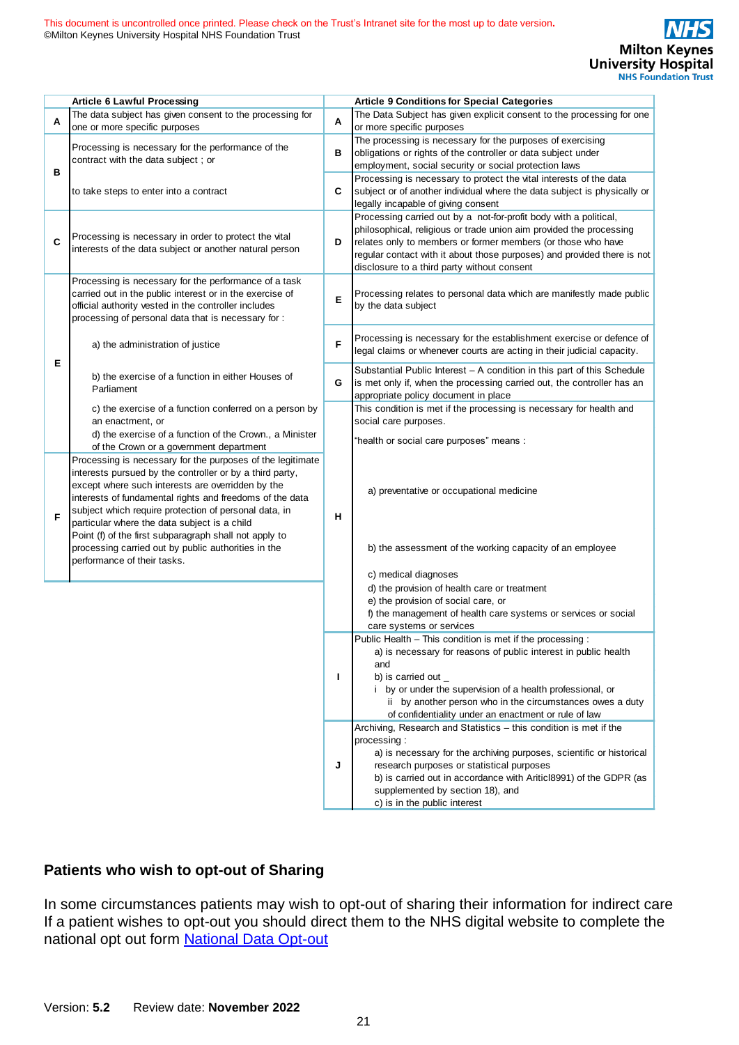| | Article 6 Lawful Processing | | Article 9 Conditions for Special Categories |
|---|---|---|---|
| A | The data subject has given consent to the processing for one or more specific purposes | A | The Data Subject has given explicit consent to the processing for one or more specific purposes |
| B | Processing is necessary for the performance of the contract with the data subject ; or<br><br>to take steps to enter into a contract | B | The processing is necessary for the purposes of exercising obligations or rights of the controller or data subject under employment, social security or social protection laws |
| | | C | Processing is necessary to protect the vital interests of the data subject or of another individual where the data subject is physically or legally incapable of giving consent |
| C | Processing is necessary in order to protect the vital interests of the data subject or another natural person | D | Processing carried out by a not-for-profit body with a political, philosophical, religious or trade union aim provided the processing relates only to members or former members (or those who have regular contact with it about those purposes) and provided there is not disclosure to a third party without consent |
| E | Processing is necessary for the performance of a task carried out in the public interest or in the exercise of official authority vested in the controller includes processing of personal data that is necessary for :<br>a) the administration of justice<br>b) the exercise of a function in either Houses of Parliament<br>c) the exercise of a function conferred on a person by an enactment, or<br>d) the exercise of a function of the Crown., a Minister of the Crown or a government department | E | Processing relates to personal data which are manifestly made public by the data subject |
| | | F | Processing is necessary for the establishment exercise or defence of legal claims or whenever courts are acting in their judicial capacity. |
| | | G | Substantial Public Interest – A condition in this part of this Schedule is met only if, when the processing carried out, the controller has an appropriate policy document in place |
| F | Processing is necessary for the purposes of the legitimate interests pursued by the controller or by a third party, except where such interests are overridden by the interests of fundamental rights and freedoms of the data subject which require protection of personal data, in particular where the data subject is a child<br>Point (f) of the first subparagraph shall not apply to processing carried out by public authorities in the performance of their tasks. | H | This condition is met if the processing is necessary for health and social care purposes.<br>"health or social care purposes" means :<br>a) preventative or occupational medicine<br>b) the assessment of the working capacity of an employee<br>c) medical diagnoses<br>d) the provision of health care or treatment<br>e) the provision of social care, or<br>f) the management of health care systems or services or social care systems or services |
| | | I | Public Health – This condition is met if the processing :<br>a) is necessary for reasons of public interest in public health and<br>b) is carried out _<br>i by or under the supervision of a health professional, or<br>ii by another person who in the circumstances owes a duty of confidentiality under an enactment or rule of law |
| | | J | Archiving, Research and Statistics – this condition is met if the processing :<br>a) is necessary for the archiving purposes, scientific or historical research purposes or statistical purposes<br>b) is carried out in accordance with Aritícl8991) of the GDPR (as supplemented by section 18), and<br>c) is in the public interest |

## Patients who wish to opt-out of Sharing

In some circumstances patients may wish to opt-out of sharing their information for indirect care If a patient wishes to opt-out you should direct them to the NHS digital website to complete the national opt out form [National Data Opt-out]

Version: **5.2** Review date: **November 2022**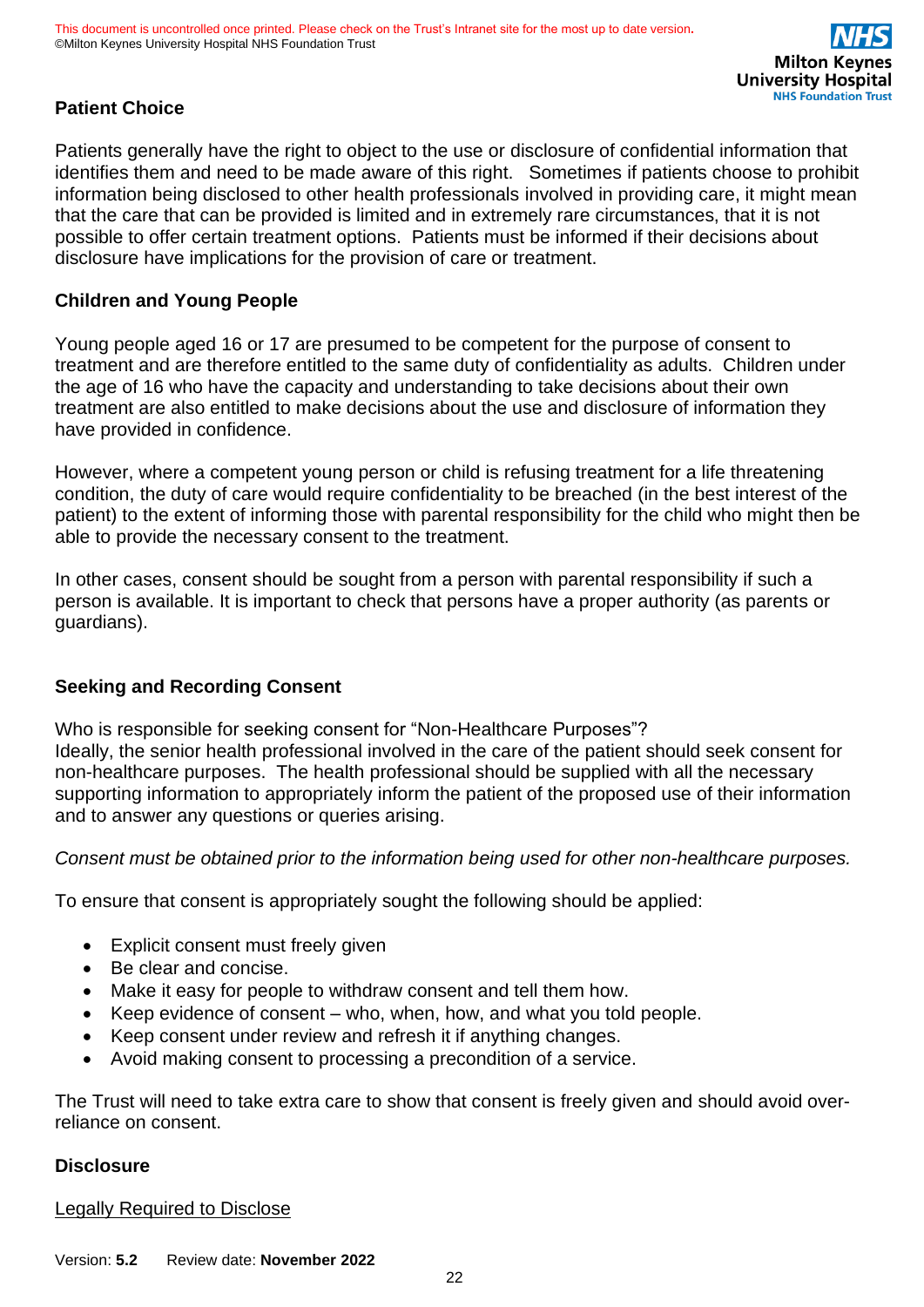### Patient Choice

Patients generally have the right to object to the use or disclosure of confidential information that identifies them and need to be made aware of this right. Sometimes if patients choose to prohibit information being disclosed to other health professionals involved in providing care, it might mean that the care that can be provided is limited and in extremely rare circumstances, that it is not possible to offer certain treatment options. Patients must be informed if their decisions about disclosure have implications for the provision of care or treatment.

### Children and Young People

Young people aged 16 or 17 are presumed to be competent for the purpose of consent to treatment and are therefore entitled to the same duty of confidentiality as adults. Children under the age of 16 who have the capacity and understanding to take decisions about their own treatment are also entitled to make decisions about the use and disclosure of information they have provided in confidence.

However, where a competent young person or child is refusing treatment for a life threatening condition, the duty of care would require confidentiality to be breached (in the best interest of the patient) to the extent of informing those with parental responsibility for the child who might then be able to provide the necessary consent to the treatment.

In other cases, consent should be sought from a person with parental responsibility if such a person is available. It is important to check that persons have a proper authority (as parents or guardians).

### Seeking and Recording Consent

Who is responsible for seeking consent for "Non-Healthcare Purposes"?
Ideally, the senior health professional involved in the care of the patient should seek consent for non-healthcare purposes. The health professional should be supplied with all the necessary supporting information to appropriately inform the patient of the proposed use of their information and to answer any questions or queries arising.

*Consent must be obtained prior to the information being used for other non-healthcare purposes.*

To ensure that consent is appropriately sought the following should be applied:

- Explicit consent must freely given
- Be clear and concise.
- Make it easy for people to withdraw consent and tell them how.
- Keep evidence of consent – who, when, how, and what you told people.
- Keep consent under review and refresh it if anything changes.
- Avoid making consent to processing a precondition of a service.

The Trust will need to take extra care to show that consent is freely given and should avoid over-reliance on consent.

### Disclosure

<u>Legally Required to Disclose</u>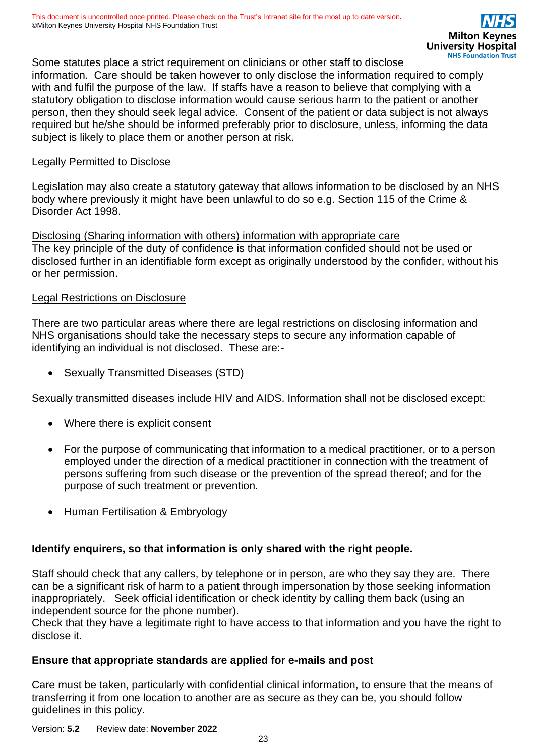Some statutes place a strict requirement on clinicians or other staff to disclose information. Care should be taken however to only disclose the information required to comply with and fulfil the purpose of the law. If staffs have a reason to believe that complying with a statutory obligation to disclose information would cause serious harm to the patient or another person, then they should seek legal advice. Consent of the patient or data subject is not always required but he/she should be informed preferably prior to disclosure, unless, informing the data subject is likely to place them or another person at risk.

<u>Legally Permitted to Disclose</u>

Legislation may also create a statutory gateway that allows information to be disclosed by an NHS body where previously it might have been unlawful to do so e.g. Section 115 of the Crime & Disorder Act 1998.

<u>Disclosing (Sharing information with others) information with appropriate care</u>

The key principle of the duty of confidence is that information confided should not be used or disclosed further in an identifiable form except as originally understood by the confider, without his or her permission.

<u>Legal Restrictions on Disclosure</u>

There are two particular areas where there are legal restrictions on disclosing information and NHS organisations should take the necessary steps to secure any information capable of identifying an individual is not disclosed. These are:-

- Sexually Transmitted Diseases (STD)

Sexually transmitted diseases include HIV and AIDS. Information shall not be disclosed except:

- Where there is explicit consent
- For the purpose of communicating that information to a medical practitioner, or to a person employed under the direction of a medical practitioner in connection with the treatment of persons suffering from such disease or the prevention of the spread thereof; and for the purpose of such treatment or prevention.
- Human Fertilisation & Embryology

**Identify enquirers, so that information is only shared with the right people.**

Staff should check that any callers, by telephone or in person, are who they say they are. There can be a significant risk of harm to a patient through impersonation by those seeking information inappropriately. Seek official identification or check identity by calling them back (using an independent source for the phone number).
Check that they have a legitimate right to have access to that information and you have the right to disclose it.

**Ensure that appropriate standards are applied for e-mails and post**

Care must be taken, particularly with confidential clinical information, to ensure that the means of transferring it from one location to another are as secure as they can be, you should follow guidelines in this policy.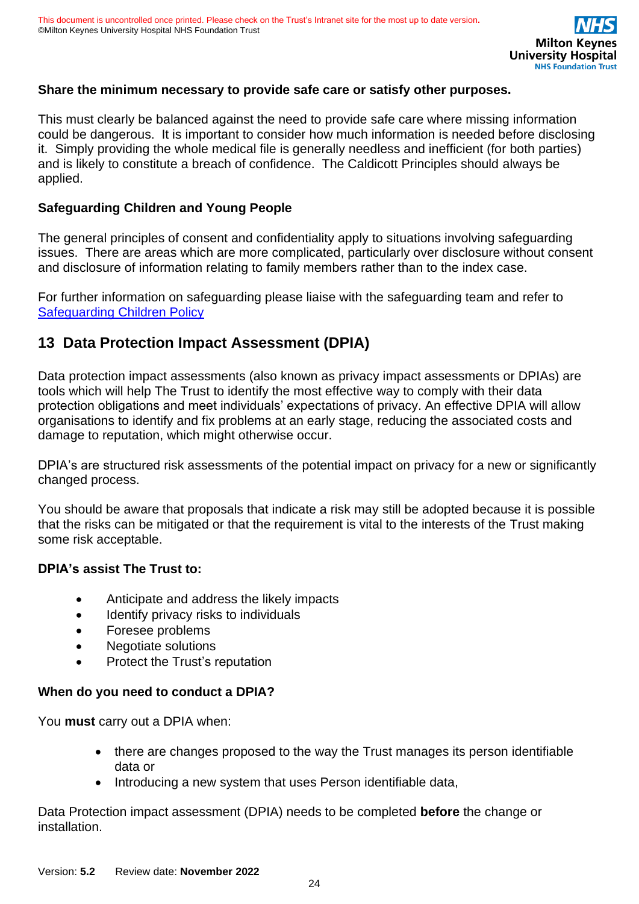**Share the minimum necessary to provide safe care or satisfy other purposes.**

This must clearly be balanced against the need to provide safe care where missing information could be dangerous. It is important to consider how much information is needed before disclosing it. Simply providing the whole medical file is generally needless and inefficient (for both parties) and is likely to constitute a breach of confidence. The Caldicott Principles should always be applied.

**Safeguarding Children and Young People**

The general principles of consent and confidentiality apply to situations involving safeguarding issues. There are areas which are more complicated, particularly over disclosure without consent and disclosure of information relating to family members rather than to the index case.

For further information on safeguarding please liaise with the safeguarding team and refer to Safeguarding Children Policy

## 13 Data Protection Impact Assessment (DPIA)

Data protection impact assessments (also known as privacy impact assessments or DPIAs) are tools which will help The Trust to identify the most effective way to comply with their data protection obligations and meet individuals' expectations of privacy. An effective DPIA will allow organisations to identify and fix problems at an early stage, reducing the associated costs and damage to reputation, which might otherwise occur.

DPIA's are structured risk assessments of the potential impact on privacy for a new or significantly changed process.

You should be aware that proposals that indicate a risk may still be adopted because it is possible that the risks can be mitigated or that the requirement is vital to the interests of the Trust making some risk acceptable.

**DPIA's assist The Trust to:**

- Anticipate and address the likely impacts
- Identify privacy risks to individuals
- Foresee problems
- Negotiate solutions
- Protect the Trust's reputation

**When do you need to conduct a DPIA?**

You **must** carry out a DPIA when:

- there are changes proposed to the way the Trust manages its person identifiable data or
- Introducing a new system that uses Person identifiable data,

Data Protection impact assessment (DPIA) needs to be completed **before** the change or installation.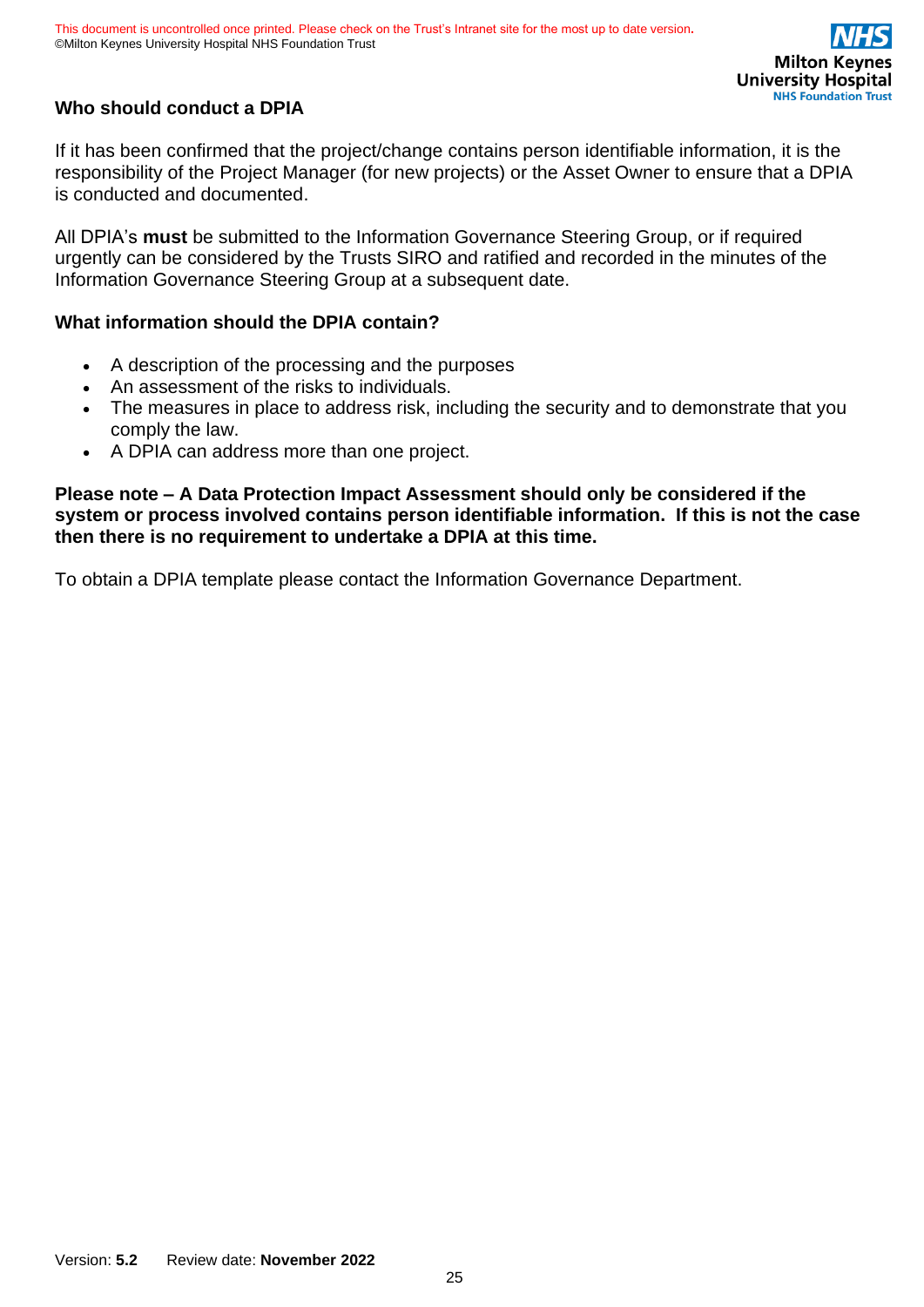### Who should conduct a DPIA

If it has been confirmed that the project/change contains person identifiable information, it is the responsibility of the Project Manager (for new projects) or the Asset Owner to ensure that a DPIA is conducted and documented.

All DPIA's **must** be submitted to the Information Governance Steering Group, or if required urgently can be considered by the Trusts SIRO and ratified and recorded in the minutes of the Information Governance Steering Group at a subsequent date.

### What information should the DPIA contain?

- A description of the processing and the purposes
- An assessment of the risks to individuals.
- The measures in place to address risk, including the security and to demonstrate that you comply the law.
- A DPIA can address more than one project.

**Please note – A Data Protection Impact Assessment should only be considered if the system or process involved contains person identifiable information. If this is not the case then there is no requirement to undertake a DPIA at this time.**

To obtain a DPIA template please contact the Information Governance Department.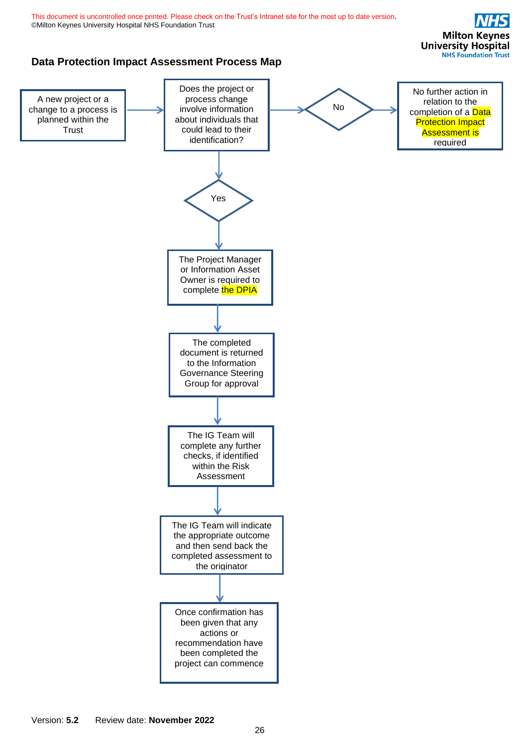## Data Protection Impact Assessment Process Map

A new project or a change to a process is planned within the Trust

→ Does the project or process change involve information about individuals that could lead to their identification?

- **No** → No further action in relation to the completion of a Data Protection Impact Assessment is required
- **Yes** ↓

The Project Manager or Information Asset Owner is required to complete the DPIA

↓

The completed document is returned to the Information Governance Steering Group for approval

↓

The IG Team will complete any further checks, if identified within the Risk Assessment

↓

The IG Team will indicate the appropriate outcome and then send back the completed assessment to the originator

↓

Once confirmation has been given that any actions or recommendation have been completed the project can commence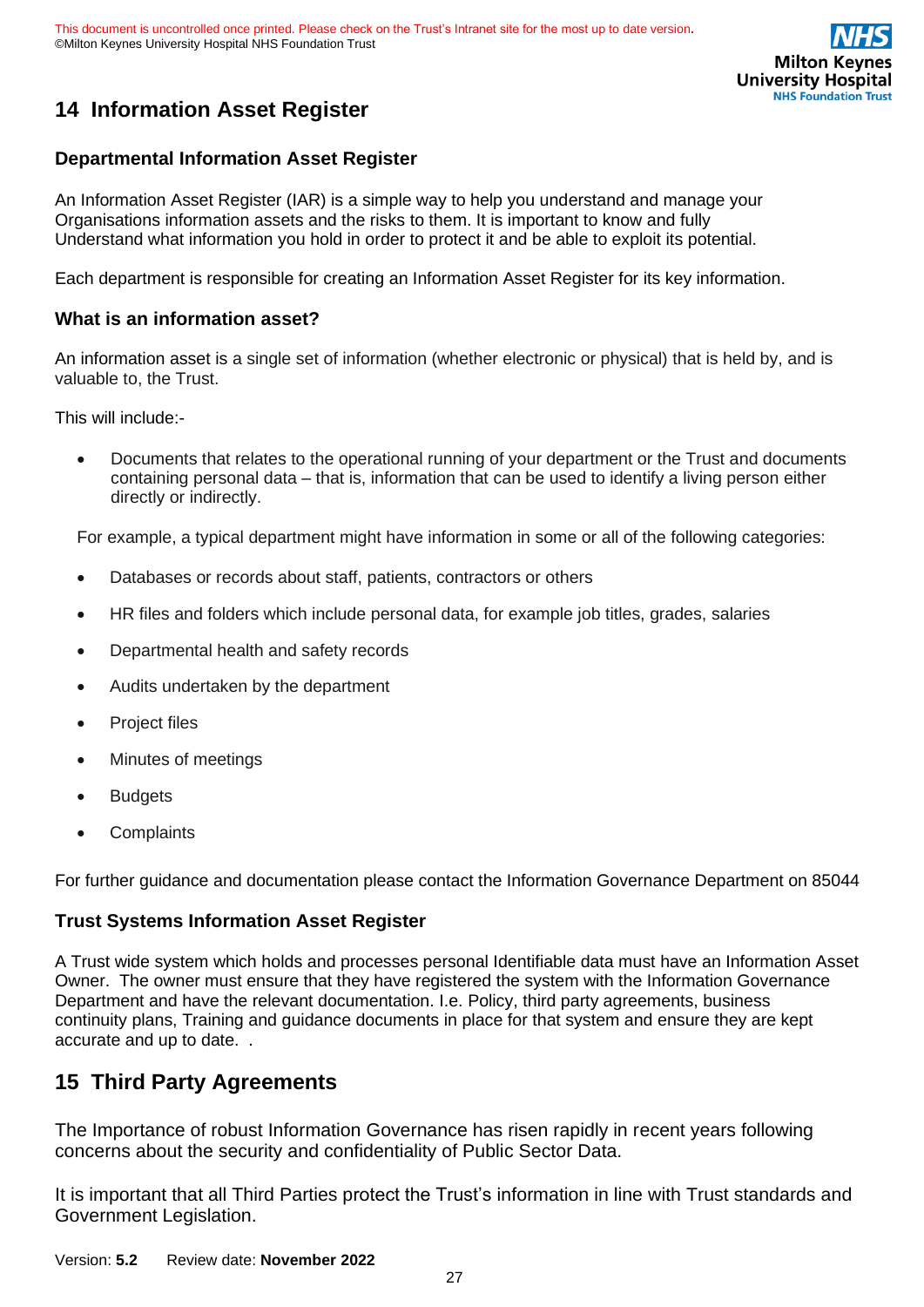## 14 Information Asset Register

### Departmental Information Asset Register

An Information Asset Register (IAR) is a simple way to help you understand and manage your Organisations information assets and the risks to them. It is important to know and fully Understand what information you hold in order to protect it and be able to exploit its potential.

Each department is responsible for creating an Information Asset Register for its key information.

### What is an information asset?

An information asset is a single set of information (whether electronic or physical) that is held by, and is valuable to, the Trust.

This will include:-

- Documents that relates to the operational running of your department or the Trust and documents containing personal data – that is, information that can be used to identify a living person either directly or indirectly.

For example, a typical department might have information in some or all of the following categories:

- Databases or records about staff, patients, contractors or others
- HR files and folders which include personal data, for example job titles, grades, salaries
- Departmental health and safety records
- Audits undertaken by the department
- Project files
- Minutes of meetings
- Budgets
- Complaints

For further guidance and documentation please contact the Information Governance Department on 85044

### Trust Systems Information Asset Register

A Trust wide system which holds and processes personal Identifiable data must have an Information Asset Owner. The owner must ensure that they have registered the system with the Information Governance Department and have the relevant documentation. I.e. Policy, third party agreements, business continuity plans, Training and guidance documents in place for that system and ensure they are kept accurate and up to date. .

## 15 Third Party Agreements

The Importance of robust Information Governance has risen rapidly in recent years following concerns about the security and confidentiality of Public Sector Data.

It is important that all Third Parties protect the Trust's information in line with Trust standards and Government Legislation.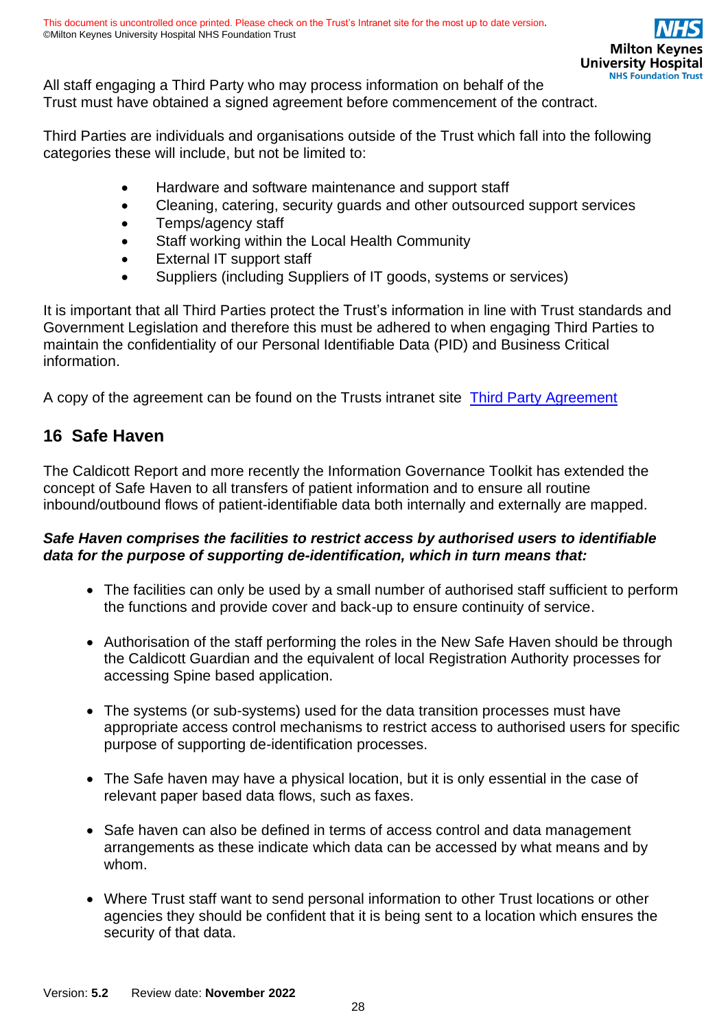All staff engaging a Third Party who may process information on behalf of the Trust must have obtained a signed agreement before commencement of the contract.

Third Parties are individuals and organisations outside of the Trust which fall into the following categories these will include, but not be limited to:

- Hardware and software maintenance and support staff
- Cleaning, catering, security guards and other outsourced support services
- Temps/agency staff
- Staff working within the Local Health Community
- External IT support staff
- Suppliers (including Suppliers of IT goods, systems or services)

It is important that all Third Parties protect the Trust's information in line with Trust standards and Government Legislation and therefore this must be adhered to when engaging Third Parties to maintain the confidentiality of our Personal Identifiable Data (PID) and Business Critical information.

A copy of the agreement can be found on the Trusts intranet site Third Party Agreement

## 16 Safe Haven

The Caldicott Report and more recently the Information Governance Toolkit has extended the concept of Safe Haven to all transfers of patient information and to ensure all routine inbound/outbound flows of patient-identifiable data both internally and externally are mapped.

***Safe Haven comprises the facilities to restrict access by authorised users to identifiable data for the purpose of supporting de-identification, which in turn means that:***

- The facilities can only be used by a small number of authorised staff sufficient to perform the functions and provide cover and back-up to ensure continuity of service.
- Authorisation of the staff performing the roles in the New Safe Haven should be through the Caldicott Guardian and the equivalent of local Registration Authority processes for accessing Spine based application.
- The systems (or sub-systems) used for the data transition processes must have appropriate access control mechanisms to restrict access to authorised users for specific purpose of supporting de-identification processes.
- The Safe haven may have a physical location, but it is only essential in the case of relevant paper based data flows, such as faxes.
- Safe haven can also be defined in terms of access control and data management arrangements as these indicate which data can be accessed by what means and by whom.
- Where Trust staff want to send personal information to other Trust locations or other agencies they should be confident that it is being sent to a location which ensures the security of that data.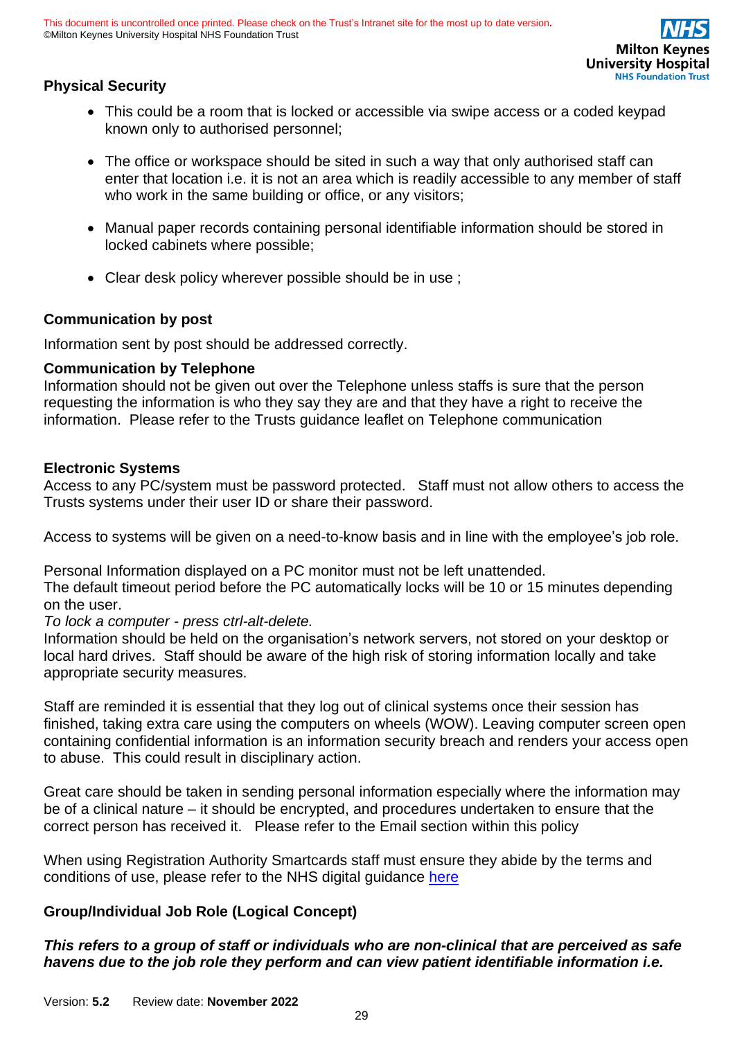**Physical Security**

- This could be a room that is locked or accessible via swipe access or a coded keypad known only to authorised personnel;
- The office or workspace should be sited in such a way that only authorised staff can enter that location i.e. it is not an area which is readily accessible to any member of staff who work in the same building or office, or any visitors;
- Manual paper records containing personal identifiable information should be stored in locked cabinets where possible;
- Clear desk policy wherever possible should be in use ;

**Communication by post**

Information sent by post should be addressed correctly.

**Communication by Telephone**

Information should not be given out over the Telephone unless staffs is sure that the person requesting the information is who they say they are and that they have a right to receive the information. Please refer to the Trusts guidance leaflet on Telephone communication

**Electronic Systems**

Access to any PC/system must be password protected. Staff must not allow others to access the Trusts systems under their user ID or share their password.

Access to systems will be given on a need-to-know basis and in line with the employee's job role.

Personal Information displayed on a PC monitor must not be left unattended.
The default timeout period before the PC automatically locks will be 10 or 15 minutes depending on the user.
*To lock a computer - press ctrl-alt-delete.*
Information should be held on the organisation's network servers, not stored on your desktop or local hard drives. Staff should be aware of the high risk of storing information locally and take appropriate security measures.

Staff are reminded it is essential that they log out of clinical systems once their session has finished, taking extra care using the computers on wheels (WOW). Leaving computer screen open containing confidential information is an information security breach and renders your access open to abuse. This could result in disciplinary action.

Great care should be taken in sending personal information especially where the information may be of a clinical nature – it should be encrypted, and procedures undertaken to ensure that the correct person has received it. Please refer to the Email section within this policy

When using Registration Authority Smartcards staff must ensure they abide by the terms and conditions of use, please refer to the NHS digital guidance here

**Group/Individual Job Role (Logical Concept)**

***This refers to a group of staff or individuals who are non-clinical that are perceived as safe havens due to the job role they perform and can view patient identifiable information i.e.***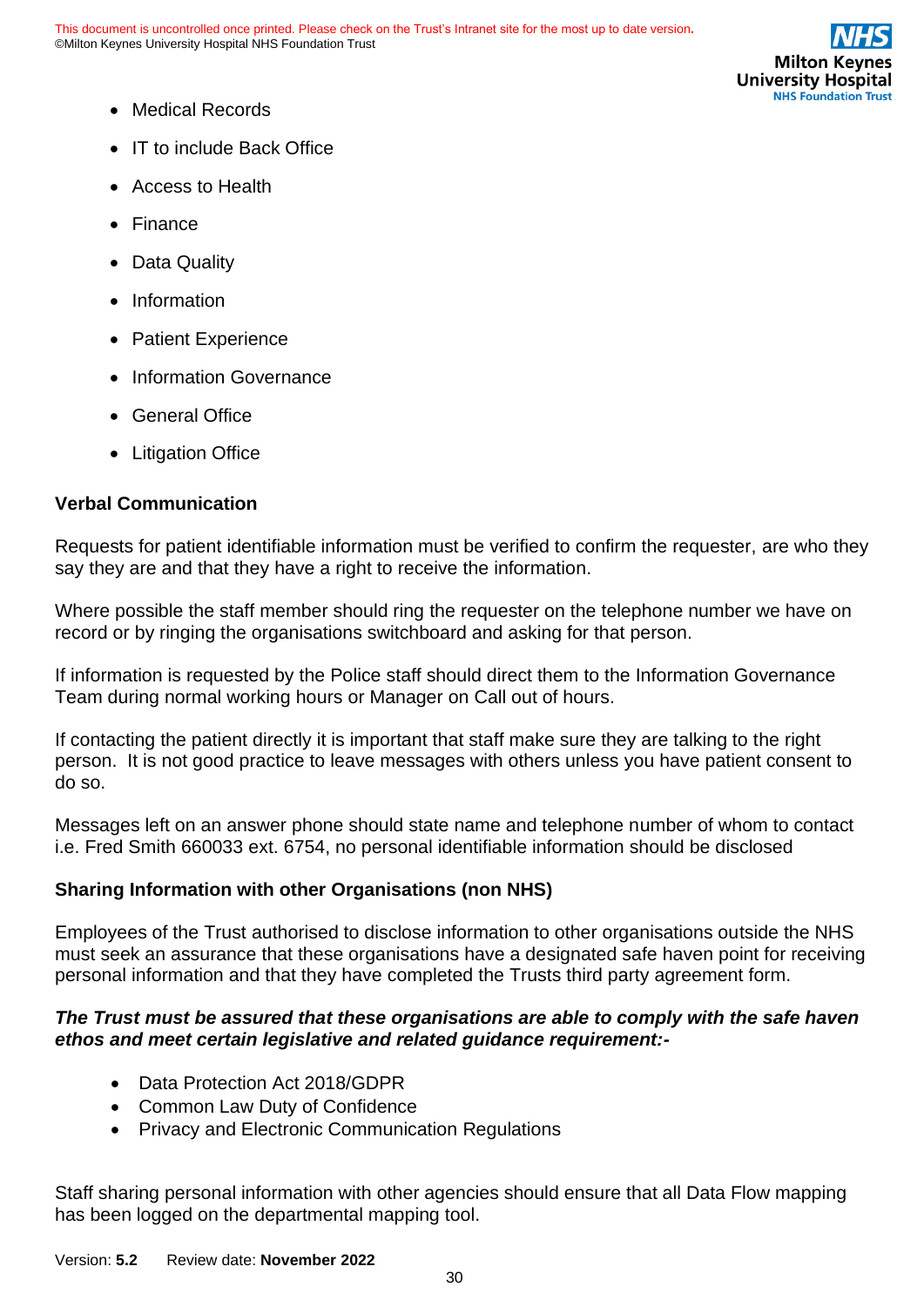- Medical Records
- IT to include Back Office
- Access to Health
- Finance
- Data Quality
- Information
- Patient Experience
- Information Governance
- General Office
- Litigation Office

**Verbal Communication**

Requests for patient identifiable information must be verified to confirm the requester, are who they say they are and that they have a right to receive the information.

Where possible the staff member should ring the requester on the telephone number we have on record or by ringing the organisations switchboard and asking for that person.

If information is requested by the Police staff should direct them to the Information Governance Team during normal working hours or Manager on Call out of hours.

If contacting the patient directly it is important that staff make sure they are talking to the right person. It is not good practice to leave messages with others unless you have patient consent to do so.

Messages left on an answer phone should state name and telephone number of whom to contact i.e. Fred Smith 660033 ext. 6754, no personal identifiable information should be disclosed

**Sharing Information with other Organisations (non NHS)**

Employees of the Trust authorised to disclose information to other organisations outside the NHS must seek an assurance that these organisations have a designated safe haven point for receiving personal information and that they have completed the Trusts third party agreement form.

***The Trust must be assured that these organisations are able to comply with the safe haven ethos and meet certain legislative and related guidance requirement:-***

- Data Protection Act 2018/GDPR
- Common Law Duty of Confidence
- Privacy and Electronic Communication Regulations

Staff sharing personal information with other agencies should ensure that all Data Flow mapping has been logged on the departmental mapping tool.

Version: **5.2** Review date: **November 2022**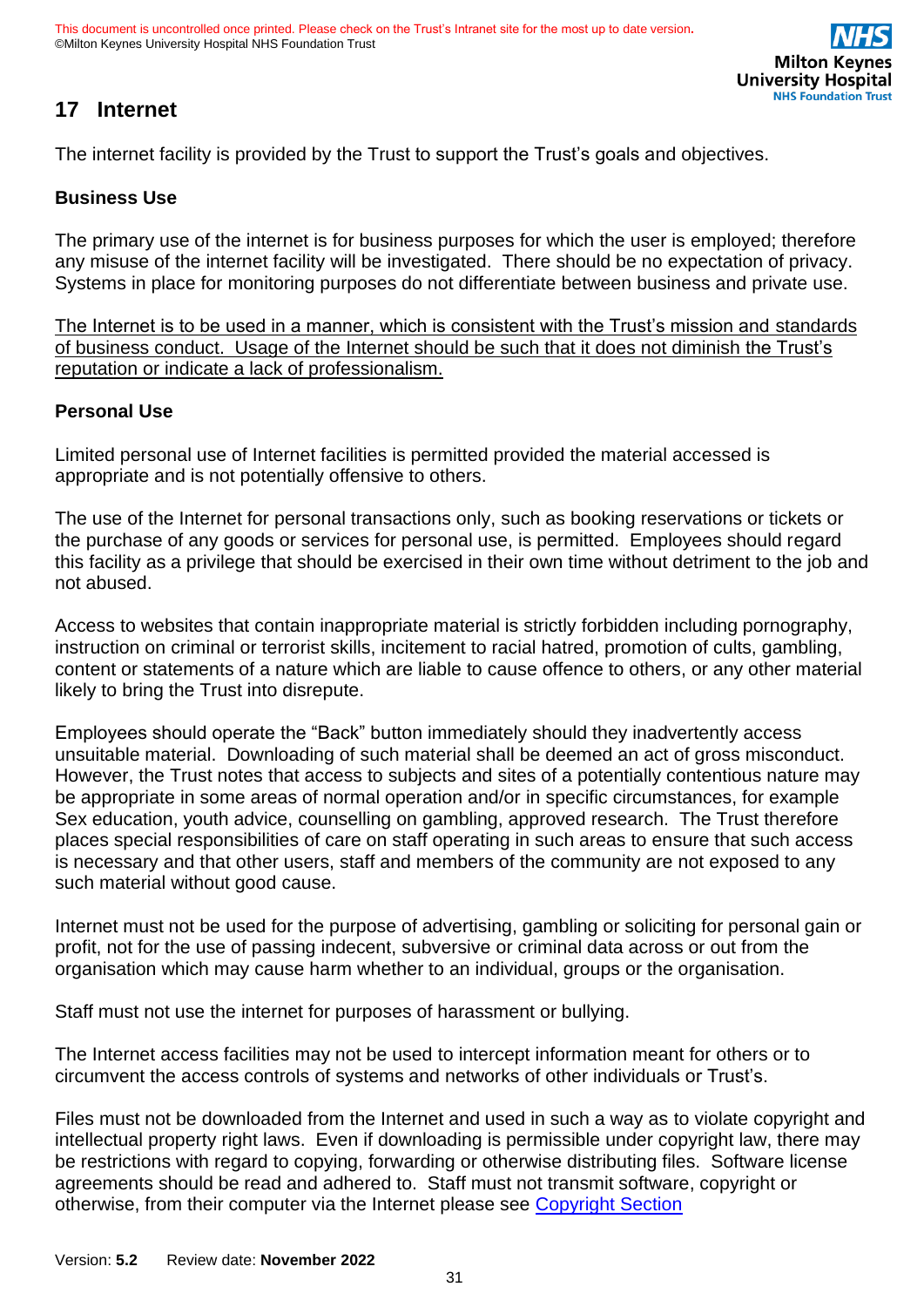## 17 Internet

The internet facility is provided by the Trust to support the Trust's goals and objectives.

**Business Use**

The primary use of the internet is for business purposes for which the user is employed; therefore any misuse of the internet facility will be investigated. There should be no expectation of privacy. Systems in place for monitoring purposes do not differentiate between business and private use.

<u>The Internet is to be used in a manner, which is consistent with the Trust's mission and standards of business conduct. Usage of the Internet should be such that it does not diminish the Trust's reputation or indicate a lack of professionalism.</u>

**Personal Use**

Limited personal use of Internet facilities is permitted provided the material accessed is appropriate and is not potentially offensive to others.

The use of the Internet for personal transactions only, such as booking reservations or tickets or the purchase of any goods or services for personal use, is permitted. Employees should regard this facility as a privilege that should be exercised in their own time without detriment to the job and not abused.

Access to websites that contain inappropriate material is strictly forbidden including pornography, instruction on criminal or terrorist skills, incitement to racial hatred, promotion of cults, gambling, content or statements of a nature which are liable to cause offence to others, or any other material likely to bring the Trust into disrepute.

Employees should operate the "Back" button immediately should they inadvertently access unsuitable material. Downloading of such material shall be deemed an act of gross misconduct. However, the Trust notes that access to subjects and sites of a potentially contentious nature may be appropriate in some areas of normal operation and/or in specific circumstances, for example Sex education, youth advice, counselling on gambling, approved research. The Trust therefore places special responsibilities of care on staff operating in such areas to ensure that such access is necessary and that other users, staff and members of the community are not exposed to any such material without good cause.

Internet must not be used for the purpose of advertising, gambling or soliciting for personal gain or profit, not for the use of passing indecent, subversive or criminal data across or out from the organisation which may cause harm whether to an individual, groups or the organisation.

Staff must not use the internet for purposes of harassment or bullying.

The Internet access facilities may not be used to intercept information meant for others or to circumvent the access controls of systems and networks of other individuals or Trust's.

Files must not be downloaded from the Internet and used in such a way as to violate copyright and intellectual property right laws. Even if downloading is permissible under copyright law, there may be restrictions with regard to copying, forwarding or otherwise distributing files. Software license agreements should be read and adhered to. Staff must not transmit software, copyright or otherwise, from their computer via the Internet please see Copyright Section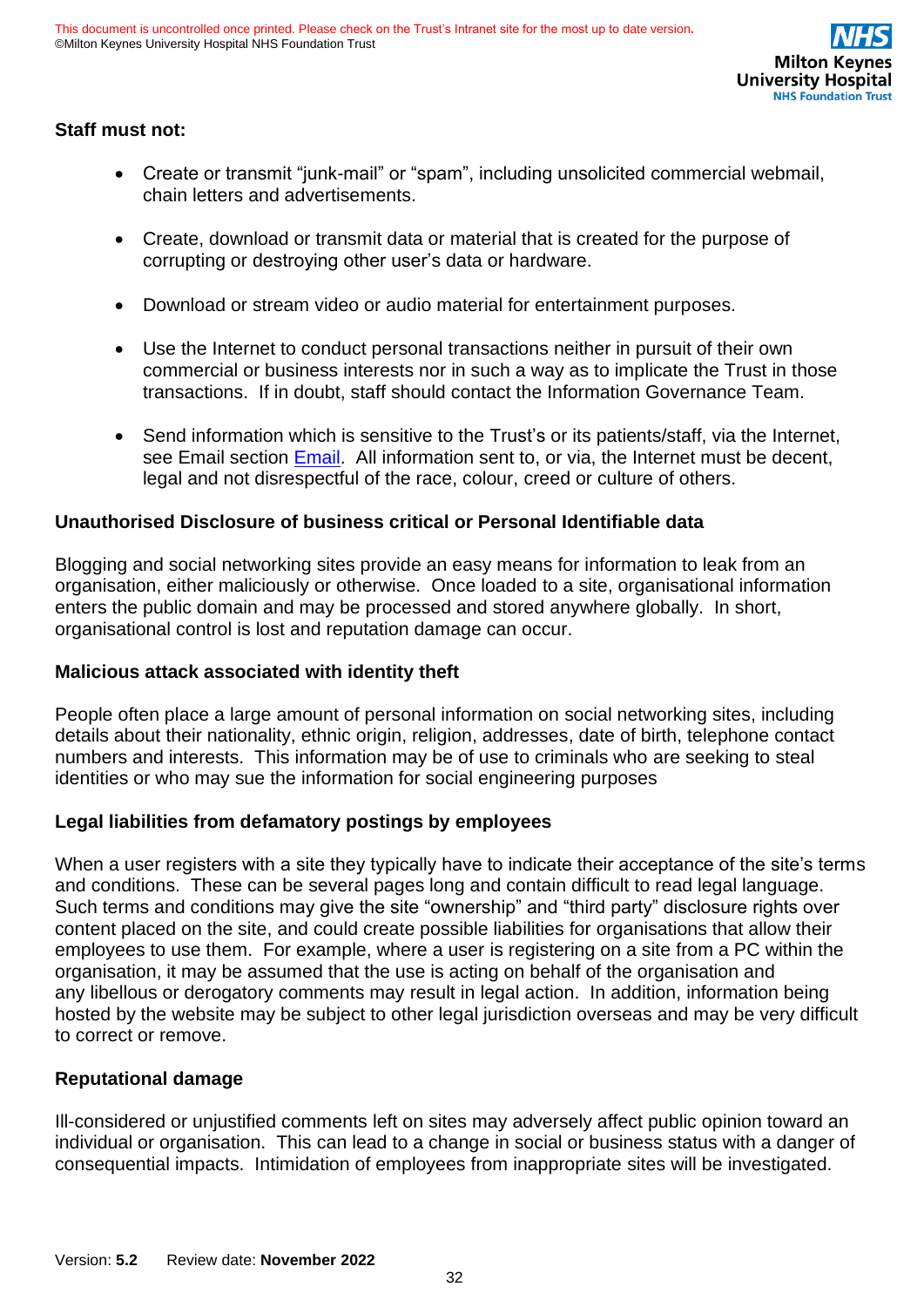**Staff must not:**

- Create or transmit "junk-mail" or "spam", including unsolicited commercial webmail, chain letters and advertisements.
- Create, download or transmit data or material that is created for the purpose of corrupting or destroying other user's data or hardware.
- Download or stream video or audio material for entertainment purposes.
- Use the Internet to conduct personal transactions neither in pursuit of their own commercial or business interests nor in such a way as to implicate the Trust in those transactions. If in doubt, staff should contact the Information Governance Team.
- Send information which is sensitive to the Trust's or its patients/staff, via the Internet, see Email section [Email](). All information sent to, or via, the Internet must be decent, legal and not disrespectful of the race, colour, creed or culture of others.

**Unauthorised Disclosure of business critical or Personal Identifiable data**

Blogging and social networking sites provide an easy means for information to leak from an organisation, either maliciously or otherwise. Once loaded to a site, organisational information enters the public domain and may be processed and stored anywhere globally. In short, organisational control is lost and reputation damage can occur.

**Malicious attack associated with identity theft**

People often place a large amount of personal information on social networking sites, including details about their nationality, ethnic origin, religion, addresses, date of birth, telephone contact numbers and interests. This information may be of use to criminals who are seeking to steal identities or who may sue the information for social engineering purposes

**Legal liabilities from defamatory postings by employees**

When a user registers with a site they typically have to indicate their acceptance of the site's terms and conditions. These can be several pages long and contain difficult to read legal language. Such terms and conditions may give the site "ownership" and "third party" disclosure rights over content placed on the site, and could create possible liabilities for organisations that allow their employees to use them. For example, where a user is registering on a site from a PC within the organisation, it may be assumed that the use is acting on behalf of the organisation and any libellous or derogatory comments may result in legal action. In addition, information being hosted by the website may be subject to other legal jurisdiction overseas and may be very difficult to correct or remove.

**Reputational damage**

Ill-considered or unjustified comments left on sites may adversely affect public opinion toward an individual or organisation. This can lead to a change in social or business status with a danger of consequential impacts. Intimidation of employees from inappropriate sites will be investigated.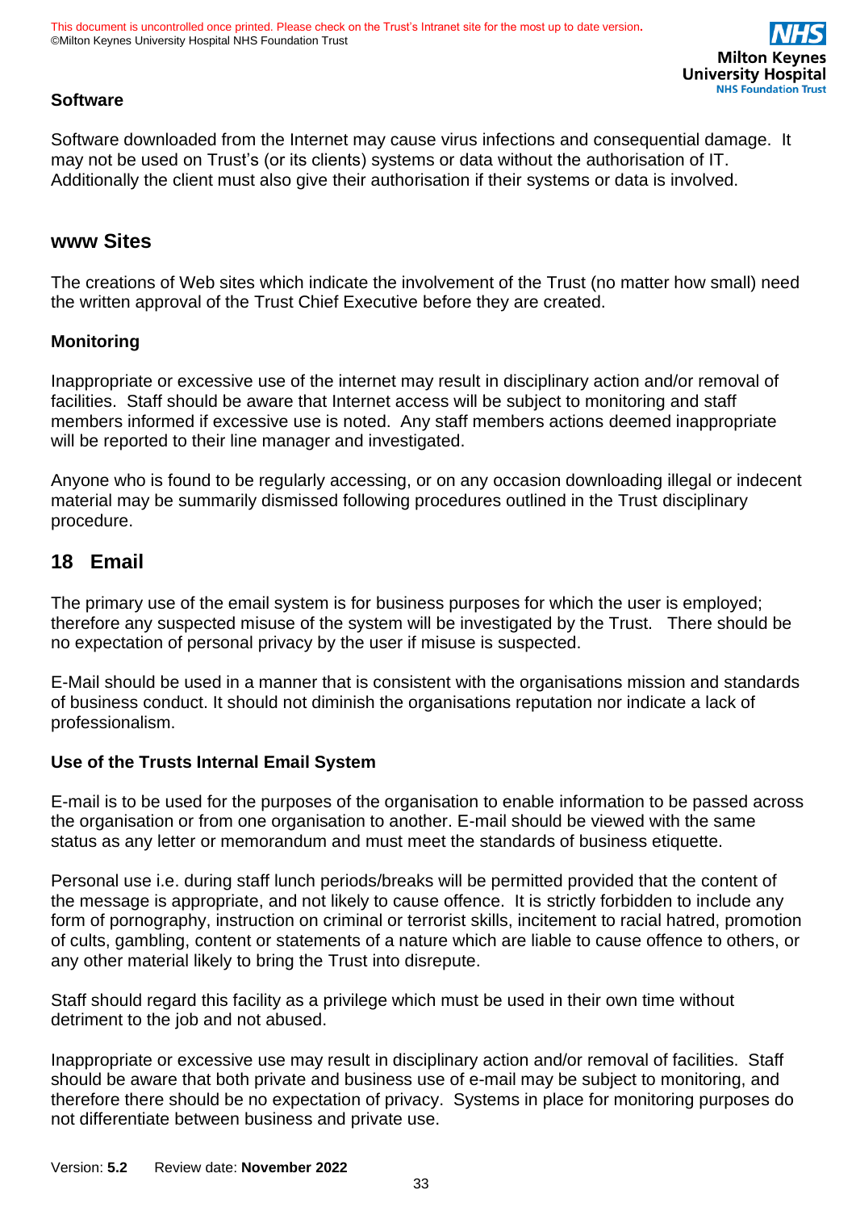### Software

Software downloaded from the Internet may cause virus infections and consequential damage. It may not be used on Trust's (or its clients) systems or data without the authorisation of IT. Additionally the client must also give their authorisation if their systems or data is involved.

## www Sites

The creations of Web sites which indicate the involvement of the Trust (no matter how small) need the written approval of the Trust Chief Executive before they are created.

### Monitoring

Inappropriate or excessive use of the internet may result in disciplinary action and/or removal of facilities. Staff should be aware that Internet access will be subject to monitoring and staff members informed if excessive use is noted. Any staff members actions deemed inappropriate will be reported to their line manager and investigated.

Anyone who is found to be regularly accessing, or on any occasion downloading illegal or indecent material may be summarily dismissed following procedures outlined in the Trust disciplinary procedure.

## 18 Email

The primary use of the email system is for business purposes for which the user is employed; therefore any suspected misuse of the system will be investigated by the Trust. There should be no expectation of personal privacy by the user if misuse is suspected.

E-Mail should be used in a manner that is consistent with the organisations mission and standards of business conduct. It should not diminish the organisations reputation nor indicate a lack of professionalism.

### Use of the Trusts Internal Email System

E-mail is to be used for the purposes of the organisation to enable information to be passed across the organisation or from one organisation to another. E-mail should be viewed with the same status as any letter or memorandum and must meet the standards of business etiquette.

Personal use i.e. during staff lunch periods/breaks will be permitted provided that the content of the message is appropriate, and not likely to cause offence. It is strictly forbidden to include any form of pornography, instruction on criminal or terrorist skills, incitement to racial hatred, promotion of cults, gambling, content or statements of a nature which are liable to cause offence to others, or any other material likely to bring the Trust into disrepute.

Staff should regard this facility as a privilege which must be used in their own time without detriment to the job and not abused.

Inappropriate or excessive use may result in disciplinary action and/or removal of facilities. Staff should be aware that both private and business use of e-mail may be subject to monitoring, and therefore there should be no expectation of privacy. Systems in place for monitoring purposes do not differentiate between business and private use.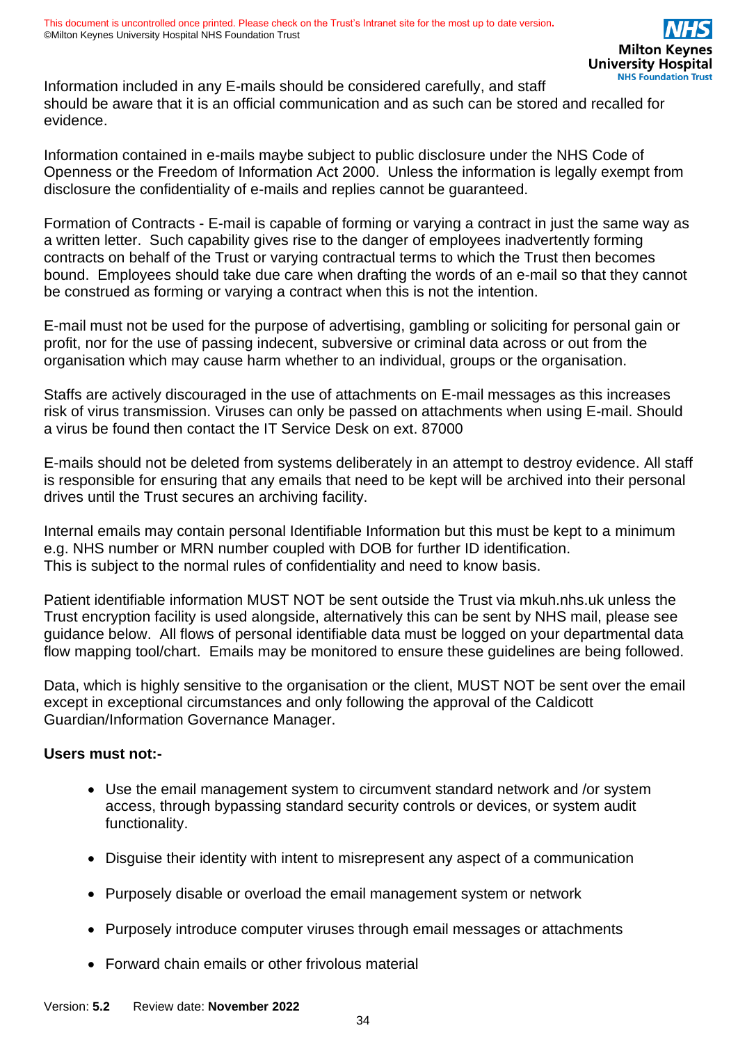Information included in any E-mails should be considered carefully, and staff should be aware that it is an official communication and as such can be stored and recalled for evidence.

Information contained in e-mails maybe subject to public disclosure under the NHS Code of Openness or the Freedom of Information Act 2000. Unless the information is legally exempt from disclosure the confidentiality of e-mails and replies cannot be guaranteed.

Formation of Contracts - E-mail is capable of forming or varying a contract in just the same way as a written letter. Such capability gives rise to the danger of employees inadvertently forming contracts on behalf of the Trust or varying contractual terms to which the Trust then becomes bound. Employees should take due care when drafting the words of an e-mail so that they cannot be construed as forming or varying a contract when this is not the intention.

E-mail must not be used for the purpose of advertising, gambling or soliciting for personal gain or profit, nor for the use of passing indecent, subversive or criminal data across or out from the organisation which may cause harm whether to an individual, groups or the organisation.

Staffs are actively discouraged in the use of attachments on E-mail messages as this increases risk of virus transmission. Viruses can only be passed on attachments when using E-mail. Should a virus be found then contact the IT Service Desk on ext. 87000

E-mails should not be deleted from systems deliberately in an attempt to destroy evidence. All staff is responsible for ensuring that any emails that need to be kept will be archived into their personal drives until the Trust secures an archiving facility.

Internal emails may contain personal Identifiable Information but this must be kept to a minimum e.g. NHS number or MRN number coupled with DOB for further ID identification.
This is subject to the normal rules of confidentiality and need to know basis.

Patient identifiable information MUST NOT be sent outside the Trust via mkuh.nhs.uk unless the Trust encryption facility is used alongside, alternatively this can be sent by NHS mail, please see guidance below. All flows of personal identifiable data must be logged on your departmental data flow mapping tool/chart. Emails may be monitored to ensure these guidelines are being followed.

Data, which is highly sensitive to the organisation or the client, MUST NOT be sent over the email except in exceptional circumstances and only following the approval of the Caldicott Guardian/Information Governance Manager.

**Users must not:-**

- Use the email management system to circumvent standard network and /or system access, through bypassing standard security controls or devices, or system audit functionality.
- Disguise their identity with intent to misrepresent any aspect of a communication
- Purposely disable or overload the email management system or network
- Purposely introduce computer viruses through email messages or attachments
- Forward chain emails or other frivolous material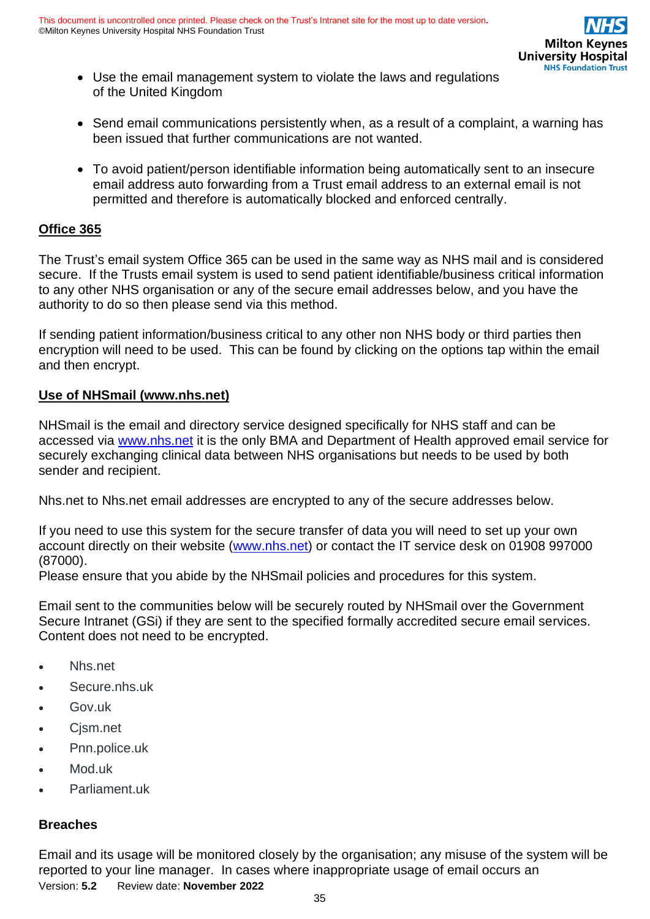- Use the email management system to violate the laws and regulations of the United Kingdom

- Send email communications persistently when, as a result of a complaint, a warning has been issued that further communications are not wanted.

- To avoid patient/person identifiable information being automatically sent to an insecure email address auto forwarding from a Trust email address to an external email is not permitted and therefore is automatically blocked and enforced centrally.

**Office 365**

The Trust's email system Office 365 can be used in the same way as NHS mail and is considered secure. If the Trusts email system is used to send patient identifiable/business critical information to any other NHS organisation or any of the secure email addresses below, and you have the authority to do so then please send via this method.

If sending patient information/business critical to any other non NHS body or third parties then encryption will need to be used. This can be found by clicking on the options tap within the email and then encrypt.

**Use of NHSmail (www.nhs.net)**

NHSmail is the email and directory service designed specifically for NHS staff and can be accessed via www.nhs.net it is the only BMA and Department of Health approved email service for securely exchanging clinical data between NHS organisations but needs to be used by both sender and recipient.

Nhs.net to Nhs.net email addresses are encrypted to any of the secure addresses below.

If you need to use this system for the secure transfer of data you will need to set up your own account directly on their website (www.nhs.net) or contact the IT service desk on 01908 997000 (87000).
Please ensure that you abide by the NHSmail policies and procedures for this system.

Email sent to the communities below will be securely routed by NHSmail over the Government Secure Intranet (GSi) if they are sent to the specified formally accredited secure email services. Content does not need to be encrypted.

- Nhs.net
- Secure.nhs.uk
- Gov.uk
- Cjsm.net
- Pnn.police.uk
- Mod.uk
- Parliament.uk

**Breaches**

Email and its usage will be monitored closely by the organisation; any misuse of the system will be reported to your line manager. In cases where inappropriate usage of email occurs an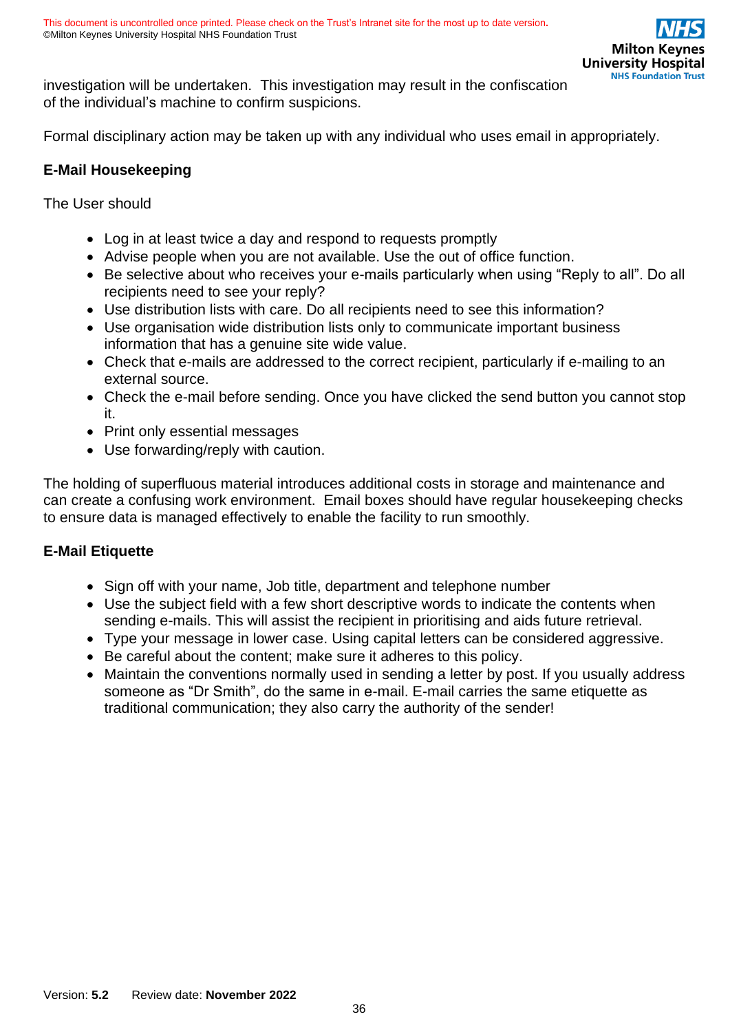investigation will be undertaken. This investigation may result in the confiscation of the individual's machine to confirm suspicions.

Formal disciplinary action may be taken up with any individual who uses email in appropriately.

**E-Mail Housekeeping**

The User should

- Log in at least twice a day and respond to requests promptly
- Advise people when you are not available. Use the out of office function.
- Be selective about who receives your e-mails particularly when using "Reply to all". Do all recipients need to see your reply?
- Use distribution lists with care. Do all recipients need to see this information?
- Use organisation wide distribution lists only to communicate important business information that has a genuine site wide value.
- Check that e-mails are addressed to the correct recipient, particularly if e-mailing to an external source.
- Check the e-mail before sending. Once you have clicked the send button you cannot stop it.
- Print only essential messages
- Use forwarding/reply with caution.

The holding of superfluous material introduces additional costs in storage and maintenance and can create a confusing work environment. Email boxes should have regular housekeeping checks to ensure data is managed effectively to enable the facility to run smoothly.

**E-Mail Etiquette**

- Sign off with your name, Job title, department and telephone number
- Use the subject field with a few short descriptive words to indicate the contents when sending e-mails. This will assist the recipient in prioritising and aids future retrieval.
- Type your message in lower case. Using capital letters can be considered aggressive.
- Be careful about the content; make sure it adheres to this policy.
- Maintain the conventions normally used in sending a letter by post. If you usually address someone as "Dr Smith", do the same in e-mail. E-mail carries the same etiquette as traditional communication; they also carry the authority of the sender!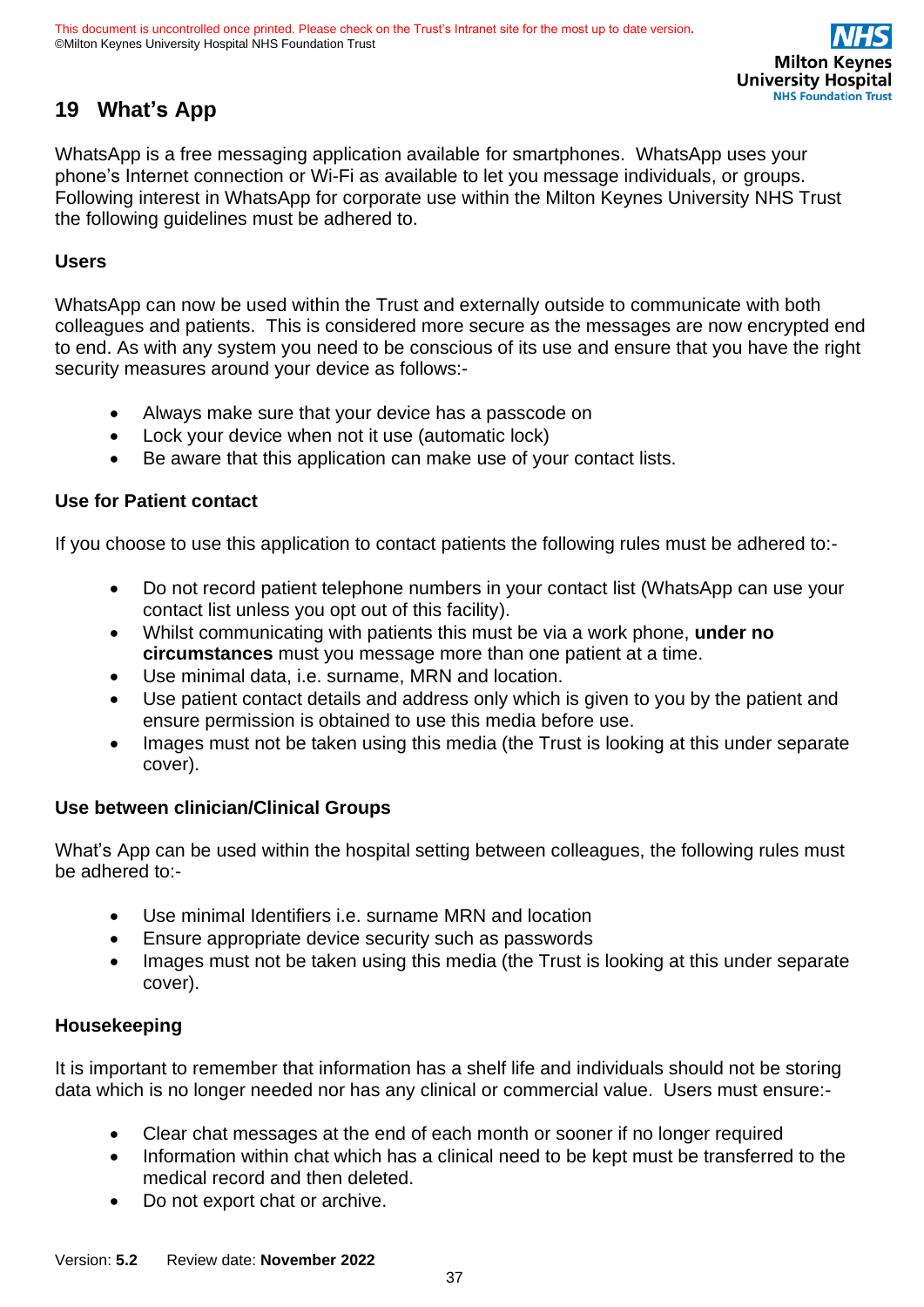## 19 What's App

WhatsApp is a free messaging application available for smartphones. WhatsApp uses your phone's Internet connection or Wi-Fi as available to let you message individuals, or groups. Following interest in WhatsApp for corporate use within the Milton Keynes University NHS Trust the following guidelines must be adhered to.

### Users

WhatsApp can now be used within the Trust and externally outside to communicate with both colleagues and patients. This is considered more secure as the messages are now encrypted end to end. As with any system you need to be conscious of its use and ensure that you have the right security measures around your device as follows:-

- Always make sure that your device has a passcode on
- Lock your device when not it use (automatic lock)
- Be aware that this application can make use of your contact lists.

### Use for Patient contact

If you choose to use this application to contact patients the following rules must be adhered to:-

- Do not record patient telephone numbers in your contact list (WhatsApp can use your contact list unless you opt out of this facility).
- Whilst communicating with patients this must be via a work phone, **under no circumstances** must you message more than one patient at a time.
- Use minimal data, i.e. surname, MRN and location.
- Use patient contact details and address only which is given to you by the patient and ensure permission is obtained to use this media before use.
- Images must not be taken using this media (the Trust is looking at this under separate cover).

### Use between clinician/Clinical Groups

What's App can be used within the hospital setting between colleagues, the following rules must be adhered to:-

- Use minimal Identifiers i.e. surname MRN and location
- Ensure appropriate device security such as passwords
- Images must not be taken using this media (the Trust is looking at this under separate cover).

### Housekeeping

It is important to remember that information has a shelf life and individuals should not be storing data which is no longer needed nor has any clinical or commercial value. Users must ensure:-

- Clear chat messages at the end of each month or sooner if no longer required
- Information within chat which has a clinical need to be kept must be transferred to the medical record and then deleted.
- Do not export chat or archive.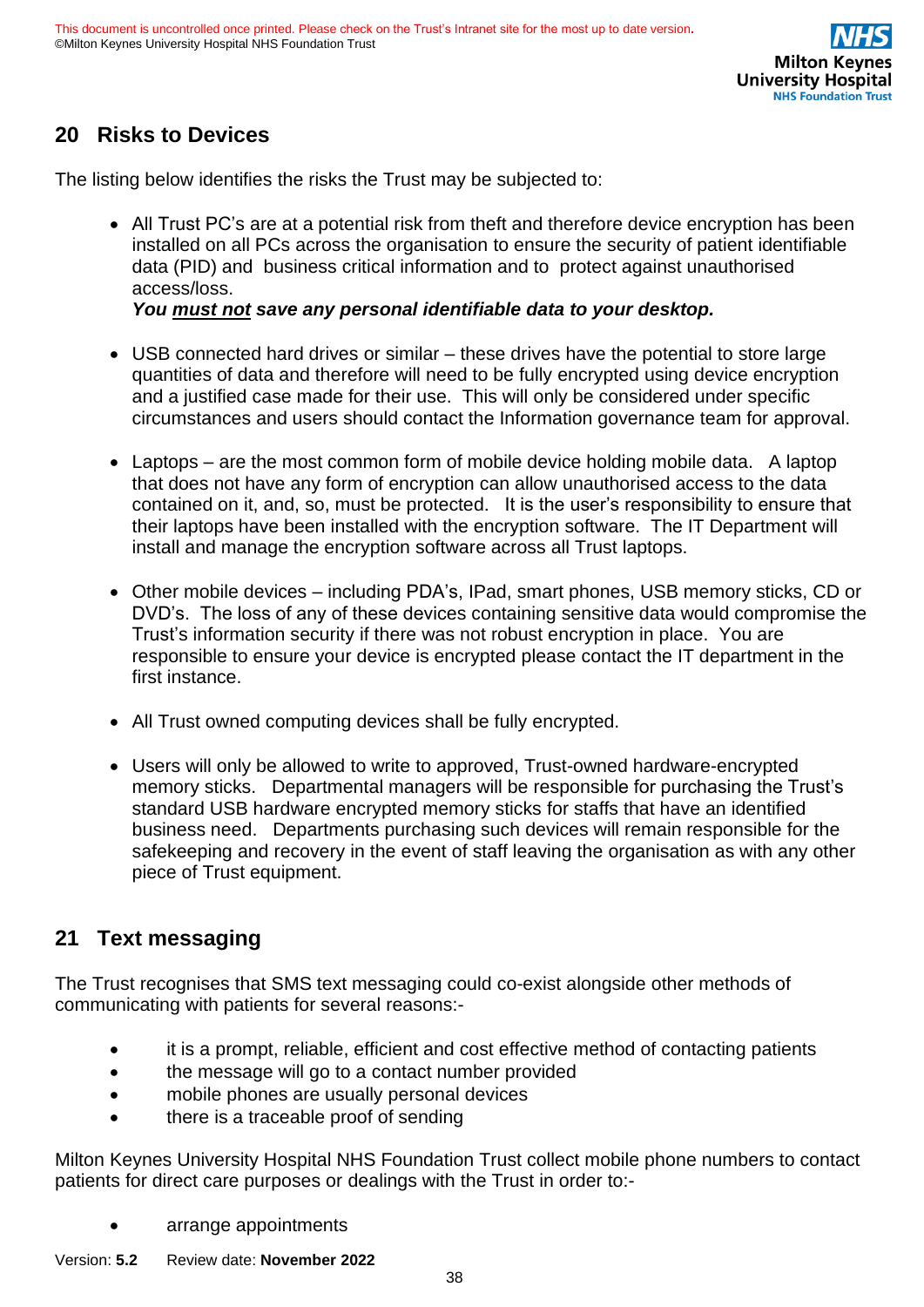## 20 Risks to Devices

The listing below identifies the risks the Trust may be subjected to:

- All Trust PC's are at a potential risk from theft and therefore device encryption has been installed on all PCs across the organisation to ensure the security of patient identifiable data (PID) and business critical information and to protect against unauthorised access/loss.
  ***You must not save any personal identifiable data to your desktop.***

- USB connected hard drives or similar – these drives have the potential to store large quantities of data and therefore will need to be fully encrypted using device encryption and a justified case made for their use. This will only be considered under specific circumstances and users should contact the Information governance team for approval.

- Laptops – are the most common form of mobile device holding mobile data. A laptop that does not have any form of encryption can allow unauthorised access to the data contained on it, and, so, must be protected. It is the user's responsibility to ensure that their laptops have been installed with the encryption software. The IT Department will install and manage the encryption software across all Trust laptops.

- Other mobile devices – including PDA's, IPad, smart phones, USB memory sticks, CD or DVD's. The loss of any of these devices containing sensitive data would compromise the Trust's information security if there was not robust encryption in place. You are responsible to ensure your device is encrypted please contact the IT department in the first instance.

- All Trust owned computing devices shall be fully encrypted.

- Users will only be allowed to write to approved, Trust-owned hardware-encrypted memory sticks. Departmental managers will be responsible for purchasing the Trust's standard USB hardware encrypted memory sticks for staffs that have an identified business need. Departments purchasing such devices will remain responsible for the safekeeping and recovery in the event of staff leaving the organisation as with any other piece of Trust equipment.

## 21 Text messaging

The Trust recognises that SMS text messaging could co-exist alongside other methods of communicating with patients for several reasons:-

- it is a prompt, reliable, efficient and cost effective method of contacting patients
- the message will go to a contact number provided
- mobile phones are usually personal devices
- there is a traceable proof of sending

Milton Keynes University Hospital NHS Foundation Trust collect mobile phone numbers to contact patients for direct care purposes or dealings with the Trust in order to:-

- arrange appointments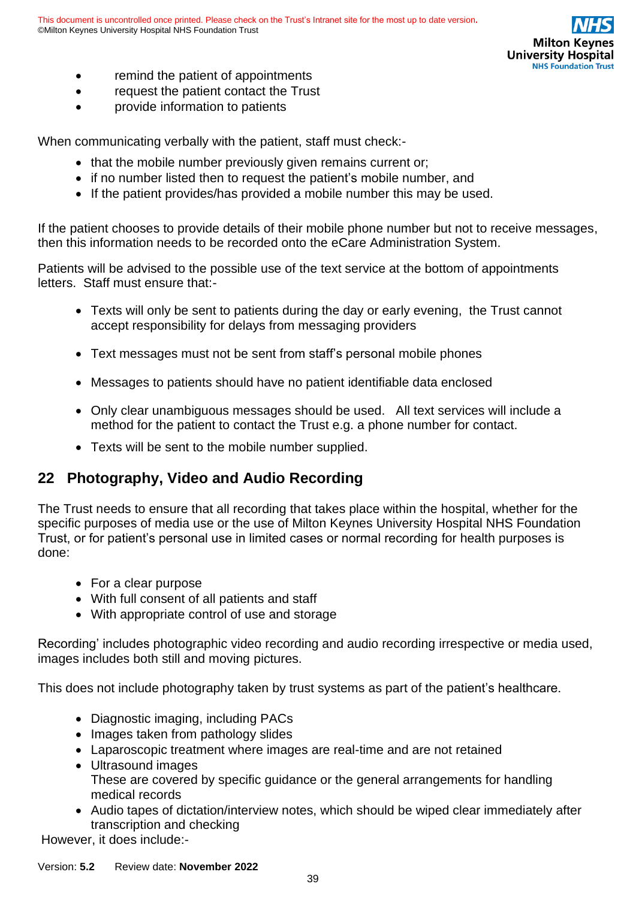- remind the patient of appointments
- request the patient contact the Trust
- provide information to patients

When communicating verbally with the patient, staff must check:-

- that the mobile number previously given remains current or;
- if no number listed then to request the patient's mobile number, and
- If the patient provides/has provided a mobile number this may be used.

If the patient chooses to provide details of their mobile phone number but not to receive messages, then this information needs to be recorded onto the eCare Administration System.

Patients will be advised to the possible use of the text service at the bottom of appointments letters. Staff must ensure that:-

- Texts will only be sent to patients during the day or early evening, the Trust cannot accept responsibility for delays from messaging providers
- Text messages must not be sent from staff's personal mobile phones
- Messages to patients should have no patient identifiable data enclosed
- Only clear unambiguous messages should be used. All text services will include a method for the patient to contact the Trust e.g. a phone number for contact.
- Texts will be sent to the mobile number supplied.

## 22 Photography, Video and Audio Recording

The Trust needs to ensure that all recording that takes place within the hospital, whether for the specific purposes of media use or the use of Milton Keynes University Hospital NHS Foundation Trust, or for patient's personal use in limited cases or normal recording for health purposes is done:

- For a clear purpose
- With full consent of all patients and staff
- With appropriate control of use and storage

Recording' includes photographic video recording and audio recording irrespective or media used, images includes both still and moving pictures.

This does not include photography taken by trust systems as part of the patient's healthcare.

- Diagnostic imaging, including PACs
- Images taken from pathology slides
- Laparoscopic treatment where images are real-time and are not retained
- Ultrasound images
  These are covered by specific guidance or the general arrangements for handling medical records
- Audio tapes of dictation/interview notes, which should be wiped clear immediately after transcription and checking

However, it does include:-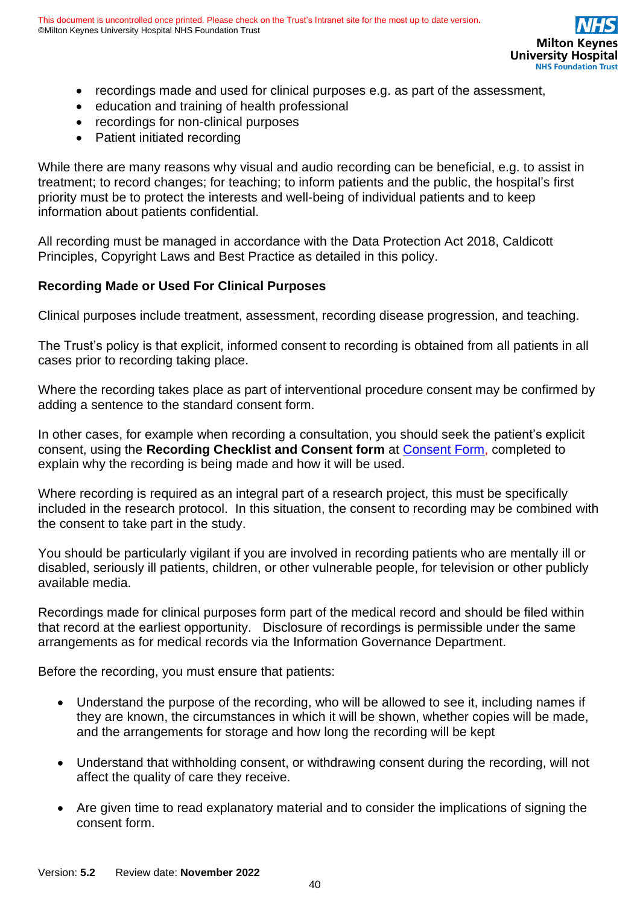- recordings made and used for clinical purposes e.g. as part of the assessment,
- education and training of health professional
- recordings for non-clinical purposes
- Patient initiated recording

While there are many reasons why visual and audio recording can be beneficial, e.g. to assist in treatment; to record changes; for teaching; to inform patients and the public, the hospital's first priority must be to protect the interests and well-being of individual patients and to keep information about patients confidential.

All recording must be managed in accordance with the Data Protection Act 2018, Caldicott Principles, Copyright Laws and Best Practice as detailed in this policy.

**Recording Made or Used For Clinical Purposes**

Clinical purposes include treatment, assessment, recording disease progression, and teaching.

The Trust's policy is that explicit, informed consent to recording is obtained from all patients in all cases prior to recording taking place.

Where the recording takes place as part of interventional procedure consent may be confirmed by adding a sentence to the standard consent form.

In other cases, for example when recording a consultation, you should seek the patient's explicit consent, using the **Recording Checklist and Consent form** at Consent Form, completed to explain why the recording is being made and how it will be used.

Where recording is required as an integral part of a research project, this must be specifically included in the research protocol. In this situation, the consent to recording may be combined with the consent to take part in the study.

You should be particularly vigilant if you are involved in recording patients who are mentally ill or disabled, seriously ill patients, children, or other vulnerable people, for television or other publicly available media.

Recordings made for clinical purposes form part of the medical record and should be filed within that record at the earliest opportunity. Disclosure of recordings is permissible under the same arrangements as for medical records via the Information Governance Department.

Before the recording, you must ensure that patients:

- Understand the purpose of the recording, who will be allowed to see it, including names if they are known, the circumstances in which it will be shown, whether copies will be made, and the arrangements for storage and how long the recording will be kept

- Understand that withholding consent, or withdrawing consent during the recording, will not affect the quality of care they receive.

- Are given time to read explanatory material and to consider the implications of signing the consent form.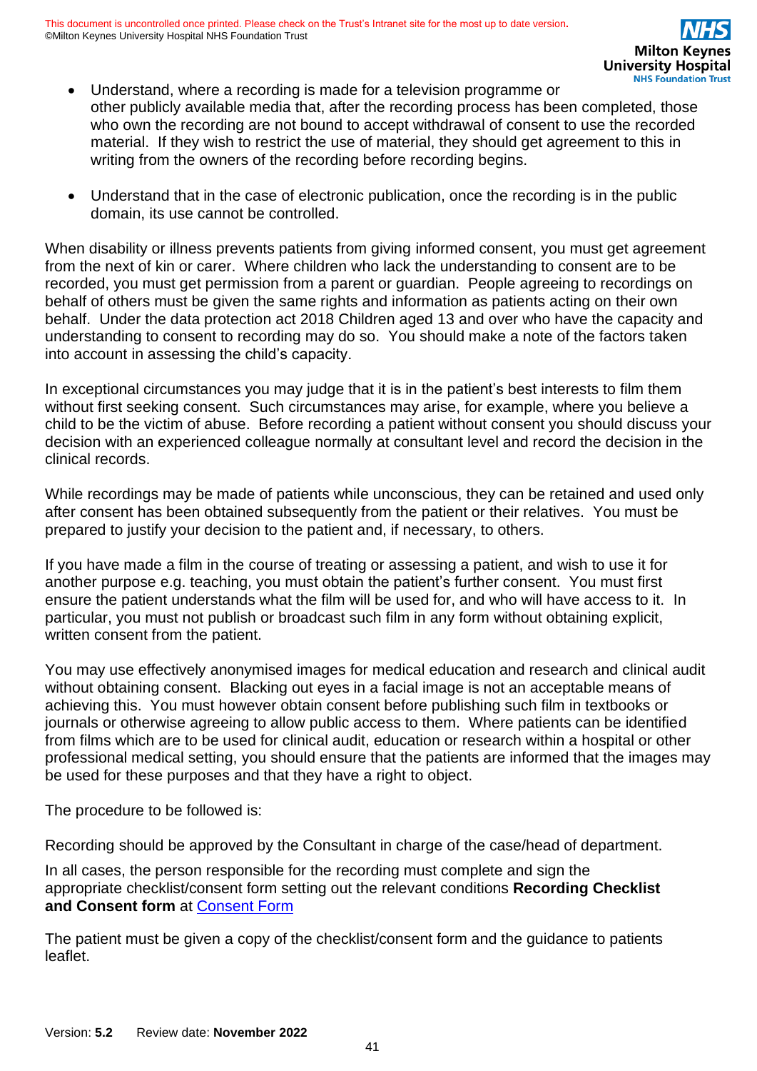- Understand, where a recording is made for a television programme or other publicly available media that, after the recording process has been completed, those who own the recording are not bound to accept withdrawal of consent to use the recorded material. If they wish to restrict the use of material, they should get agreement to this in writing from the owners of the recording before recording begins.

- Understand that in the case of electronic publication, once the recording is in the public domain, its use cannot be controlled.

When disability or illness prevents patients from giving informed consent, you must get agreement from the next of kin or carer. Where children who lack the understanding to consent are to be recorded, you must get permission from a parent or guardian. People agreeing to recordings on behalf of others must be given the same rights and information as patients acting on their own behalf. Under the data protection act 2018 Children aged 13 and over who have the capacity and understanding to consent to recording may do so. You should make a note of the factors taken into account in assessing the child's capacity.

In exceptional circumstances you may judge that it is in the patient's best interests to film them without first seeking consent. Such circumstances may arise, for example, where you believe a child to be the victim of abuse. Before recording a patient without consent you should discuss your decision with an experienced colleague normally at consultant level and record the decision in the clinical records.

While recordings may be made of patients while unconscious, they can be retained and used only after consent has been obtained subsequently from the patient or their relatives. You must be prepared to justify your decision to the patient and, if necessary, to others.

If you have made a film in the course of treating or assessing a patient, and wish to use it for another purpose e.g. teaching, you must obtain the patient's further consent. You must first ensure the patient understands what the film will be used for, and who will have access to it. In particular, you must not publish or broadcast such film in any form without obtaining explicit, written consent from the patient.

You may use effectively anonymised images for medical education and research and clinical audit without obtaining consent. Blacking out eyes in a facial image is not an acceptable means of achieving this. You must however obtain consent before publishing such film in textbooks or journals or otherwise agreeing to allow public access to them. Where patients can be identified from films which are to be used for clinical audit, education or research within a hospital or other professional medical setting, you should ensure that the patients are informed that the images may be used for these purposes and that they have a right to object.

The procedure to be followed is:

Recording should be approved by the Consultant in charge of the case/head of department.

In all cases, the person responsible for the recording must complete and sign the appropriate checklist/consent form setting out the relevant conditions **Recording Checklist and Consent form** at Consent Form

The patient must be given a copy of the checklist/consent form and the guidance to patients leaflet.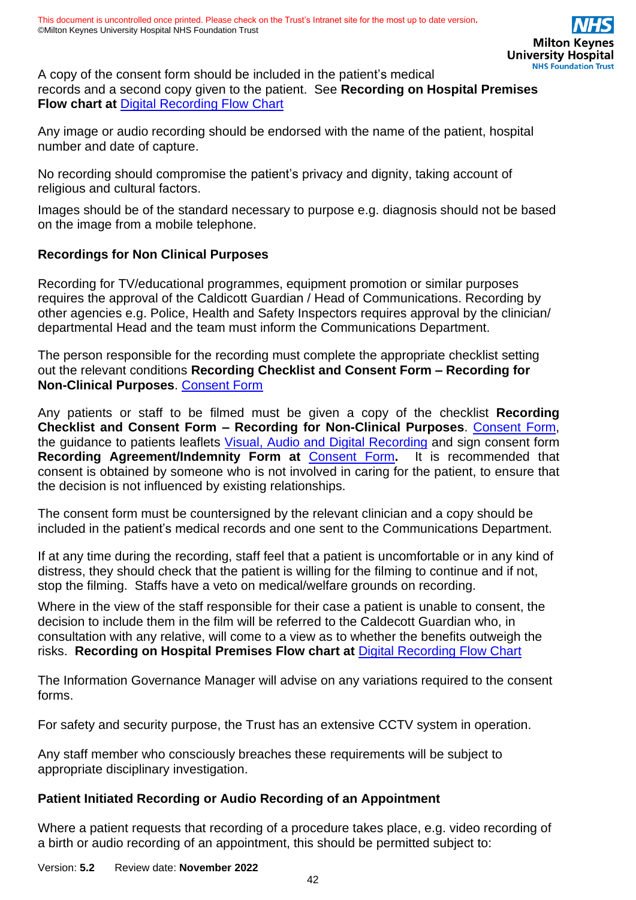A copy of the consent form should be included in the patient's medical records and a second copy given to the patient. See **Recording on Hospital Premises Flow chart at** Digital Recording Flow Chart

Any image or audio recording should be endorsed with the name of the patient, hospital number and date of capture.

No recording should compromise the patient's privacy and dignity, taking account of religious and cultural factors.

Images should be of the standard necessary to purpose e.g. diagnosis should not be based on the image from a mobile telephone.

**Recordings for Non Clinical Purposes**

Recording for TV/educational programmes, equipment promotion or similar purposes requires the approval of the Caldicott Guardian / Head of Communications. Recording by other agencies e.g. Police, Health and Safety Inspectors requires approval by the clinician/ departmental Head and the team must inform the Communications Department.

The person responsible for the recording must complete the appropriate checklist setting out the relevant conditions **Recording Checklist and Consent Form – Recording for Non-Clinical Purposes**. Consent Form

Any patients or staff to be filmed must be given a copy of the checklist **Recording Checklist and Consent Form – Recording for Non-Clinical Purposes**. Consent Form, the guidance to patients leaflets Visual, Audio and Digital Recording and sign consent form **Recording Agreement/Indemnity Form at** Consent Form**.** It is recommended that consent is obtained by someone who is not involved in caring for the patient, to ensure that the decision is not influenced by existing relationships.

The consent form must be countersigned by the relevant clinician and a copy should be included in the patient's medical records and one sent to the Communications Department.

If at any time during the recording, staff feel that a patient is uncomfortable or in any kind of distress, they should check that the patient is willing for the filming to continue and if not, stop the filming. Staffs have a veto on medical/welfare grounds on recording.

Where in the view of the staff responsible for their case a patient is unable to consent, the decision to include them in the film will be referred to the Caldecott Guardian who, in consultation with any relative, will come to a view as to whether the benefits outweigh the risks. **Recording on Hospital Premises Flow chart at** Digital Recording Flow Chart

The Information Governance Manager will advise on any variations required to the consent forms.

For safety and security purpose, the Trust has an extensive CCTV system in operation.

Any staff member who consciously breaches these requirements will be subject to appropriate disciplinary investigation.

**Patient Initiated Recording or Audio Recording of an Appointment**

Where a patient requests that recording of a procedure takes place, e.g. video recording of a birth or audio recording of an appointment, this should be permitted subject to: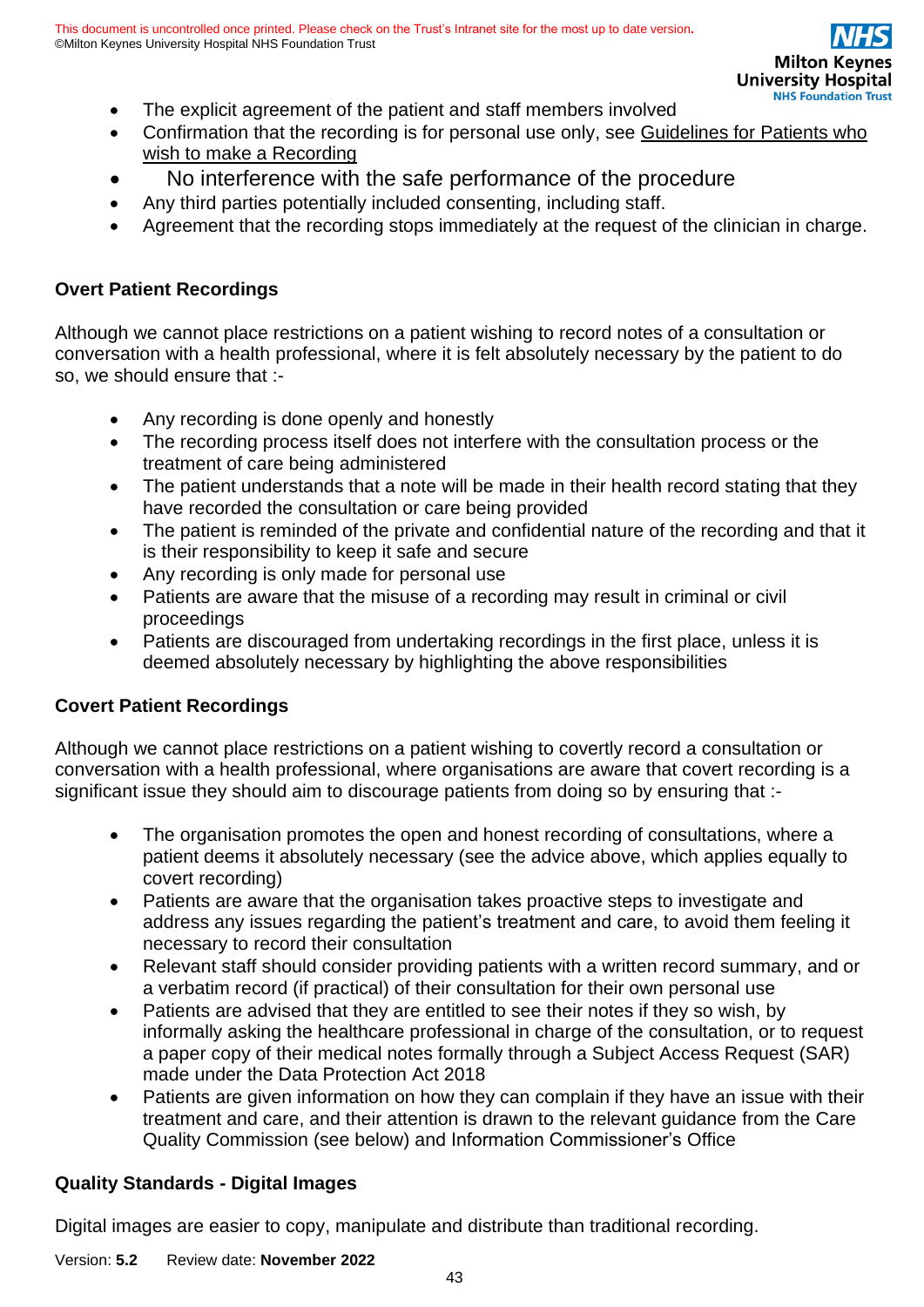- The explicit agreement of the patient and staff members involved
- Confirmation that the recording is for personal use only, see Guidelines for Patients who wish to make a Recording
- No interference with the safe performance of the procedure
- Any third parties potentially included consenting, including staff.
- Agreement that the recording stops immediately at the request of the clinician in charge.

**Overt Patient Recordings**

Although we cannot place restrictions on a patient wishing to record notes of a consultation or conversation with a health professional, where it is felt absolutely necessary by the patient to do so, we should ensure that :-

- Any recording is done openly and honestly
- The recording process itself does not interfere with the consultation process or the treatment of care being administered
- The patient understands that a note will be made in their health record stating that they have recorded the consultation or care being provided
- The patient is reminded of the private and confidential nature of the recording and that it is their responsibility to keep it safe and secure
- Any recording is only made for personal use
- Patients are aware that the misuse of a recording may result in criminal or civil proceedings
- Patients are discouraged from undertaking recordings in the first place, unless it is deemed absolutely necessary by highlighting the above responsibilities

**Covert Patient Recordings**

Although we cannot place restrictions on a patient wishing to covertly record a consultation or conversation with a health professional, where organisations are aware that covert recording is a significant issue they should aim to discourage patients from doing so by ensuring that :-

- The organisation promotes the open and honest recording of consultations, where a patient deems it absolutely necessary (see the advice above, which applies equally to covert recording)
- Patients are aware that the organisation takes proactive steps to investigate and address any issues regarding the patient's treatment and care, to avoid them feeling it necessary to record their consultation
- Relevant staff should consider providing patients with a written record summary, and or a verbatim record (if practical) of their consultation for their own personal use
- Patients are advised that they are entitled to see their notes if they so wish, by informally asking the healthcare professional in charge of the consultation, or to request a paper copy of their medical notes formally through a Subject Access Request (SAR) made under the Data Protection Act 2018
- Patients are given information on how they can complain if they have an issue with their treatment and care, and their attention is drawn to the relevant guidance from the Care Quality Commission (see below) and Information Commissioner's Office

**Quality Standards - Digital Images**

Digital images are easier to copy, manipulate and distribute than traditional recording.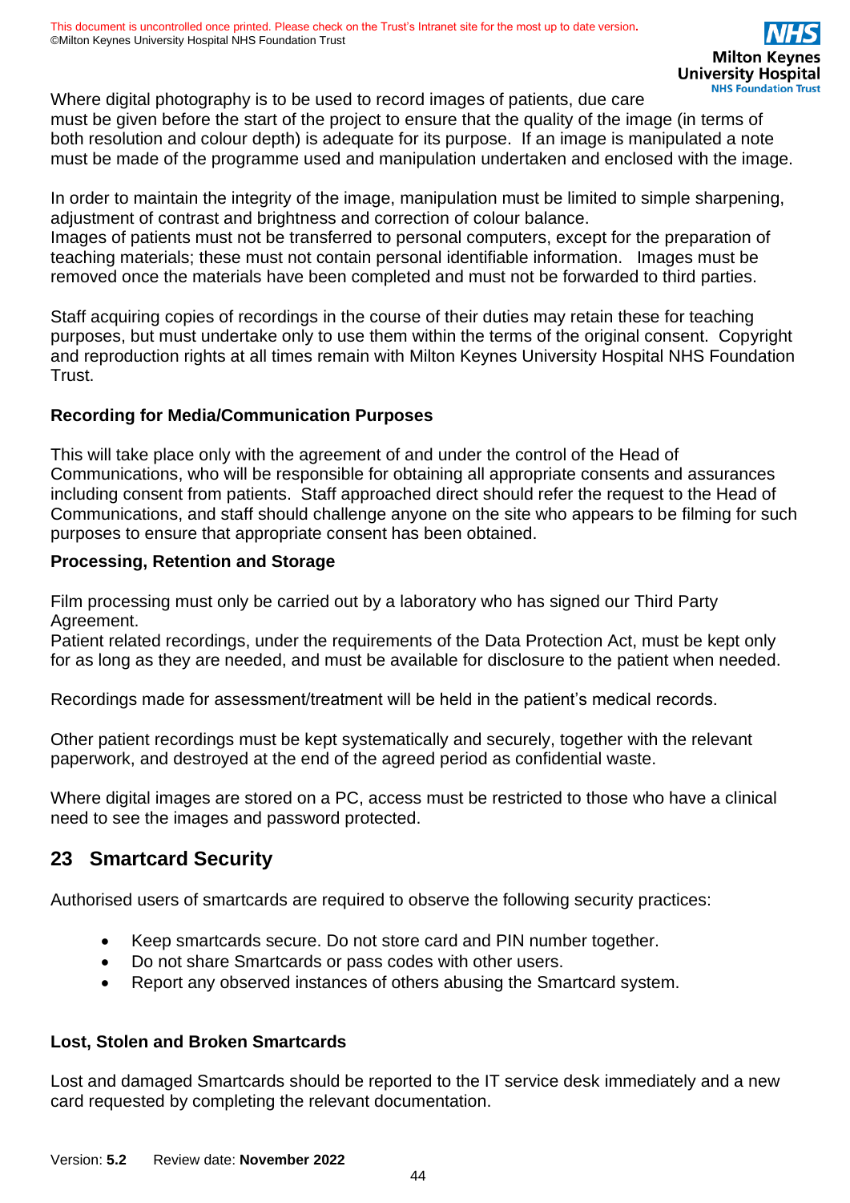Where digital photography is to be used to record images of patients, due care must be given before the start of the project to ensure that the quality of the image (in terms of both resolution and colour depth) is adequate for its purpose. If an image is manipulated a note must be made of the programme used and manipulation undertaken and enclosed with the image.

In order to maintain the integrity of the image, manipulation must be limited to simple sharpening, adjustment of contrast and brightness and correction of colour balance.
Images of patients must not be transferred to personal computers, except for the preparation of teaching materials; these must not contain personal identifiable information. Images must be removed once the materials have been completed and must not be forwarded to third parties.

Staff acquiring copies of recordings in the course of their duties may retain these for teaching purposes, but must undertake only to use them within the terms of the original consent. Copyright and reproduction rights at all times remain with Milton Keynes University Hospital NHS Foundation Trust.

**Recording for Media/Communication Purposes**

This will take place only with the agreement of and under the control of the Head of Communications, who will be responsible for obtaining all appropriate consents and assurances including consent from patients. Staff approached direct should refer the request to the Head of Communications, and staff should challenge anyone on the site who appears to be filming for such purposes to ensure that appropriate consent has been obtained.

**Processing, Retention and Storage**

Film processing must only be carried out by a laboratory who has signed our Third Party Agreement.
Patient related recordings, under the requirements of the Data Protection Act, must be kept only for as long as they are needed, and must be available for disclosure to the patient when needed.

Recordings made for assessment/treatment will be held in the patient's medical records.

Other patient recordings must be kept systematically and securely, together with the relevant paperwork, and destroyed at the end of the agreed period as confidential waste.

Where digital images are stored on a PC, access must be restricted to those who have a clinical need to see the images and password protected.

## 23 Smartcard Security

Authorised users of smartcards are required to observe the following security practices:

- Keep smartcards secure. Do not store card and PIN number together.
- Do not share Smartcards or pass codes with other users.
- Report any observed instances of others abusing the Smartcard system.

**Lost, Stolen and Broken Smartcards**

Lost and damaged Smartcards should be reported to the IT service desk immediately and a new card requested by completing the relevant documentation.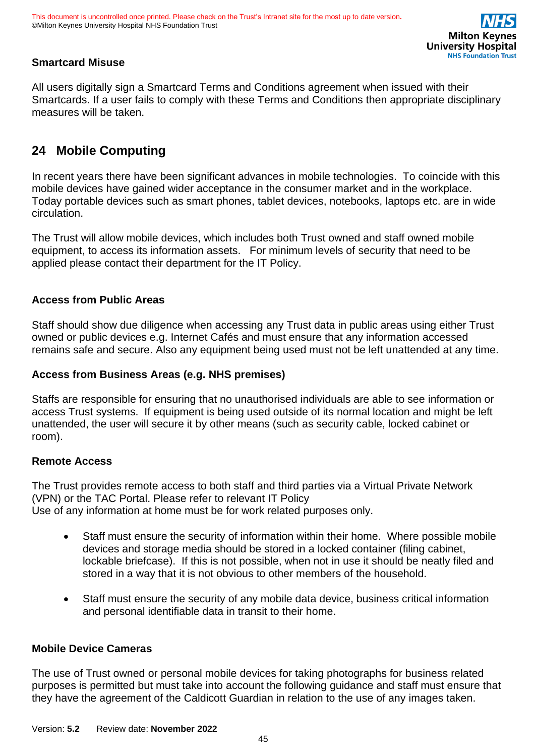### Smartcard Misuse

All users digitally sign a Smartcard Terms and Conditions agreement when issued with their Smartcards. If a user fails to comply with these Terms and Conditions then appropriate disciplinary measures will be taken.

## 24 Mobile Computing

In recent years there have been significant advances in mobile technologies. To coincide with this mobile devices have gained wider acceptance in the consumer market and in the workplace. Today portable devices such as smart phones, tablet devices, notebooks, laptops etc. are in wide circulation.

The Trust will allow mobile devices, which includes both Trust owned and staff owned mobile equipment, to access its information assets. For minimum levels of security that need to be applied please contact their department for the IT Policy.

### Access from Public Areas

Staff should show due diligence when accessing any Trust data in public areas using either Trust owned or public devices e.g. Internet Cafés and must ensure that any information accessed remains safe and secure. Also any equipment being used must not be left unattended at any time.

### Access from Business Areas (e.g. NHS premises)

Staffs are responsible for ensuring that no unauthorised individuals are able to see information or access Trust systems. If equipment is being used outside of its normal location and might be left unattended, the user will secure it by other means (such as security cable, locked cabinet or room).

### Remote Access

The Trust provides remote access to both staff and third parties via a Virtual Private Network (VPN) or the TAC Portal. Please refer to relevant IT Policy
Use of any information at home must be for work related purposes only.

- Staff must ensure the security of information within their home. Where possible mobile devices and storage media should be stored in a locked container (filing cabinet, lockable briefcase). If this is not possible, when not in use it should be neatly filed and stored in a way that it is not obvious to other members of the household.
- Staff must ensure the security of any mobile data device, business critical information and personal identifiable data in transit to their home.

### Mobile Device Cameras

The use of Trust owned or personal mobile devices for taking photographs for business related purposes is permitted but must take into account the following guidance and staff must ensure that they have the agreement of the Caldicott Guardian in relation to the use of any images taken.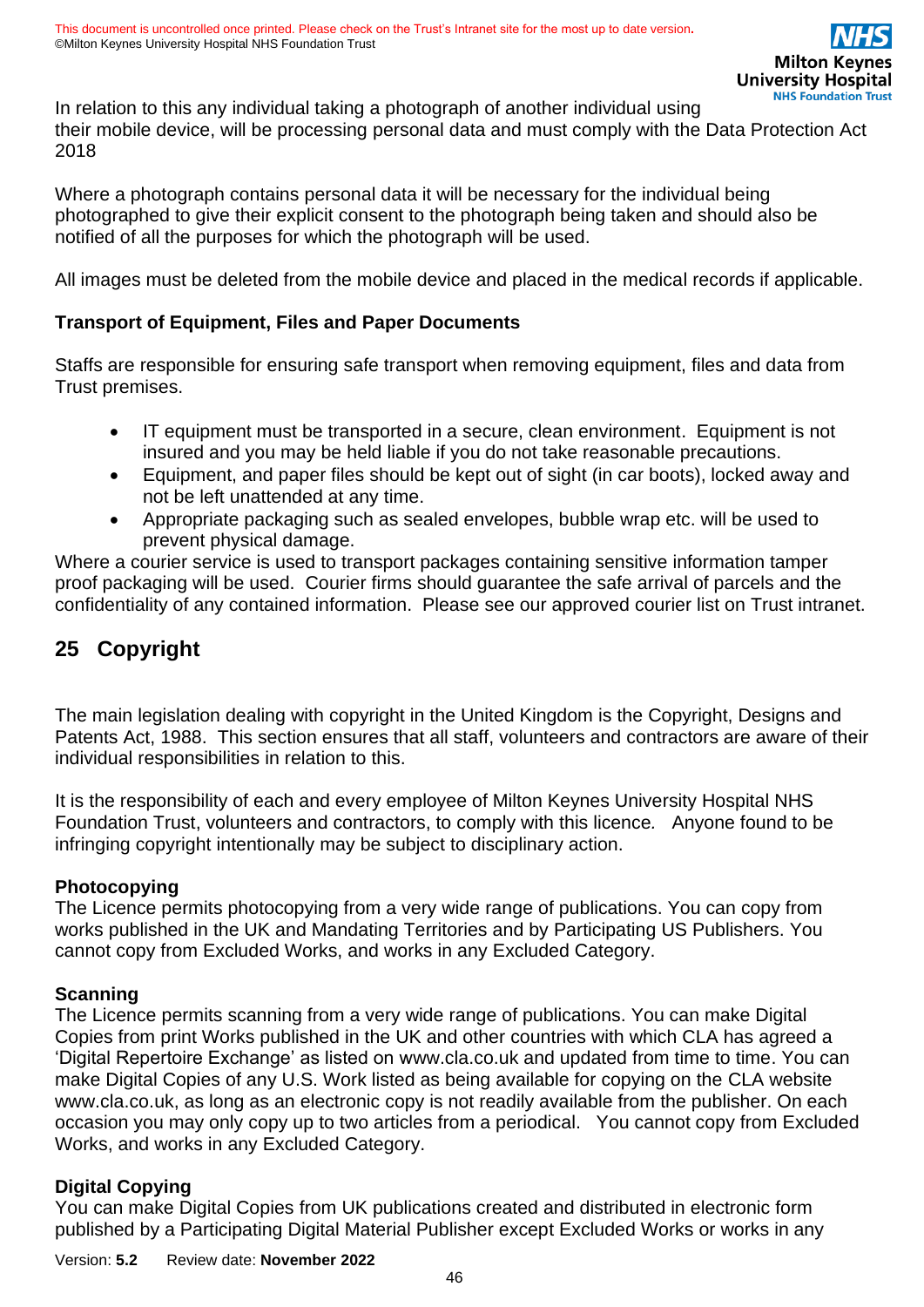In relation to this any individual taking a photograph of another individual using their mobile device, will be processing personal data and must comply with the Data Protection Act 2018

Where a photograph contains personal data it will be necessary for the individual being photographed to give their explicit consent to the photograph being taken and should also be notified of all the purposes for which the photograph will be used.

All images must be deleted from the mobile device and placed in the medical records if applicable.

**Transport of Equipment, Files and Paper Documents**

Staffs are responsible for ensuring safe transport when removing equipment, files and data from Trust premises.

- IT equipment must be transported in a secure, clean environment. Equipment is not insured and you may be held liable if you do not take reasonable precautions.
- Equipment, and paper files should be kept out of sight (in car boots), locked away and not be left unattended at any time.
- Appropriate packaging such as sealed envelopes, bubble wrap etc. will be used to prevent physical damage.

Where a courier service is used to transport packages containing sensitive information tamper proof packaging will be used. Courier firms should guarantee the safe arrival of parcels and the confidentiality of any contained information. Please see our approved courier list on Trust intranet.

## 25 Copyright

The main legislation dealing with copyright in the United Kingdom is the Copyright, Designs and Patents Act, 1988. This section ensures that all staff, volunteers and contractors are aware of their individual responsibilities in relation to this.

It is the responsibility of each and every employee of Milton Keynes University Hospital NHS Foundation Trust, volunteers and contractors, to comply with this licence. Anyone found to be infringing copyright intentionally may be subject to disciplinary action.

**Photocopying**

The Licence permits photocopying from a very wide range of publications. You can copy from works published in the UK and Mandating Territories and by Participating US Publishers. You cannot copy from Excluded Works, and works in any Excluded Category.

**Scanning**

The Licence permits scanning from a very wide range of publications. You can make Digital Copies from print Works published in the UK and other countries with which CLA has agreed a 'Digital Repertoire Exchange' as listed on www.cla.co.uk and updated from time to time. You can make Digital Copies of any U.S. Work listed as being available for copying on the CLA website www.cla.co.uk, as long as an electronic copy is not readily available from the publisher. On each occasion you may only copy up to two articles from a periodical. You cannot copy from Excluded Works, and works in any Excluded Category.

**Digital Copying**

You can make Digital Copies from UK publications created and distributed in electronic form published by a Participating Digital Material Publisher except Excluded Works or works in any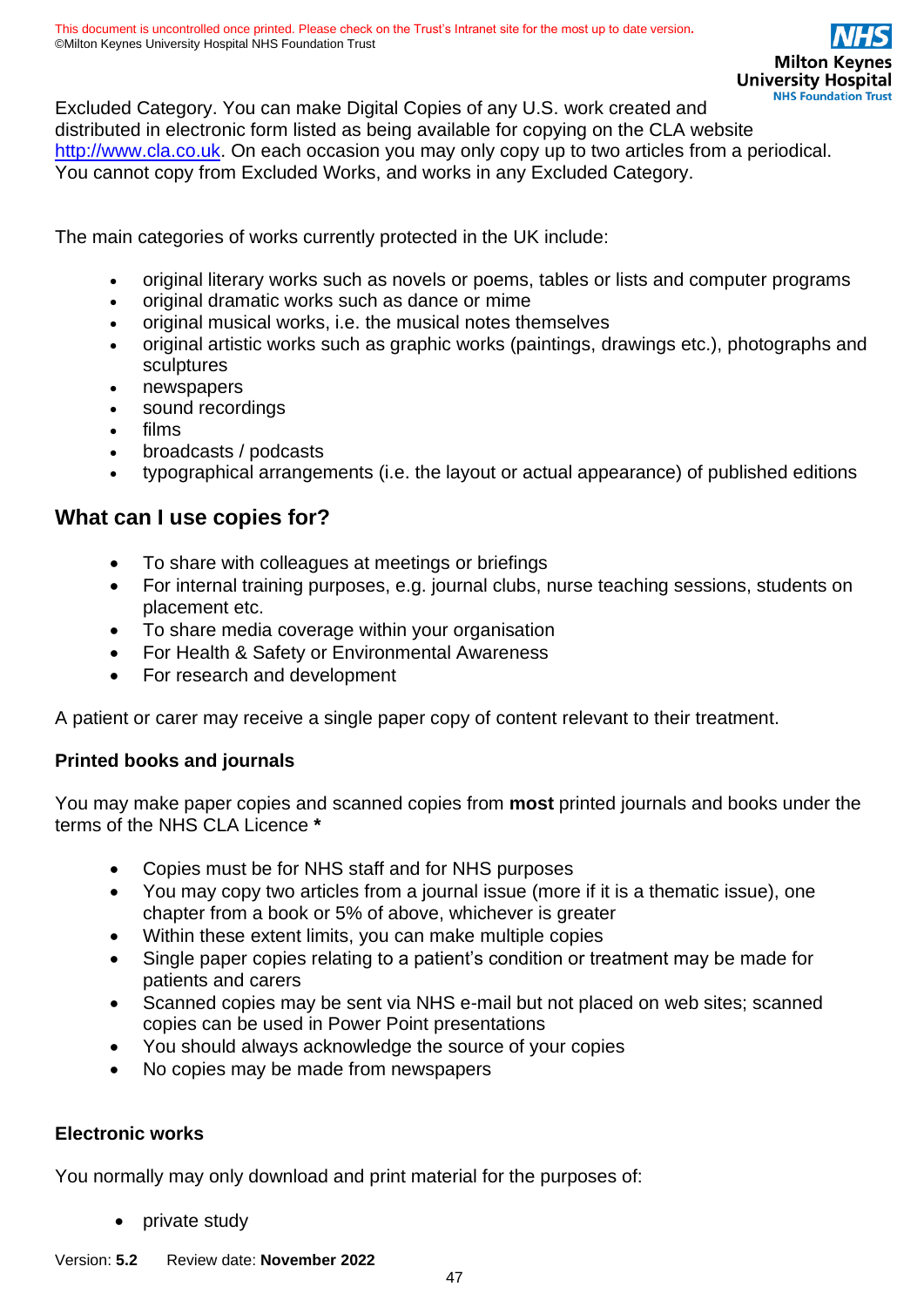Excluded Category. You can make Digital Copies of any U.S. work created and distributed in electronic form listed as being available for copying on the CLA website http://www.cla.co.uk. On each occasion you may only copy up to two articles from a periodical. You cannot copy from Excluded Works, and works in any Excluded Category.

The main categories of works currently protected in the UK include:

- original literary works such as novels or poems, tables or lists and computer programs
- original dramatic works such as dance or mime
- original musical works, i.e. the musical notes themselves
- original artistic works such as graphic works (paintings, drawings etc.), photographs and sculptures
- newspapers
- sound recordings
- films
- broadcasts / podcasts
- typographical arrangements (i.e. the layout or actual appearance) of published editions

## What can I use copies for?

- To share with colleagues at meetings or briefings
- For internal training purposes, e.g. journal clubs, nurse teaching sessions, students on placement etc.
- To share media coverage within your organisation
- For Health & Safety or Environmental Awareness
- For research and development

A patient or carer may receive a single paper copy of content relevant to their treatment.

**Printed books and journals**

You may make paper copies and scanned copies from **most** printed journals and books under the terms of the NHS CLA Licence *

- Copies must be for NHS staff and for NHS purposes
- You may copy two articles from a journal issue (more if it is a thematic issue), one chapter from a book or 5% of above, whichever is greater
- Within these extent limits, you can make multiple copies
- Single paper copies relating to a patient's condition or treatment may be made for patients and carers
- Scanned copies may be sent via NHS e-mail but not placed on web sites; scanned copies can be used in Power Point presentations
- You should always acknowledge the source of your copies
- No copies may be made from newspapers

**Electronic works**

You normally may only download and print material for the purposes of:

- private study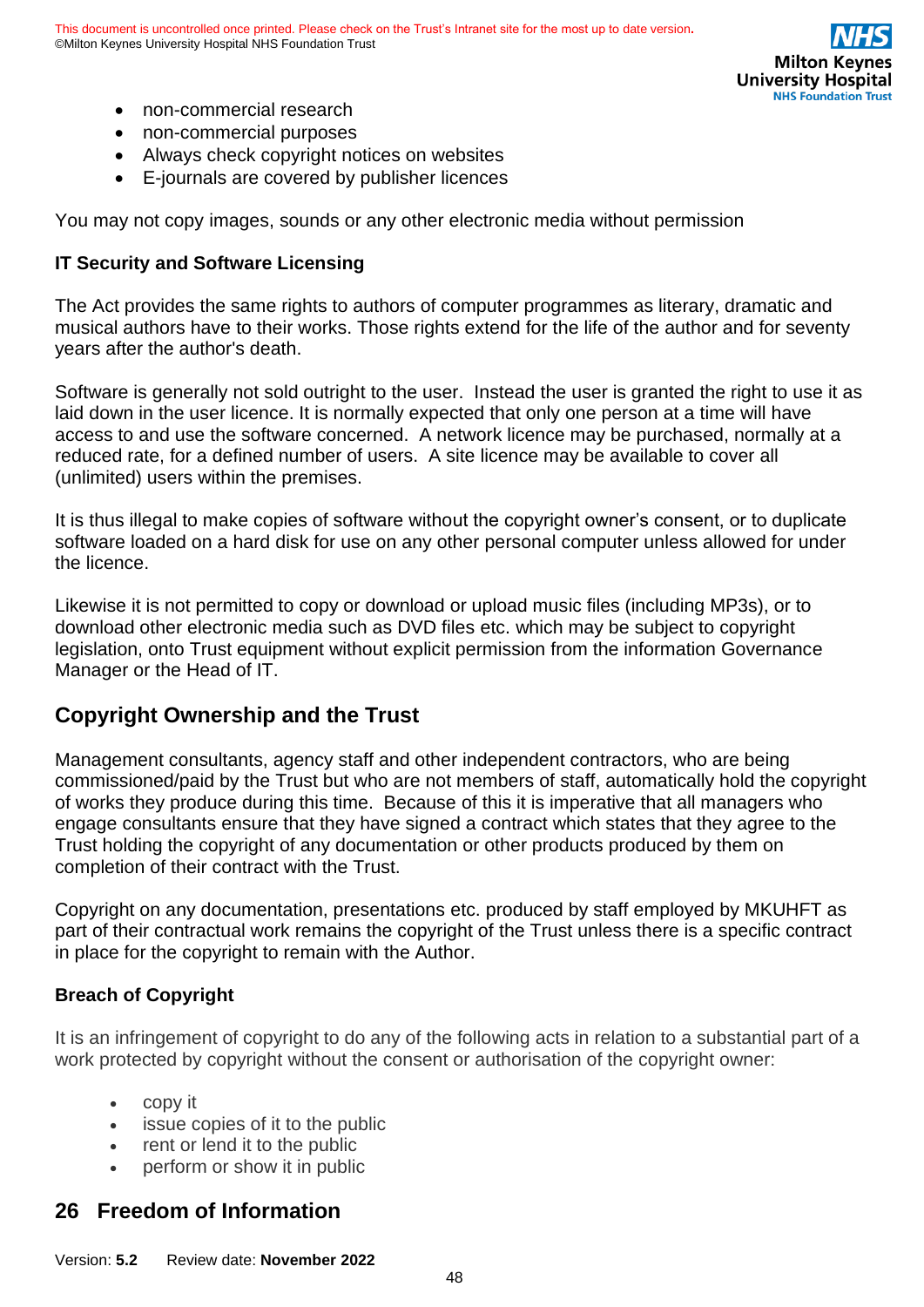- non-commercial research
- non-commercial purposes
- Always check copyright notices on websites
- E-journals are covered by publisher licences

You may not copy images, sounds or any other electronic media without permission

### IT Security and Software Licensing

The Act provides the same rights to authors of computer programmes as literary, dramatic and musical authors have to their works. Those rights extend for the life of the author and for seventy years after the author's death.

Software is generally not sold outright to the user. Instead the user is granted the right to use it as laid down in the user licence. It is normally expected that only one person at a time will have access to and use the software concerned. A network licence may be purchased, normally at a reduced rate, for a defined number of users. A site licence may be available to cover all (unlimited) users within the premises.

It is thus illegal to make copies of software without the copyright owner's consent, or to duplicate software loaded on a hard disk for use on any other personal computer unless allowed for under the licence.

Likewise it is not permitted to copy or download or upload music files (including MP3s), or to download other electronic media such as DVD files etc. which may be subject to copyright legislation, onto Trust equipment without explicit permission from the information Governance Manager or the Head of IT.

## Copyright Ownership and the Trust

Management consultants, agency staff and other independent contractors, who are being commissioned/paid by the Trust but who are not members of staff, automatically hold the copyright of works they produce during this time. Because of this it is imperative that all managers who engage consultants ensure that they have signed a contract which states that they agree to the Trust holding the copyright of any documentation or other products produced by them on completion of their contract with the Trust.

Copyright on any documentation, presentations etc. produced by staff employed by MKUHFT as part of their contractual work remains the copyright of the Trust unless there is a specific contract in place for the copyright to remain with the Author.

### Breach of Copyright

It is an infringement of copyright to do any of the following acts in relation to a substantial part of a work protected by copyright without the consent or authorisation of the copyright owner:

- copy it
- issue copies of it to the public
- rent or lend it to the public
- perform or show it in public

## 26 Freedom of Information

Version: **5.2** Review date: **November 2022**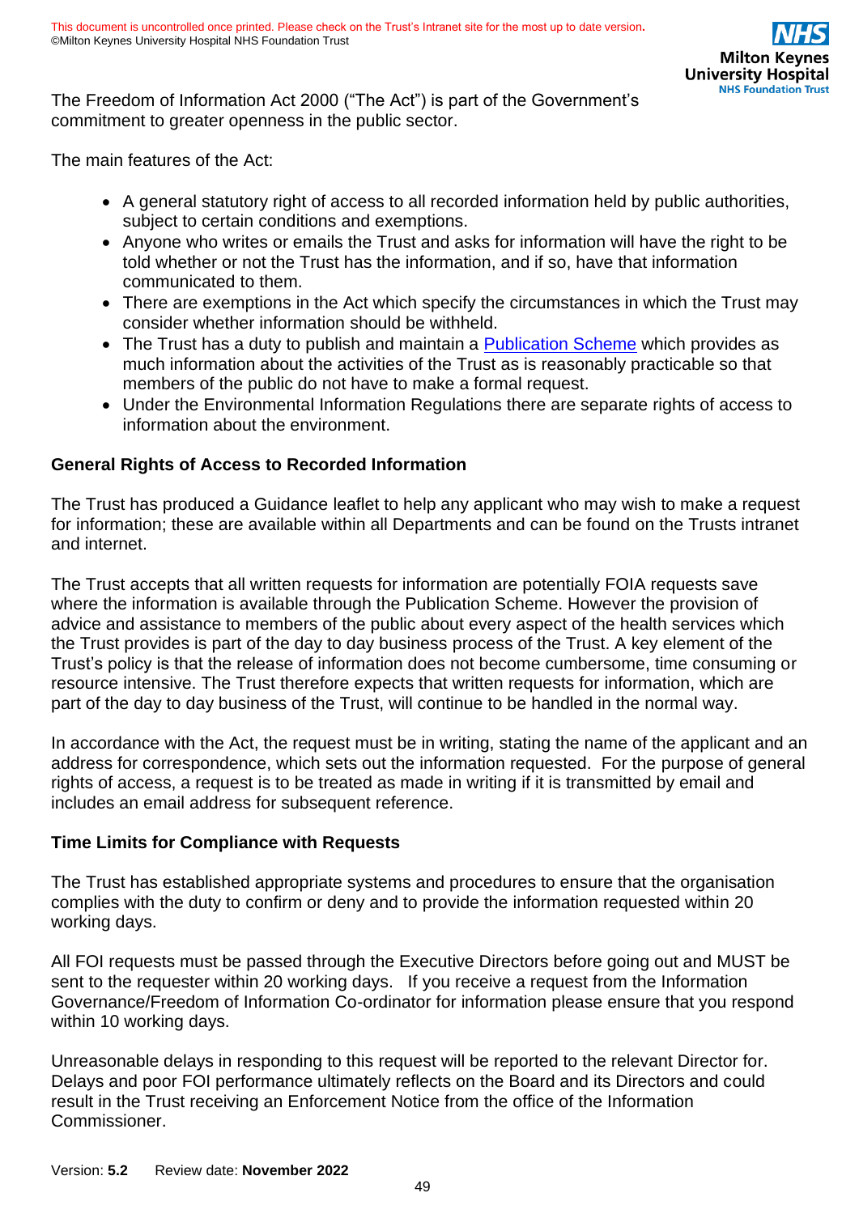The Freedom of Information Act 2000 ("The Act") is part of the Government's commitment to greater openness in the public sector.

The main features of the Act:

- A general statutory right of access to all recorded information held by public authorities, subject to certain conditions and exemptions.
- Anyone who writes or emails the Trust and asks for information will have the right to be told whether or not the Trust has the information, and if so, have that information communicated to them.
- There are exemptions in the Act which specify the circumstances in which the Trust may consider whether information should be withheld.
- The Trust has a duty to publish and maintain a Publication Scheme which provides as much information about the activities of the Trust as is reasonably practicable so that members of the public do not have to make a formal request.
- Under the Environmental Information Regulations there are separate rights of access to information about the environment.

**General Rights of Access to Recorded Information**

The Trust has produced a Guidance leaflet to help any applicant who may wish to make a request for information; these are available within all Departments and can be found on the Trusts intranet and internet.

The Trust accepts that all written requests for information are potentially FOIA requests save where the information is available through the Publication Scheme. However the provision of advice and assistance to members of the public about every aspect of the health services which the Trust provides is part of the day to day business process of the Trust. A key element of the Trust's policy is that the release of information does not become cumbersome, time consuming or resource intensive. The Trust therefore expects that written requests for information, which are part of the day to day business of the Trust, will continue to be handled in the normal way.

In accordance with the Act, the request must be in writing, stating the name of the applicant and an address for correspondence, which sets out the information requested. For the purpose of general rights of access, a request is to be treated as made in writing if it is transmitted by email and includes an email address for subsequent reference.

**Time Limits for Compliance with Requests**

The Trust has established appropriate systems and procedures to ensure that the organisation complies with the duty to confirm or deny and to provide the information requested within 20 working days.

All FOI requests must be passed through the Executive Directors before going out and MUST be sent to the requester within 20 working days. If you receive a request from the Information Governance/Freedom of Information Co-ordinator for information please ensure that you respond within 10 working days.

Unreasonable delays in responding to this request will be reported to the relevant Director for. Delays and poor FOI performance ultimately reflects on the Board and its Directors and could result in the Trust receiving an Enforcement Notice from the office of the Information Commissioner.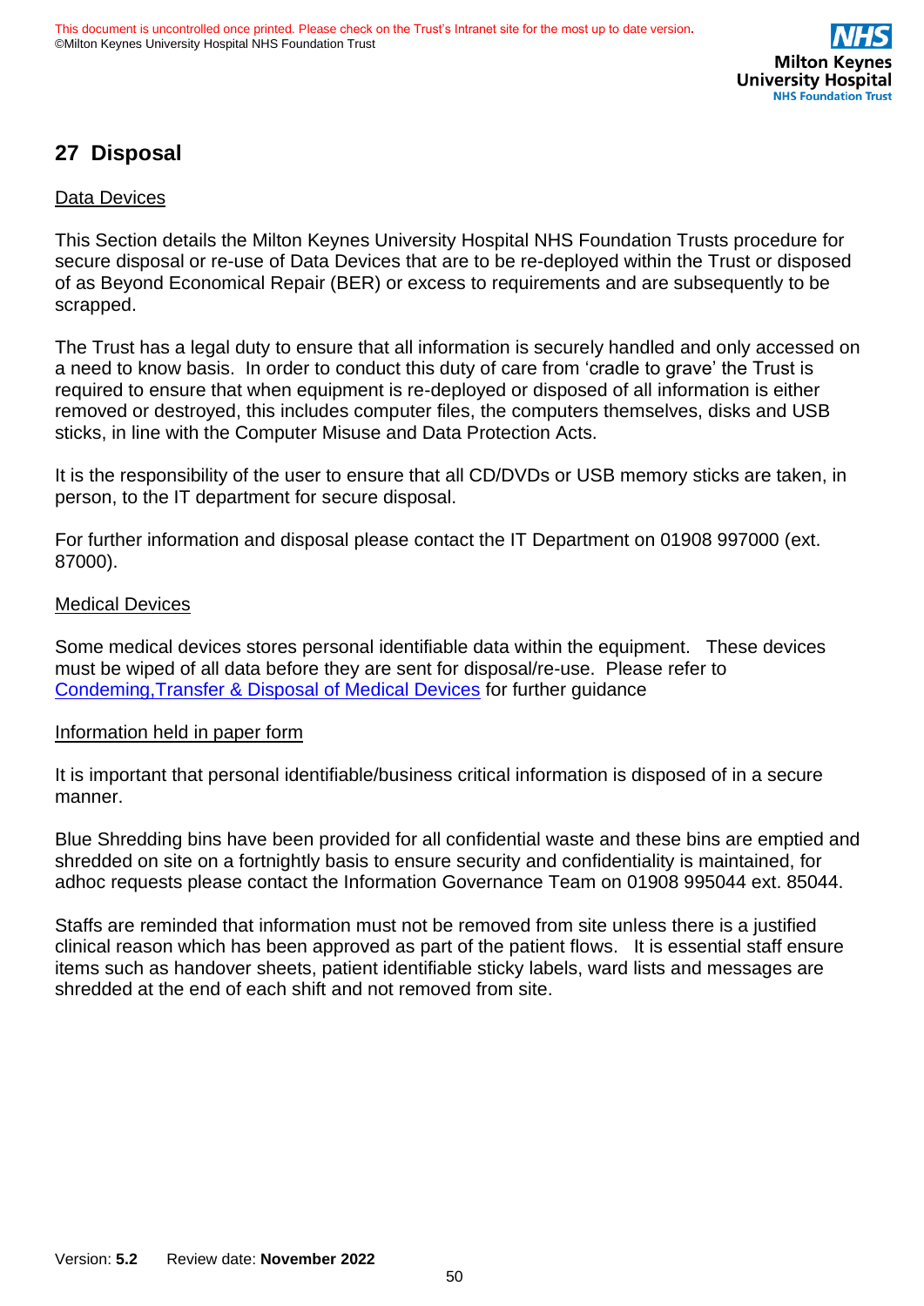## 27 Disposal

Data Devices

This Section details the Milton Keynes University Hospital NHS Foundation Trusts procedure for secure disposal or re-use of Data Devices that are to be re-deployed within the Trust or disposed of as Beyond Economical Repair (BER) or excess to requirements and are subsequently to be scrapped.

The Trust has a legal duty to ensure that all information is securely handled and only accessed on a need to know basis. In order to conduct this duty of care from 'cradle to grave' the Trust is required to ensure that when equipment is re-deployed or disposed of all information is either removed or destroyed, this includes computer files, the computers themselves, disks and USB sticks, in line with the Computer Misuse and Data Protection Acts.

It is the responsibility of the user to ensure that all CD/DVDs or USB memory sticks are taken, in person, to the IT department for secure disposal.

For further information and disposal please contact the IT Department on 01908 997000 (ext. 87000).

Medical Devices

Some medical devices stores personal identifiable data within the equipment. These devices must be wiped of all data before they are sent for disposal/re-use. Please refer to Condeming,Transfer & Disposal of Medical Devices for further guidance

Information held in paper form

It is important that personal identifiable/business critical information is disposed of in a secure manner.

Blue Shredding bins have been provided for all confidential waste and these bins are emptied and shredded on site on a fortnightly basis to ensure security and confidentiality is maintained, for adhoc requests please contact the Information Governance Team on 01908 995044 ext. 85044.

Staffs are reminded that information must not be removed from site unless there is a justified clinical reason which has been approved as part of the patient flows. It is essential staff ensure items such as handover sheets, patient identifiable sticky labels, ward lists and messages are shredded at the end of each shift and not removed from site.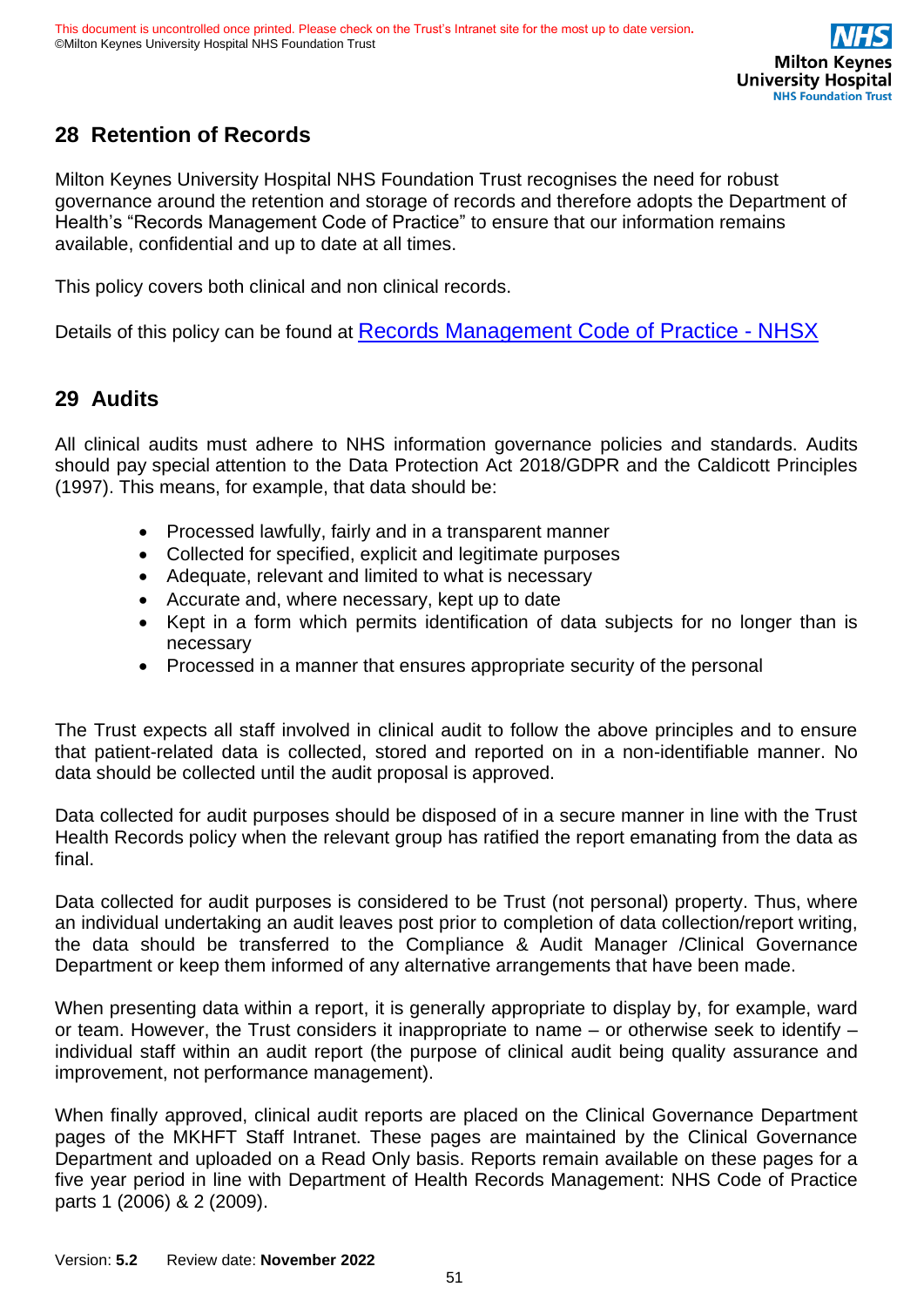## 28 Retention of Records

Milton Keynes University Hospital NHS Foundation Trust recognises the need for robust governance around the retention and storage of records and therefore adopts the Department of Health's "Records Management Code of Practice" to ensure that our information remains available, confidential and up to date at all times.

This policy covers both clinical and non clinical records.

Details of this policy can be found at Records Management Code of Practice - NHSX

## 29 Audits

All clinical audits must adhere to NHS information governance policies and standards. Audits should pay special attention to the Data Protection Act 2018/GDPR and the Caldicott Principles (1997). This means, for example, that data should be:

- Processed lawfully, fairly and in a transparent manner
- Collected for specified, explicit and legitimate purposes
- Adequate, relevant and limited to what is necessary
- Accurate and, where necessary, kept up to date
- Kept in a form which permits identification of data subjects for no longer than is necessary
- Processed in a manner that ensures appropriate security of the personal

The Trust expects all staff involved in clinical audit to follow the above principles and to ensure that patient-related data is collected, stored and reported on in a non-identifiable manner. No data should be collected until the audit proposal is approved.

Data collected for audit purposes should be disposed of in a secure manner in line with the Trust Health Records policy when the relevant group has ratified the report emanating from the data as final.

Data collected for audit purposes is considered to be Trust (not personal) property. Thus, where an individual undertaking an audit leaves post prior to completion of data collection/report writing, the data should be transferred to the Compliance & Audit Manager /Clinical Governance Department or keep them informed of any alternative arrangements that have been made.

When presenting data within a report, it is generally appropriate to display by, for example, ward or team. However, the Trust considers it inappropriate to name – or otherwise seek to identify – individual staff within an audit report (the purpose of clinical audit being quality assurance and improvement, not performance management).

When finally approved, clinical audit reports are placed on the Clinical Governance Department pages of the MKHFT Staff Intranet. These pages are maintained by the Clinical Governance Department and uploaded on a Read Only basis. Reports remain available on these pages for a five year period in line with Department of Health Records Management: NHS Code of Practice parts 1 (2006) & 2 (2009).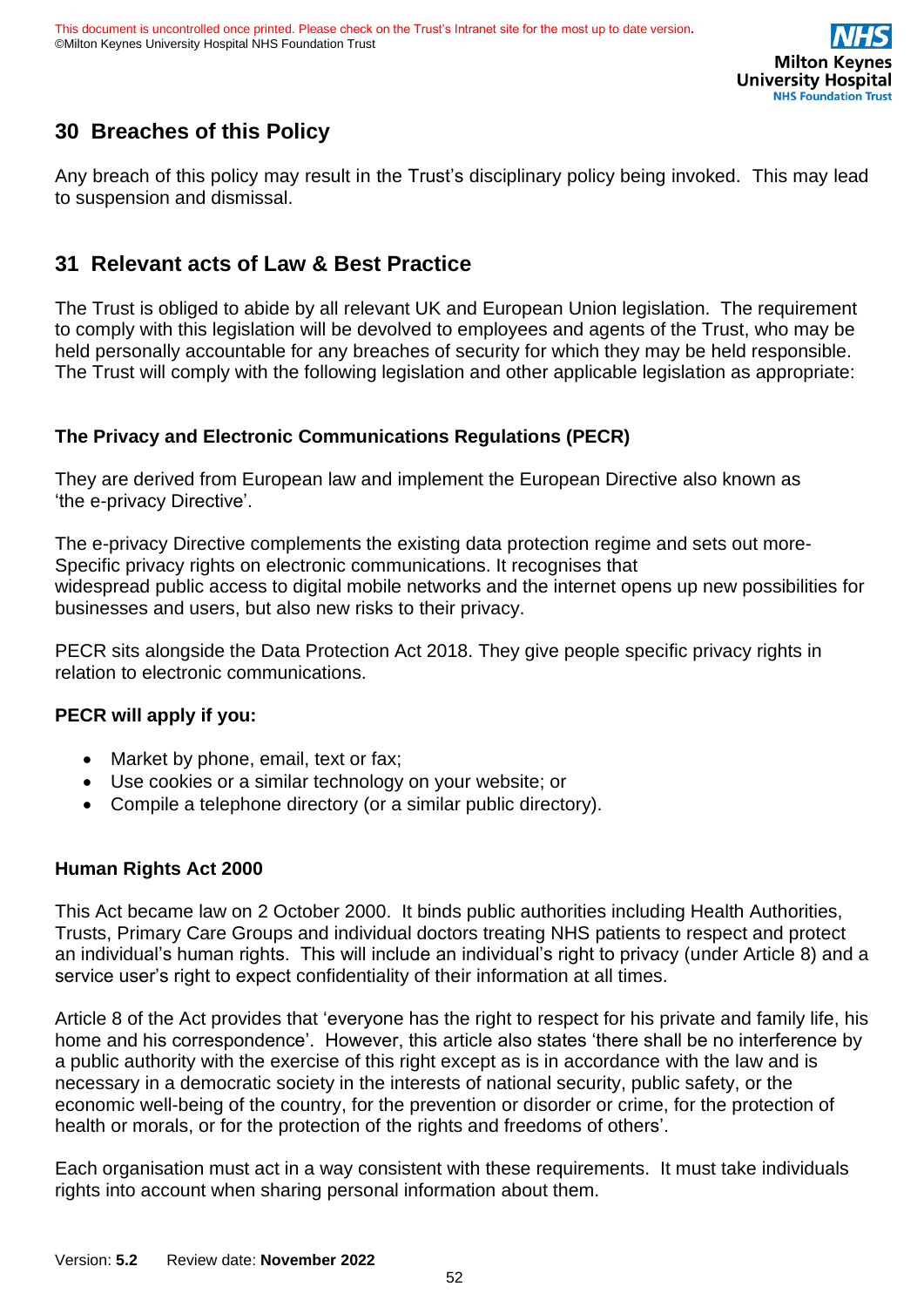## 30 Breaches of this Policy

Any breach of this policy may result in the Trust's disciplinary policy being invoked. This may lead to suspension and dismissal.

## 31 Relevant acts of Law & Best Practice

The Trust is obliged to abide by all relevant UK and European Union legislation. The requirement to comply with this legislation will be devolved to employees and agents of the Trust, who may be held personally accountable for any breaches of security for which they may be held responsible. The Trust will comply with the following legislation and other applicable legislation as appropriate:

**The Privacy and Electronic Communications Regulations (PECR)**

They are derived from European law and implement the European Directive also known as 'the e-privacy Directive'.

The e-privacy Directive complements the existing data protection regime and sets out more-Specific privacy rights on electronic communications. It recognises that widespread public access to digital mobile networks and the internet opens up new possibilities for businesses and users, but also new risks to their privacy.

PECR sits alongside the Data Protection Act 2018. They give people specific privacy rights in relation to electronic communications.

**PECR will apply if you:**

- Market by phone, email, text or fax;
- Use cookies or a similar technology on your website; or
- Compile a telephone directory (or a similar public directory).

**Human Rights Act 2000**

This Act became law on 2 October 2000. It binds public authorities including Health Authorities, Trusts, Primary Care Groups and individual doctors treating NHS patients to respect and protect an individual's human rights. This will include an individual's right to privacy (under Article 8) and a service user's right to expect confidentiality of their information at all times.

Article 8 of the Act provides that 'everyone has the right to respect for his private and family life, his home and his correspondence'. However, this article also states 'there shall be no interference by a public authority with the exercise of this right except as is in accordance with the law and is necessary in a democratic society in the interests of national security, public safety, or the economic well-being of the country, for the prevention or disorder or crime, for the protection of health or morals, or for the protection of the rights and freedoms of others'.

Each organisation must act in a way consistent with these requirements. It must take individuals rights into account when sharing personal information about them.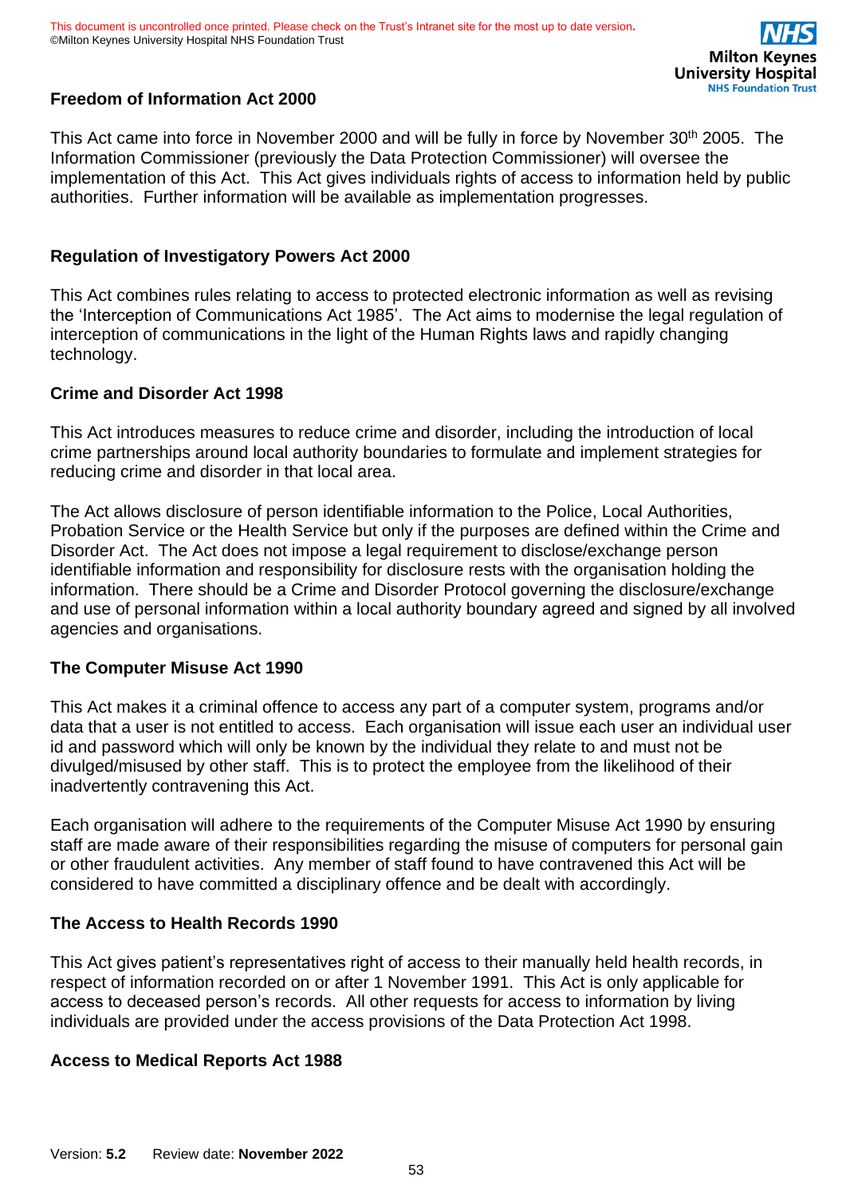### Freedom of Information Act 2000

This Act came into force in November 2000 and will be fully in force by November 30th 2005. The Information Commissioner (previously the Data Protection Commissioner) will oversee the implementation of this Act. This Act gives individuals rights of access to information held by public authorities. Further information will be available as implementation progresses.

### Regulation of Investigatory Powers Act 2000

This Act combines rules relating to access to protected electronic information as well as revising the 'Interception of Communications Act 1985'. The Act aims to modernise the legal regulation of interception of communications in the light of the Human Rights laws and rapidly changing technology.

### Crime and Disorder Act 1998

This Act introduces measures to reduce crime and disorder, including the introduction of local crime partnerships around local authority boundaries to formulate and implement strategies for reducing crime and disorder in that local area.

The Act allows disclosure of person identifiable information to the Police, Local Authorities, Probation Service or the Health Service but only if the purposes are defined within the Crime and Disorder Act. The Act does not impose a legal requirement to disclose/exchange person identifiable information and responsibility for disclosure rests with the organisation holding the information. There should be a Crime and Disorder Protocol governing the disclosure/exchange and use of personal information within a local authority boundary agreed and signed by all involved agencies and organisations.

### The Computer Misuse Act 1990

This Act makes it a criminal offence to access any part of a computer system, programs and/or data that a user is not entitled to access. Each organisation will issue each user an individual user id and password which will only be known by the individual they relate to and must not be divulged/misused by other staff. This is to protect the employee from the likelihood of their inadvertently contravening this Act.

Each organisation will adhere to the requirements of the Computer Misuse Act 1990 by ensuring staff are made aware of their responsibilities regarding the misuse of computers for personal gain or other fraudulent activities. Any member of staff found to have contravened this Act will be considered to have committed a disciplinary offence and be dealt with accordingly.

### The Access to Health Records 1990

This Act gives patient's representatives right of access to their manually held health records, in respect of information recorded on or after 1 November 1991. This Act is only applicable for access to deceased person's records. All other requests for access to information by living individuals are provided under the access provisions of the Data Protection Act 1998.

### Access to Medical Reports Act 1988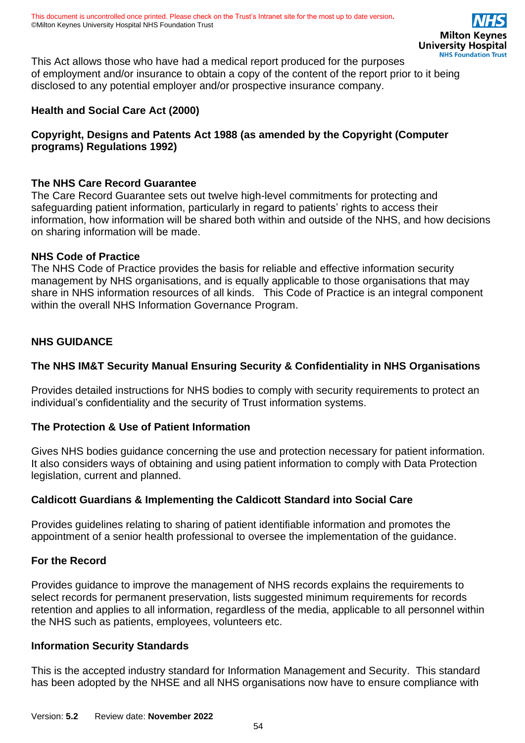This Act allows those who have had a medical report produced for the purposes of employment and/or insurance to obtain a copy of the content of the report prior to it being disclosed to any potential employer and/or prospective insurance company.

**Health and Social Care Act (2000)**

**Copyright, Designs and Patents Act 1988 (as amended by the Copyright (Computer programs) Regulations 1992)**

**The NHS Care Record Guarantee**
The Care Record Guarantee sets out twelve high-level commitments for protecting and safeguarding patient information, particularly in regard to patients' rights to access their information, how information will be shared both within and outside of the NHS, and how decisions on sharing information will be made.

**NHS Code of Practice**
The NHS Code of Practice provides the basis for reliable and effective information security management by NHS organisations, and is equally applicable to those organisations that may share in NHS information resources of all kinds. This Code of Practice is an integral component within the overall NHS Information Governance Program.

**NHS GUIDANCE**

**The NHS IM&T Security Manual Ensuring Security & Confidentiality in NHS Organisations**

Provides detailed instructions for NHS bodies to comply with security requirements to protect an individual's confidentiality and the security of Trust information systems.

**The Protection & Use of Patient Information**

Gives NHS bodies guidance concerning the use and protection necessary for patient information. It also considers ways of obtaining and using patient information to comply with Data Protection legislation, current and planned.

**Caldicott Guardians & Implementing the Caldicott Standard into Social Care**

Provides guidelines relating to sharing of patient identifiable information and promotes the appointment of a senior health professional to oversee the implementation of the guidance.

**For the Record**

Provides guidance to improve the management of NHS records explains the requirements to select records for permanent preservation, lists suggested minimum requirements for records retention and applies to all information, regardless of the media, applicable to all personnel within the NHS such as patients, employees, volunteers etc.

**Information Security Standards**

This is the accepted industry standard for Information Management and Security. This standard has been adopted by the NHSE and all NHS organisations now have to ensure compliance with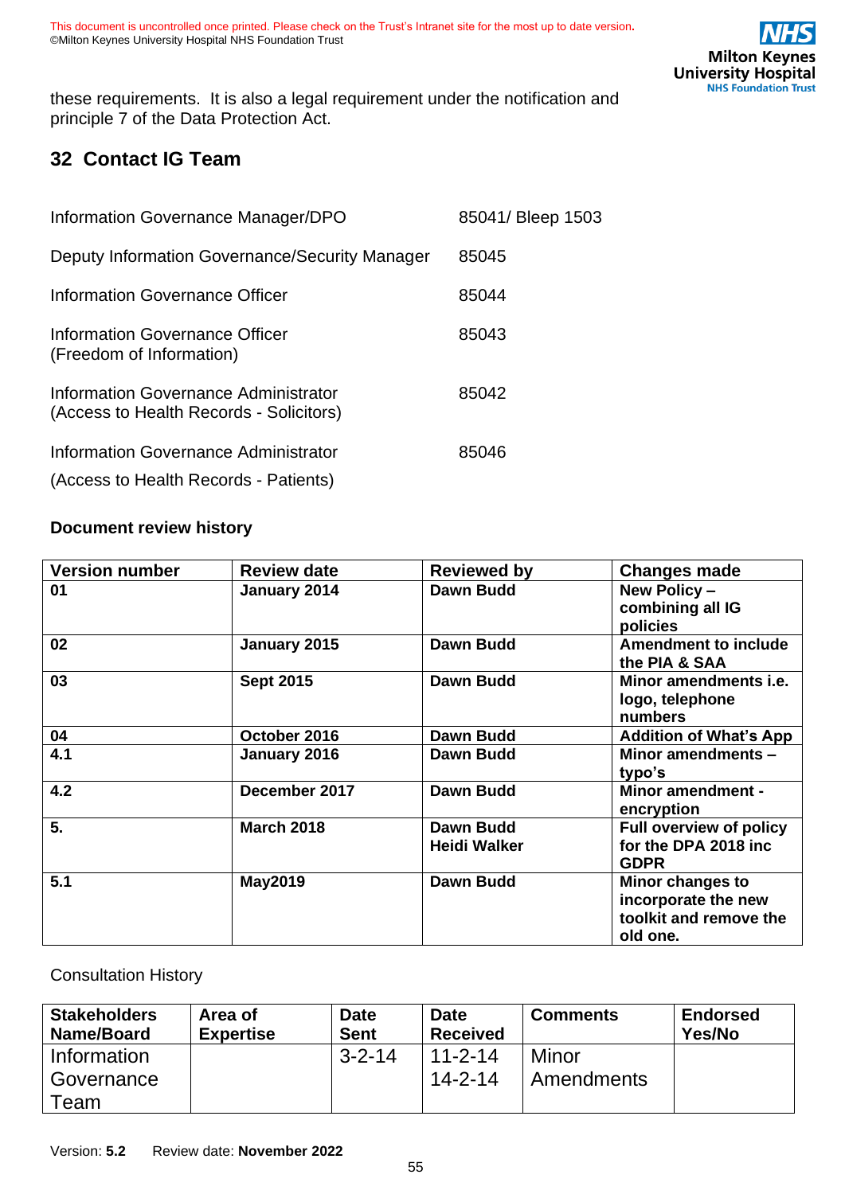these requirements. It is also a legal requirement under the notification and principle 7 of the Data Protection Act.

## 32 Contact IG Team

| | |
|---|---|
| Information Governance Manager/DPO | 85041/ Bleep 1503 |
| Deputy Information Governance/Security Manager | 85045 |
| Information Governance Officer | 85044 |
| Information Governance Officer (Freedom of Information) | 85043 |
| Information Governance Administrator (Access to Health Records - Solicitors) | 85042 |
| Information Governance Administrator (Access to Health Records - Patients) | 85046 |

**Document review history**

| Version number | Review date | Reviewed by | Changes made |
|---|---|---|---|
| **01** | **January 2014** | **Dawn Budd** | **New Policy – combining all IG policies** |
| **02** | **January 2015** | **Dawn Budd** | **Amendment to include the PIA & SAA** |
| **03** | **Sept 2015** | **Dawn Budd** | **Minor amendments i.e. logo, telephone numbers** |
| **04** | **October 2016** | **Dawn Budd** | **Addition of What's App** |
| **4.1** | **January 2016** | **Dawn Budd** | **Minor amendments – typo's** |
| **4.2** | **December 2017** | **Dawn Budd** | **Minor amendment - encryption** |
| **5.** | **March 2018** | **Dawn Budd Heidi Walker** | **Full overview of policy for the DPA 2018 inc GDPR** |
| **5.1** | **May2019** | **Dawn Budd** | **Minor changes to incorporate the new toolkit and remove the old one.** |

Consultation History

| Stakeholders Name/Board | Area of Expertise | Date Sent | Date Received | Comments | Endorsed Yes/No |
|---|---|---|---|---|---|
| Information Governance Team | | 3-2-14 | 11-2-14 14-2-14 | Minor Amendments | |

Version: **5.2** Review date: **November 2022**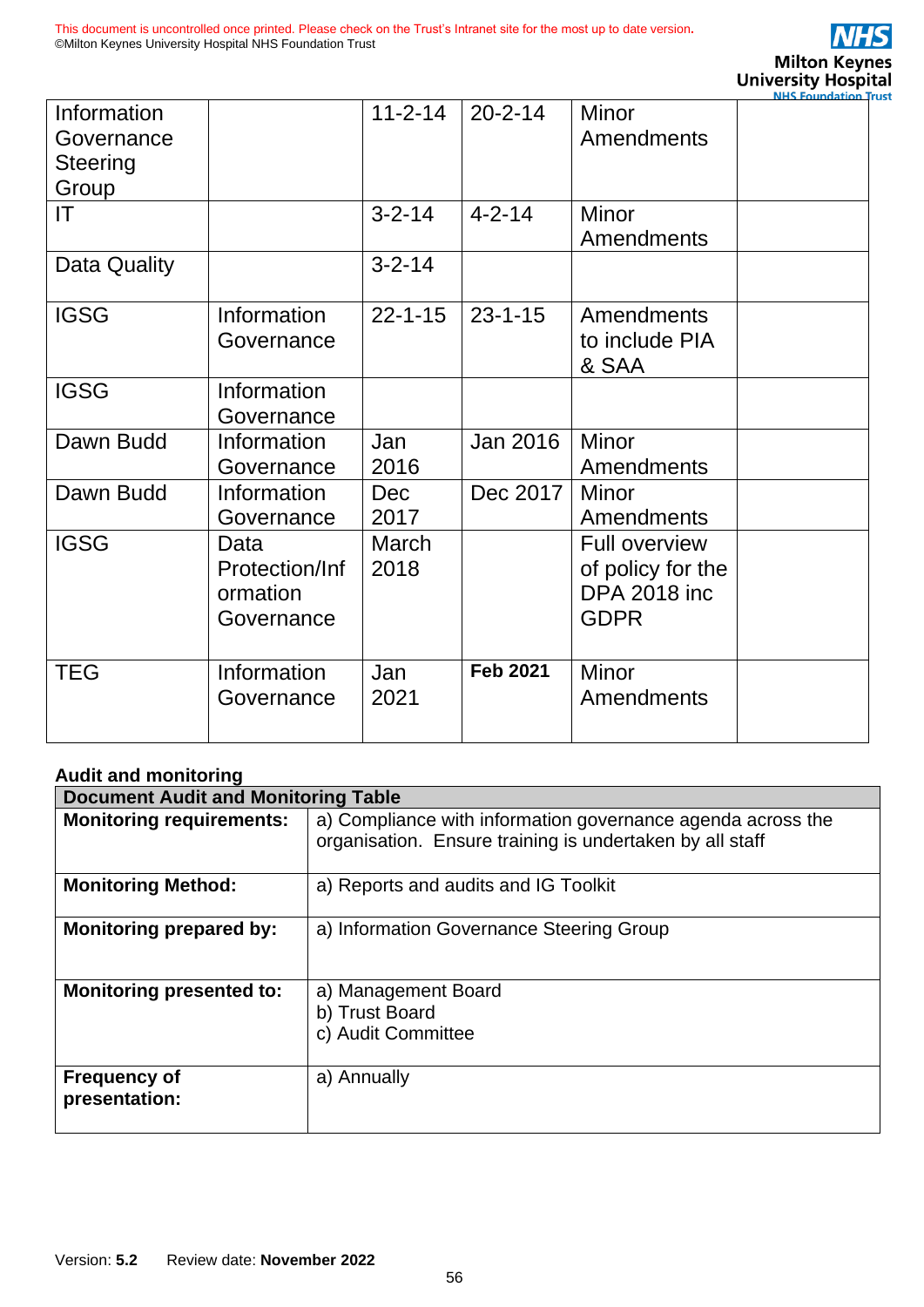| Information Governance Steering Group | | 11-2-14 | 20-2-14 | Minor Amendments | |
|---|---|---|---|---|---|
| IT | | 3-2-14 | 4-2-14 | Minor Amendments | |
| Data Quality | | 3-2-14 | | | |
| IGSG | Information Governance | 22-1-15 | 23-1-15 | Amendments to include PIA & SAA | |
| IGSG | Information Governance | | | | |
| Dawn Budd | Information Governance | Jan 2016 | Jan 2016 | Minor Amendments | |
| Dawn Budd | Information Governance | Dec 2017 | Dec 2017 | Minor Amendments | |
| IGSG | Data Protection/Information Governance | March 2018 | | Full overview of policy for the DPA 2018 inc GDPR | |
| TEG | Information Governance | Jan 2021 | **Feb 2021** | Minor Amendments | |

**Audit and monitoring**

| **Document Audit and Monitoring Table** | |
|---|---|
| **Monitoring requirements:** | a) Compliance with information governance agenda across the organisation. Ensure training is undertaken by all staff |
| **Monitoring Method:** | a) Reports and audits and IG Toolkit |
| **Monitoring prepared by:** | a) Information Governance Steering Group |
| **Monitoring presented to:** | a) Management Board<br>b) Trust Board<br>c) Audit Committee |
| **Frequency of presentation:** | a) Annually |

Version: **5.2** Review date: **November 2022**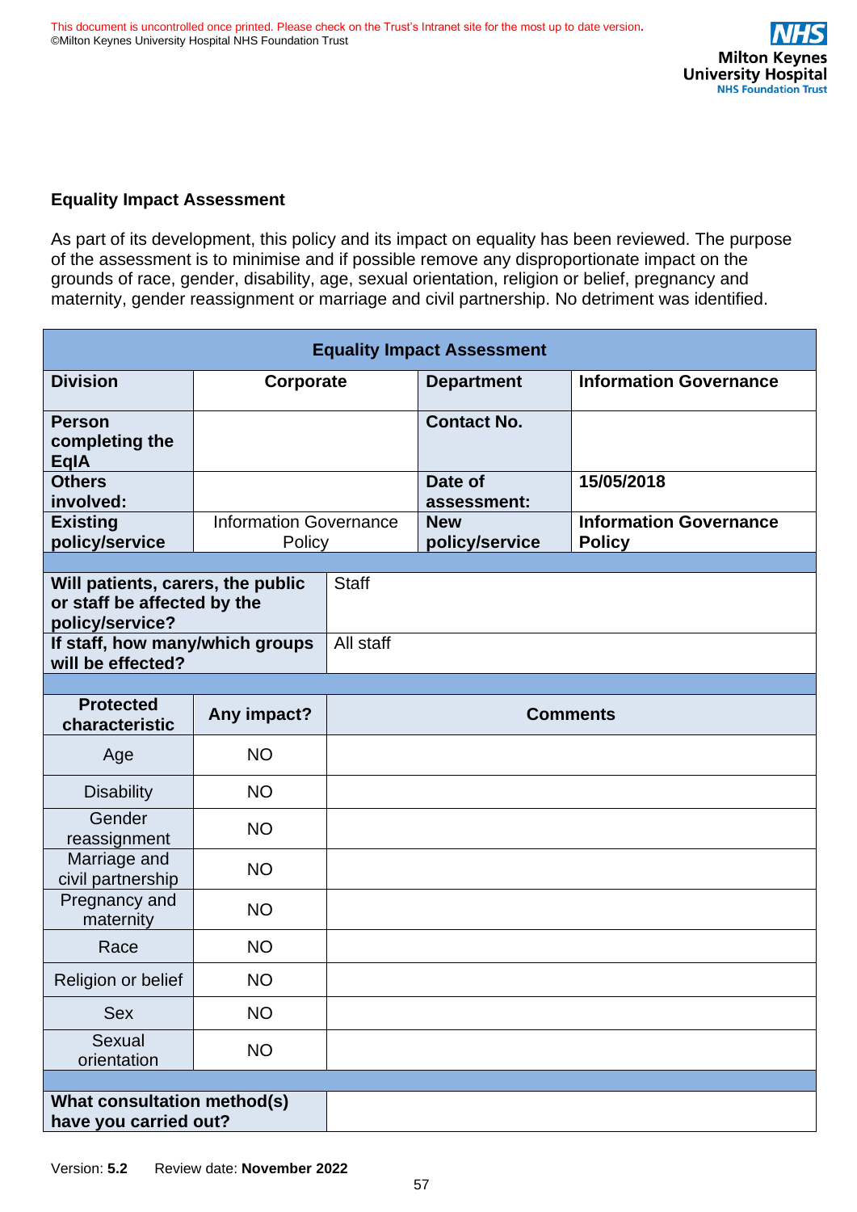## Equality Impact Assessment

As part of its development, this policy and its impact on equality has been reviewed. The purpose of the assessment is to minimise and if possible remove any disproportionate impact on the grounds of race, gender, disability, age, sexual orientation, religion or belief, pregnancy and maternity, gender reassignment or marriage and civil partnership. No detriment was identified.

| **Equality Impact Assessment** | | | |
|---|---|---|---|
| **Division** | **Corporate** | **Department** | **Information Governance** |
| **Person completing the EqIA** | | **Contact No.** | |
| **Others involved:** | | **Date of assessment:** | **15/05/2018** |
| **Existing policy/service** | Information Governance Policy | **New policy/service** | **Information Governance Policy** |
| | | | |
| **Will patients, carers, the public or staff be affected by the policy/service?** | Staff | | |
| **If staff, how many/which groups will be effected?** | All staff | | |
| | | | |
| **Protected characteristic** | **Any impact?** | **Comments** | |
| Age | NO | | |
| Disability | NO | | |
| Gender reassignment | NO | | |
| Marriage and civil partnership | NO | | |
| Pregnancy and maternity | NO | | |
| Race | NO | | |
| Religion or belief | NO | | |
| Sex | NO | | |
| Sexual orientation | NO | | |
| | | | |
| **What consultation method(s) have you carried out?** | | | |

Version: **5.2** Review date: **November 2022**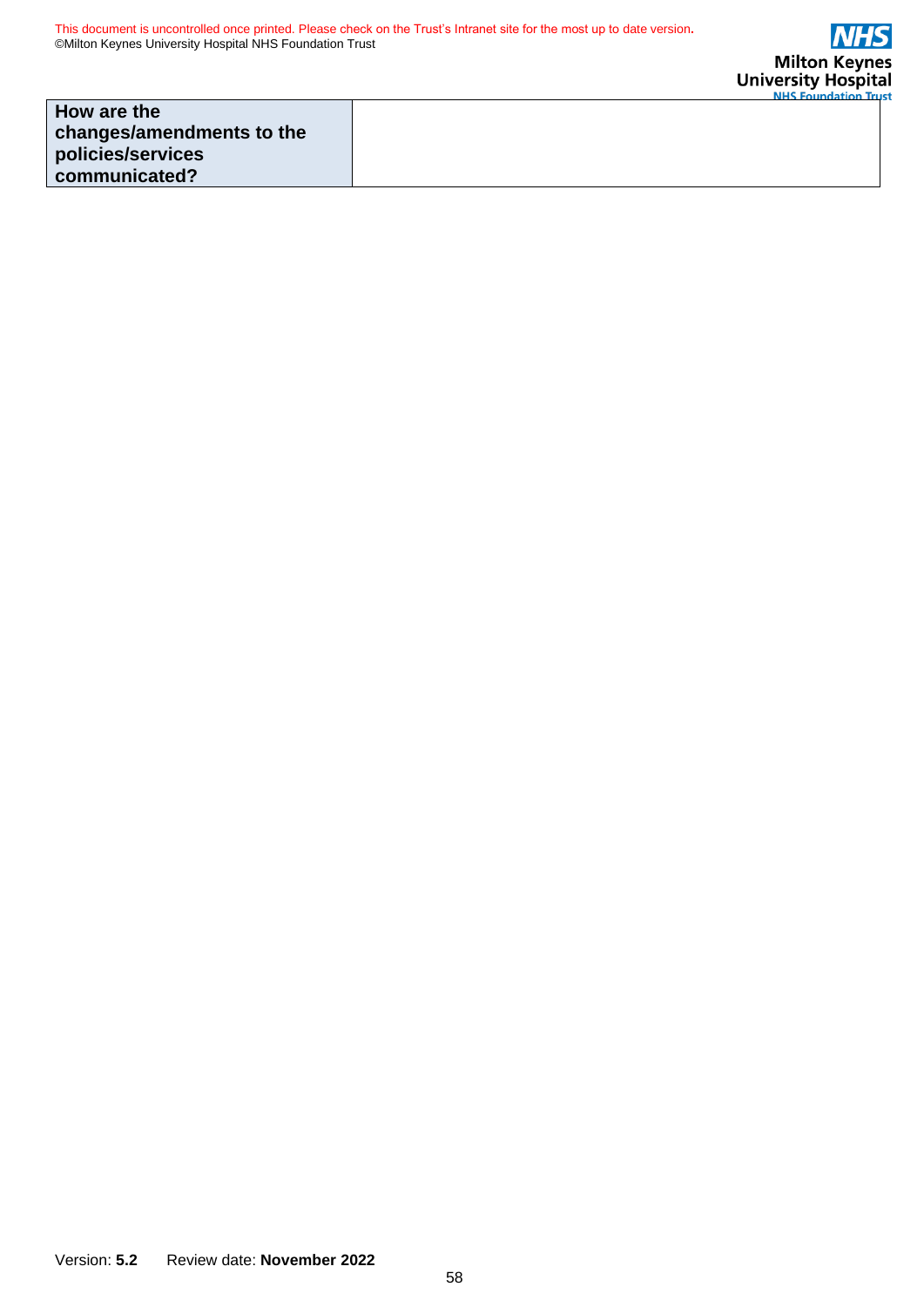| | |
|---|---|
| **How are the changes/amendments to the policies/services communicated?** | |